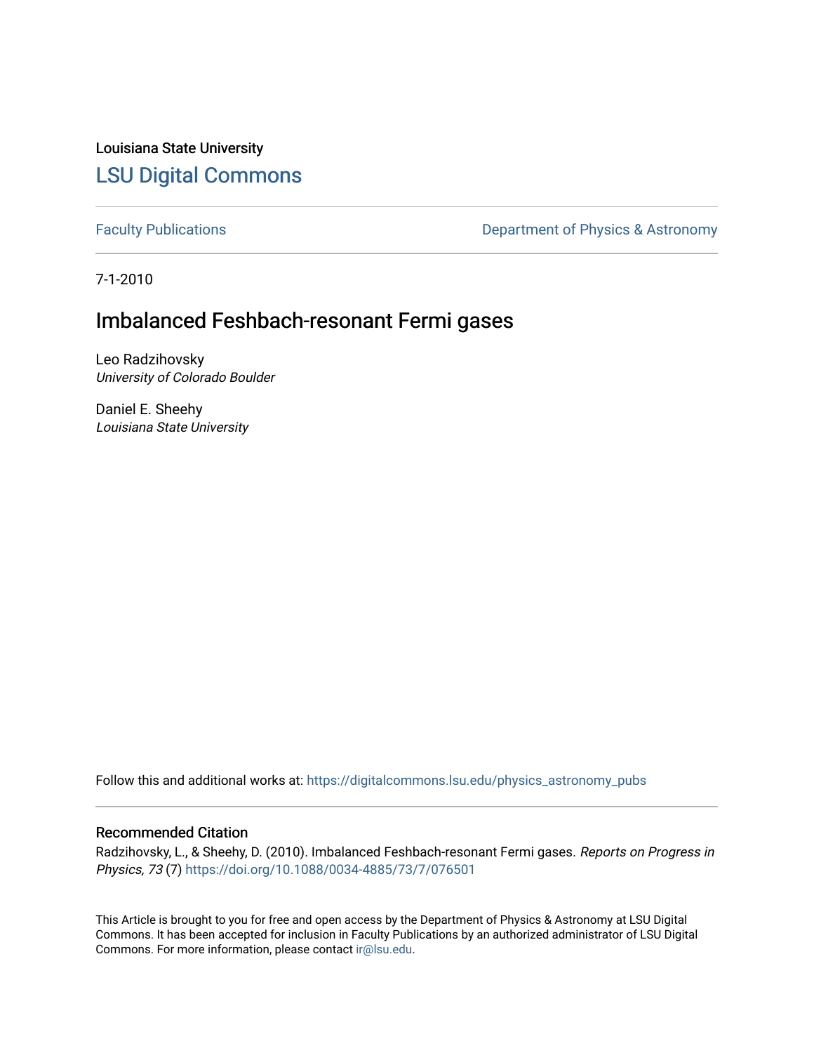Louisiana State University

# LSU Digital Commons

Faculty Publications

Department of Physics & Astronomy

7-1-2010

## Imbalanced Feshbach-resonant Fermi gases

Leo Radzihovsky
*University of Colorado Boulder*

Daniel E. Sheehy
*Louisiana State University*

Follow this and additional works at: https://digitalcommons.lsu.edu/physics_astronomy_pubs

### Recommended Citation

Radzihovsky, L., & Sheehy, D. (2010). Imbalanced Feshbach-resonant Fermi gases. *Reports on Progress in Physics, 73* (7) https://doi.org/10.1088/0034-4885/73/7/076501

This Article is brought to you for free and open access by the Department of Physics & Astronomy at LSU Digital Commons. It has been accepted for inclusion in Faculty Publications by an authorized administrator of LSU Digital Commons. For more information, please contact ir@lsu.edu.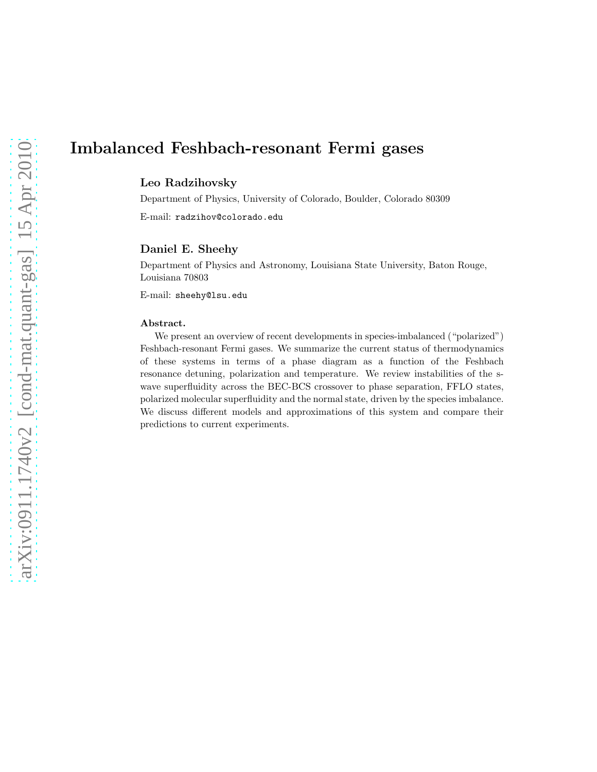# Imbalanced Feshbach-resonant Fermi gases

**Leo Radzihovsky**

Department of Physics, University of Colorado, Boulder, Colorado 80309

E-mail: radzihov@colorado.edu

**Daniel E. Sheehy**

Department of Physics and Astronomy, Louisiana State University, Baton Rouge, Louisiana 70803

E-mail: sheehy@lsu.edu

**Abstract.**

We present an overview of recent developments in species-imbalanced ("polarized") Feshbach-resonant Fermi gases. We summarize the current status of thermodynamics of these systems in terms of a phase diagram as a function of the Feshbach resonance detuning, polarization and temperature. We review instabilities of the s-wave superfluidity across the BEC-BCS crossover to phase separation, FFLO states, polarized molecular superfluidity and the normal state, driven by the species imbalance. We discuss different models and approximations of this system and compare their predictions to current experiments.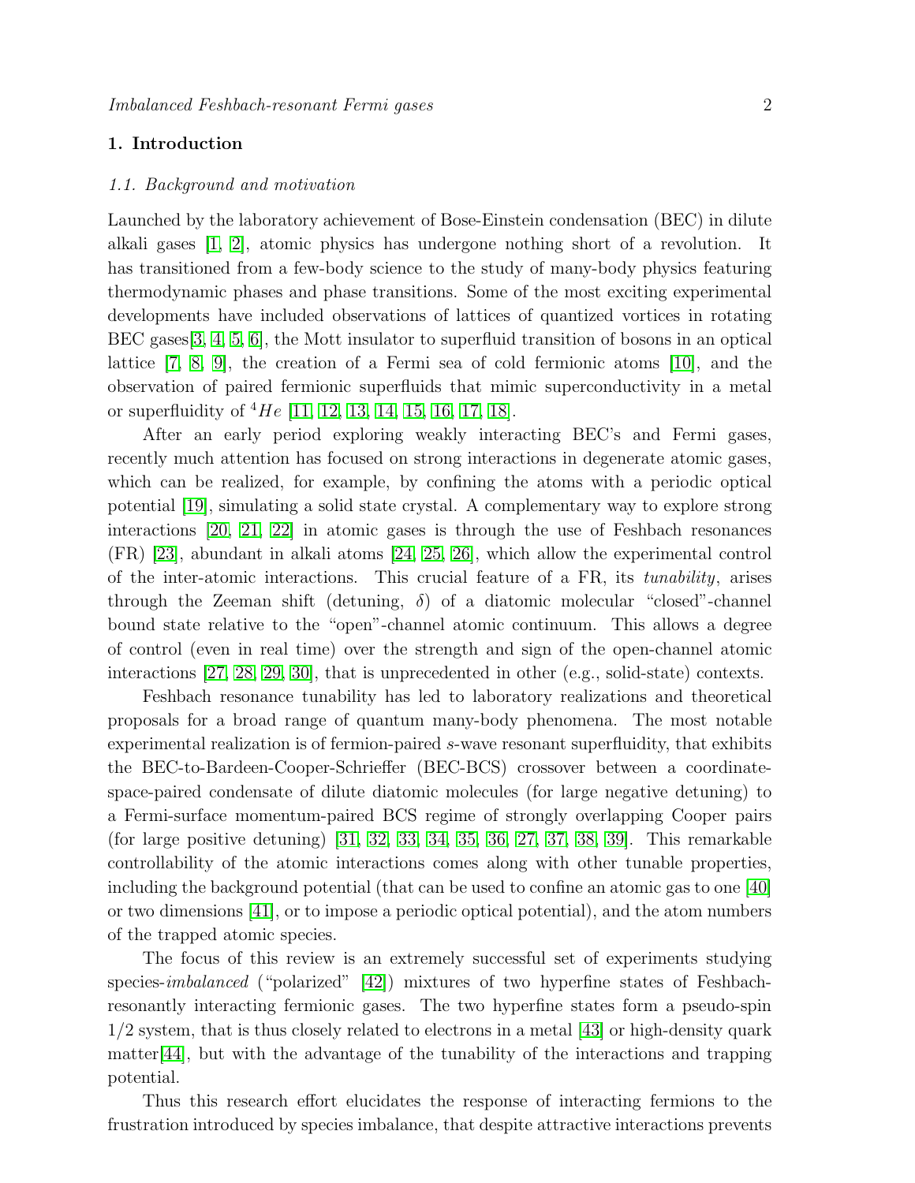## 1. Introduction

### 1.1. Background and motivation

Launched by the laboratory achievement of Bose-Einstein condensation (BEC) in dilute alkali gases [1, 2], atomic physics has undergone nothing short of a revolution. It has transitioned from a few-body science to the study of many-body physics featuring thermodynamic phases and phase transitions. Some of the most exciting experimental developments have included observations of lattices of quantized vortices in rotating BEC gases[3, 4, 5, 6], the Mott insulator to superfluid transition of bosons in an optical lattice [7, 8, 9], the creation of a Fermi sea of cold fermionic atoms [10], and the observation of paired fermionic superfluids that mimic superconductivity in a metal or superfluidity of $^4He$ [11, 12, 13, 14, 15, 16, 17, 18].

After an early period exploring weakly interacting BEC's and Fermi gases, recently much attention has focused on strong interactions in degenerate atomic gases, which can be realized, for example, by confining the atoms with a periodic optical potential [19], simulating a solid state crystal. A complementary way to explore strong interactions [20, 21, 22] in atomic gases is through the use of Feshbach resonances (FR) [23], abundant in alkali atoms [24, 25, 26], which allow the experimental control of the inter-atomic interactions. This crucial feature of a FR, its *tunability*, arises through the Zeeman shift (detuning, $\delta$) of a diatomic molecular "closed"-channel bound state relative to the "open"-channel atomic continuum. This allows a degree of control (even in real time) over the strength and sign of the open-channel atomic interactions [27, 28, 29, 30], that is unprecedented in other (e.g., solid-state) contexts.

Feshbach resonance tunability has led to laboratory realizations and theoretical proposals for a broad range of quantum many-body phenomena. The most notable experimental realization is of fermion-paired *s*-wave resonant superfluidity, that exhibits the BEC-to-Bardeen-Cooper-Schrieffer (BEC-BCS) crossover between a coordinate-space-paired condensate of dilute diatomic molecules (for large negative detuning) to a Fermi-surface momentum-paired BCS regime of strongly overlapping Cooper pairs (for large positive detuning) [31, 32, 33, 34, 35, 36, 27, 37, 38, 39]. This remarkable controllability of the atomic interactions comes along with other tunable properties, including the background potential (that can be used to confine an atomic gas to one [40] or two dimensions [41], or to impose a periodic optical potential), and the atom numbers of the trapped atomic species.

The focus of this review is an extremely successful set of experiments studying species-*imbalanced* ("polarized" [42]) mixtures of two hyperfine states of Feshbach-resonantly interacting fermionic gases. The two hyperfine states form a pseudo-spin 1/2 system, that is thus closely related to electrons in a metal [43] or high-density quark matter[44], but with the advantage of the tunability of the interactions and trapping potential.

Thus this research effort elucidates the response of interacting fermions to the frustration introduced by species imbalance, that despite attractive interactions prevents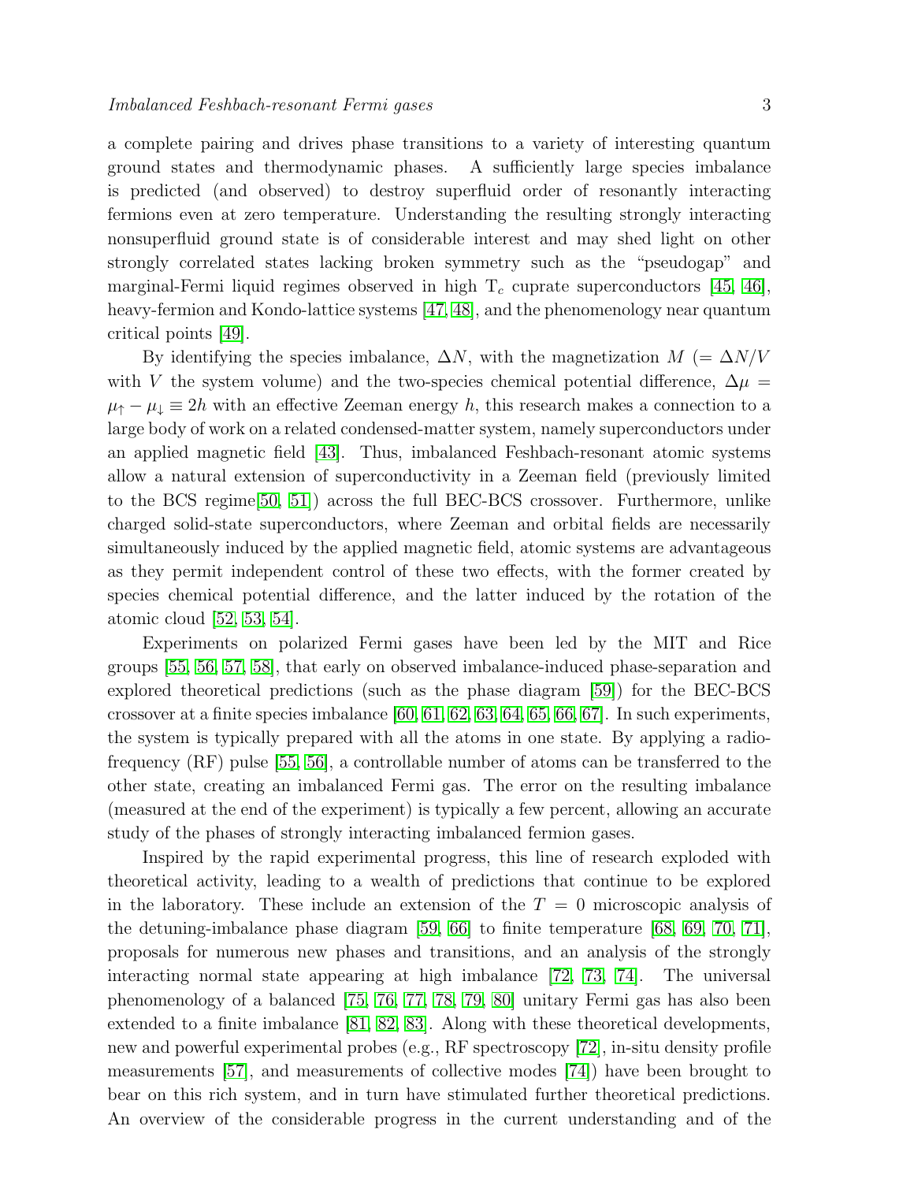a complete pairing and drives phase transitions to a variety of interesting quantum ground states and thermodynamic phases. A sufficiently large species imbalance is predicted (and observed) to destroy superfluid order of resonantly interacting fermions even at zero temperature. Understanding the resulting strongly interacting nonsuperfluid ground state is of considerable interest and may shed light on other strongly correlated states lacking broken symmetry such as the "pseudogap" and marginal-Fermi liquid regimes observed in high $T_c$ cuprate superconductors [45, 46], heavy-fermion and Kondo-lattice systems [47, 48], and the phenomenology near quantum critical points [49].

By identifying the species imbalance, $\Delta N$, with the magnetization $M$ ($= \Delta N/V$ with $V$ the system volume) and the two-species chemical potential difference, $\Delta\mu = \mu_\uparrow - \mu_\downarrow \equiv 2h$ with an effective Zeeman energy $h$, this research makes a connection to a large body of work on a related condensed-matter system, namely superconductors under an applied magnetic field [43]. Thus, imbalanced Feshbach-resonant atomic systems allow a natural extension of superconductivity in a Zeeman field (previously limited to the BCS regime[50, 51]) across the full BEC-BCS crossover. Furthermore, unlike charged solid-state superconductors, where Zeeman and orbital fields are necessarily simultaneously induced by the applied magnetic field, atomic systems are advantageous as they permit independent control of these two effects, with the former created by species chemical potential difference, and the latter induced by the rotation of the atomic cloud [52, 53, 54].

Experiments on polarized Fermi gases have been led by the MIT and Rice groups [55, 56, 57, 58], that early on observed imbalance-induced phase-separation and explored theoretical predictions (such as the phase diagram [59]) for the BEC-BCS crossover at a finite species imbalance [60, 61, 62, 63, 64, 65, 66, 67]. In such experiments, the system is typically prepared with all the atoms in one state. By applying a radio-frequency (RF) pulse [55, 56], a controllable number of atoms can be transferred to the other state, creating an imbalanced Fermi gas. The error on the resulting imbalance (measured at the end of the experiment) is typically a few percent, allowing an accurate study of the phases of strongly interacting imbalanced fermion gases.

Inspired by the rapid experimental progress, this line of research exploded with theoretical activity, leading to a wealth of predictions that continue to be explored in the laboratory. These include an extension of the $T = 0$ microscopic analysis of the detuning-imbalance phase diagram [59, 66] to finite temperature [68, 69, 70, 71], proposals for numerous new phases and transitions, and an analysis of the strongly interacting normal state appearing at high imbalance [72, 73, 74]. The universal phenomenology of a balanced [75, 76, 77, 78, 79, 80] unitary Fermi gas has also been extended to a finite imbalance [81, 82, 83]. Along with these theoretical developments, new and powerful experimental probes (e.g., RF spectroscopy [72], in-situ density profile measurements [57], and measurements of collective modes [74]) have been brought to bear on this rich system, and in turn have stimulated further theoretical predictions. An overview of the considerable progress in the current understanding and of the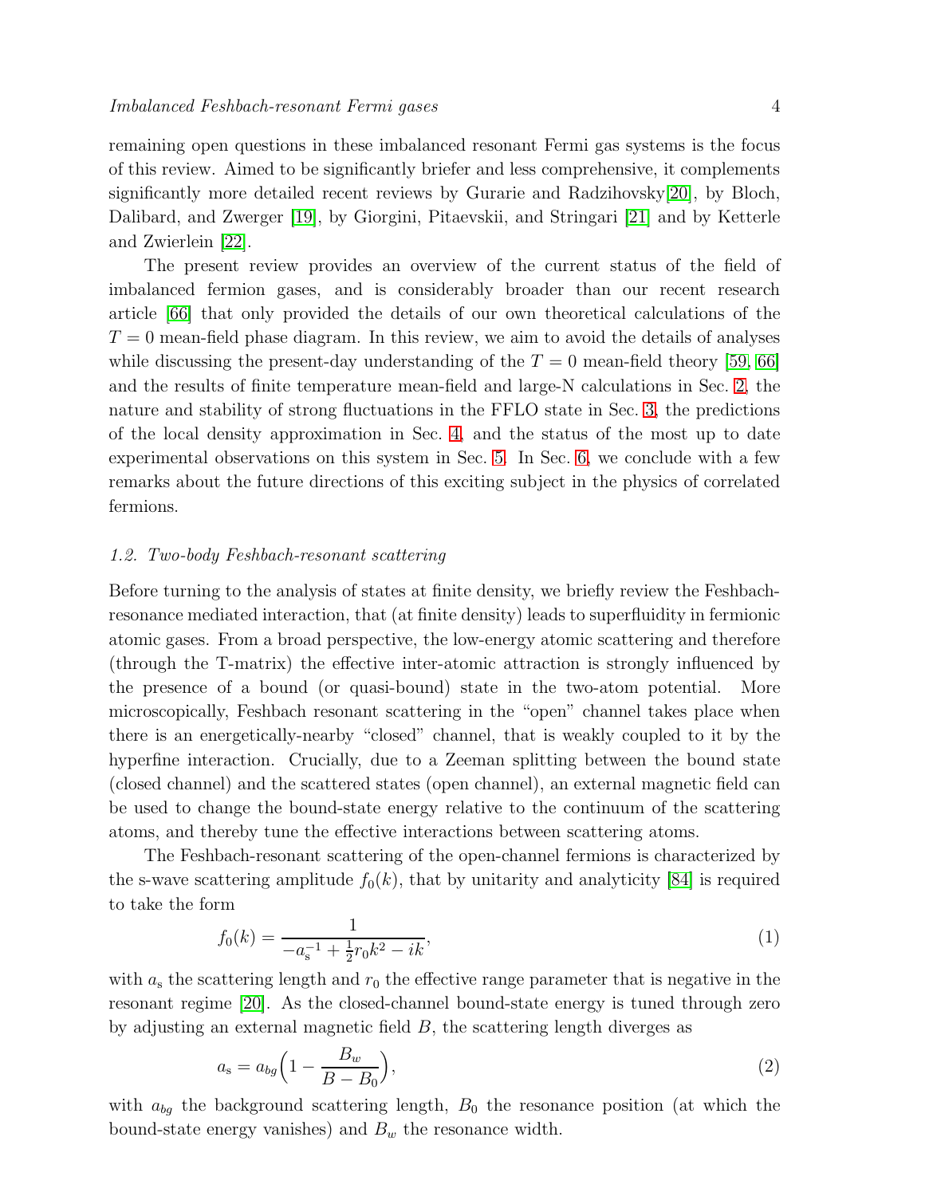remaining open questions in these imbalanced resonant Fermi gas systems is the focus of this review. Aimed to be significantly briefer and less comprehensive, it complements significantly more detailed recent reviews by Gurarie and Radzihovsky[20], by Bloch, Dalibard, and Zwerger [19], by Giorgini, Pitaevskii, and Stringari [21] and by Ketterle and Zwierlein [22].

The present review provides an overview of the current status of the field of imbalanced fermion gases, and is considerably broader than our recent research article [66] that only provided the details of our own theoretical calculations of the $T = 0$ mean-field phase diagram. In this review, we aim to avoid the details of analyses while discussing the present-day understanding of the $T = 0$ mean-field theory [59, 66] and the results of finite temperature mean-field and large-N calculations in Sec. 2, the nature and stability of strong fluctuations in the FFLO state in Sec. 3, the predictions of the local density approximation in Sec. 4, and the status of the most up to date experimental observations on this system in Sec. 5. In Sec. 6, we conclude with a few remarks about the future directions of this exciting subject in the physics of correlated fermions.

### 1.2. Two-body Feshbach-resonant scattering

Before turning to the analysis of states at finite density, we briefly review the Feshbach-resonance mediated interaction, that (at finite density) leads to superfluidity in fermionic atomic gases. From a broad perspective, the low-energy atomic scattering and therefore (through the T-matrix) the effective inter-atomic attraction is strongly influenced by the presence of a bound (or quasi-bound) state in the two-atom potential. More microscopically, Feshbach resonant scattering in the "open" channel takes place when there is an energetically-nearby "closed" channel, that is weakly coupled to it by the hyperfine interaction. Crucially, due to a Zeeman splitting between the bound state (closed channel) and the scattered states (open channel), an external magnetic field can be used to change the bound-state energy relative to the continuum of the scattering atoms, and thereby tune the effective interactions between scattering atoms.

The Feshbach-resonant scattering of the open-channel fermions is characterized by the s-wave scattering amplitude $f_0(k)$, that by unitarity and analyticity [84] is required to take the form

$$f_0(k) = \frac{1}{-a_{\rm s}^{-1} + \frac{1}{2}r_0k^2 - ik}, \tag{1}$$

with $a_{\rm s}$ the scattering length and $r_0$ the effective range parameter that is negative in the resonant regime [20]. As the closed-channel bound-state energy is tuned through zero by adjusting an external magnetic field $B$, the scattering length diverges as

$$a_{\rm s} = a_{bg}\Big(1 - \frac{B_w}{B - B_0}\Big), \tag{2}$$

with $a_{bg}$ the background scattering length, $B_0$ the resonance position (at which the bound-state energy vanishes) and $B_w$ the resonance width.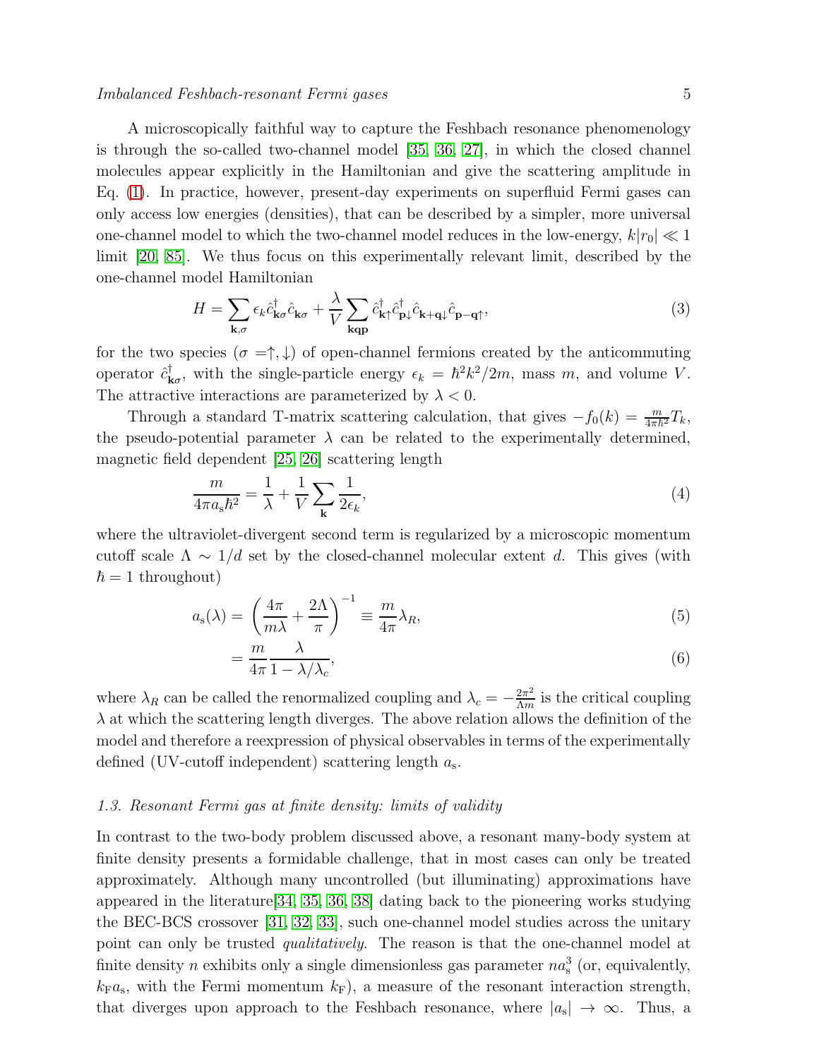A microscopically faithful way to capture the Feshbach resonance phenomenology is through the so-called two-channel model [35, 36, 27], in which the closed channel molecules appear explicitly in the Hamiltonian and give the scattering amplitude in Eq. (1). In practice, however, present-day experiments on superfluid Fermi gases can only access low energies (densities), that can be described by a simpler, more universal one-channel model to which the two-channel model reduces in the low-energy, $k|r_0| \ll 1$ limit [20, 85]. We thus focus on this experimentally relevant limit, described by the one-channel model Hamiltonian

$$H = \sum_{\mathbf{k},\sigma} \epsilon_k \hat{c}^\dagger_{\mathbf{k}\sigma} \hat{c}_{\mathbf{k}\sigma} + \frac{\lambda}{V} \sum_{\mathbf{kqp}} \hat{c}^\dagger_{\mathbf{k}\uparrow} \hat{c}^\dagger_{\mathbf{p}\downarrow} \hat{c}_{\mathbf{k+q}\downarrow} \hat{c}_{\mathbf{p-q}\uparrow}, \tag{3}$$

for the two species ($\sigma = \uparrow, \downarrow$) of open-channel fermions created by the anticommuting operator $\hat{c}^\dagger_{\mathbf{k}\sigma}$, with the single-particle energy $\epsilon_k = \hbar^2 k^2/2m$, mass $m$, and volume $V$. The attractive interactions are parameterized by $\lambda < 0$.

Through a standard T-matrix scattering calculation, that gives $-f_0(k) = \frac{m}{4\pi\hbar^2} T_k$, the pseudo-potential parameter $\lambda$ can be related to the experimentally determined, magnetic field dependent [25, 26] scattering length

$$\frac{m}{4\pi a_{\rm s} \hbar^2} = \frac{1}{\lambda} + \frac{1}{V} \sum_{\mathbf{k}} \frac{1}{2\epsilon_k}, \tag{4}$$

where the ultraviolet-divergent second term is regularized by a microscopic momentum cutoff scale $\Lambda \sim 1/d$ set by the closed-channel molecular extent $d$. This gives (with $\hbar = 1$ throughout)

$$a_{\rm s}(\lambda) = \left( \frac{4\pi}{m\lambda} + \frac{2\Lambda}{\pi} \right)^{-1} \equiv \frac{m}{4\pi} \lambda_R, \tag{5}$$

$$= \frac{m}{4\pi} \frac{\lambda}{1 - \lambda/\lambda_c}, \tag{6}$$

where $\lambda_R$ can be called the renormalized coupling and $\lambda_c = -\frac{2\pi^2}{\Lambda m}$ is the critical coupling $\lambda$ at which the scattering length diverges. The above relation allows the definition of the model and therefore a reexpression of physical observables in terms of the experimentally defined (UV-cutoff independent) scattering length $a_{\rm s}$.

### *1.3. Resonant Fermi gas at finite density: limits of validity*

In contrast to the two-body problem discussed above, a resonant many-body system at finite density presents a formidable challenge, that in most cases can only be treated approximately. Although many uncontrolled (but illuminating) approximations have appeared in the literature[34, 35, 36, 38] dating back to the pioneering works studying the BEC-BCS crossover [31, 32, 33], such one-channel model studies across the unitary point can only be trusted *qualitatively*. The reason is that the one-channel model at finite density $n$ exhibits only a single dimensionless gas parameter $na_{\rm s}^3$ (or, equivalently, $k_{\rm F} a_{\rm s}$, with the Fermi momentum $k_{\rm F}$), a measure of the resonant interaction strength, that diverges upon approach to the Feshbach resonance, where $|a_{\rm s}| \to \infty$. Thus, a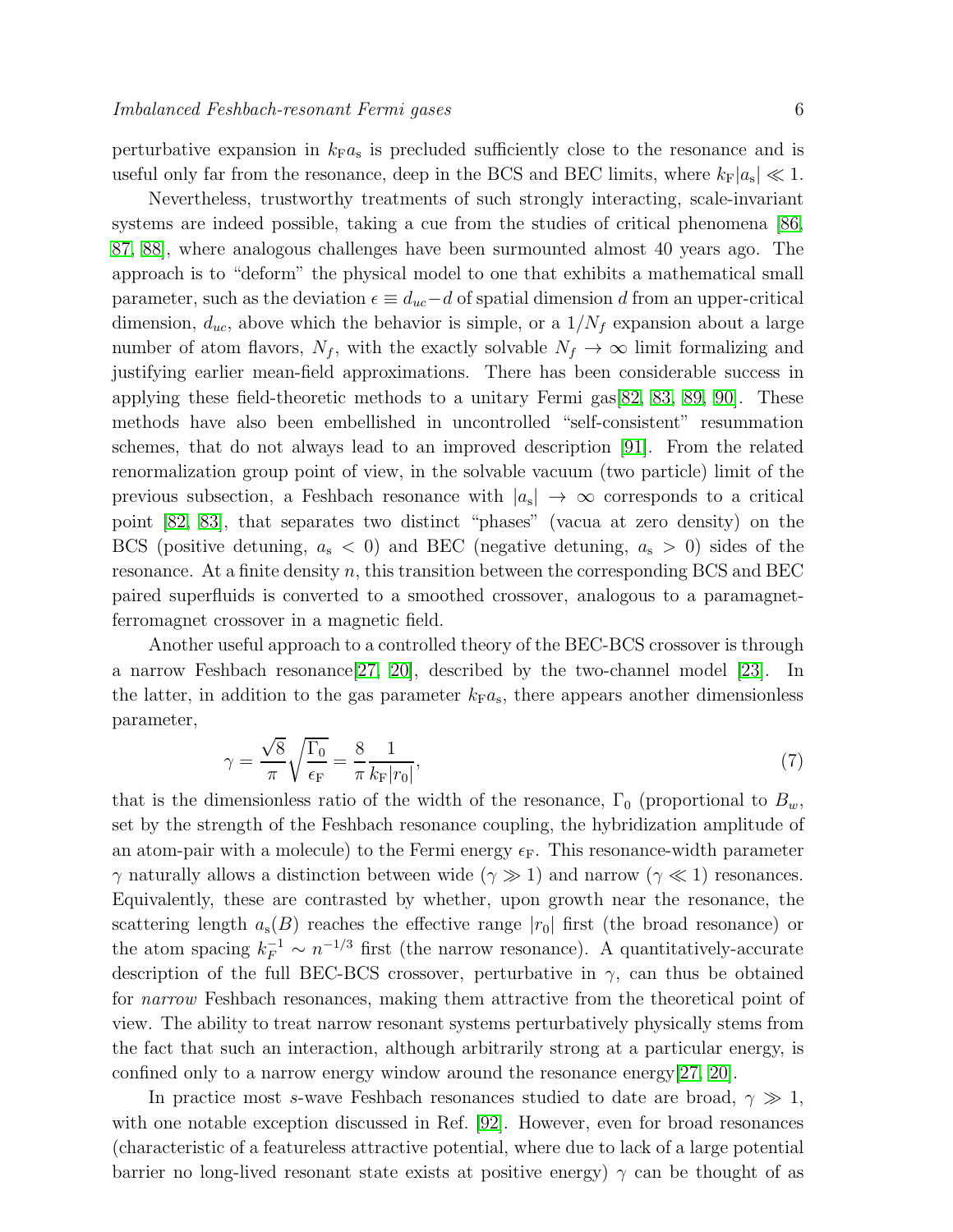perturbative expansion in $k_{\rm F}a_{\rm s}$ is precluded sufficiently close to the resonance and is useful only far from the resonance, deep in the BCS and BEC limits, where $k_{\rm F}|a_{\rm s}| \ll 1$.

Nevertheless, trustworthy treatments of such strongly interacting, scale-invariant systems are indeed possible, taking a cue from the studies of critical phenomena [86, 87, 88], where analogous challenges have been surmounted almost 40 years ago. The approach is to "deform" the physical model to one that exhibits a mathematical small parameter, such as the deviation $\epsilon \equiv d_{uc} - d$ of spatial dimension $d$ from an upper-critical dimension, $d_{uc}$, above which the behavior is simple, or a $1/N_f$ expansion about a large number of atom flavors, $N_f$, with the exactly solvable $N_f \to \infty$ limit formalizing and justifying earlier mean-field approximations. There has been considerable success in applying these field-theoretic methods to a unitary Fermi gas[82, 83, 89, 90]. These methods have also been embellished in uncontrolled "self-consistent" resummation schemes, that do not always lead to an improved description [91]. From the related renormalization group point of view, in the solvable vacuum (two particle) limit of the previous subsection, a Feshbach resonance with $|a_{\rm s}| \to \infty$ corresponds to a critical point [82, 83], that separates two distinct "phases" (vacua at zero density) on the BCS (positive detuning, $a_{\rm s} < 0$) and BEC (negative detuning, $a_{\rm s} > 0$) sides of the resonance. At a finite density $n$, this transition between the corresponding BCS and BEC paired superfluids is converted to a smoothed crossover, analogous to a paramagnet-ferromagnet crossover in a magnetic field.

Another useful approach to a controlled theory of the BEC-BCS crossover is through a narrow Feshbach resonance[27, 20], described by the two-channel model [23]. In the latter, in addition to the gas parameter $k_{\rm F}a_{\rm s}$, there appears another dimensionless parameter,

$$\gamma = \frac{\sqrt{8}}{\pi}\sqrt{\frac{\Gamma_0}{\epsilon_{\rm F}}} = \frac{8}{\pi}\frac{1}{k_{\rm F}|r_0|}, \tag{7}$$

that is the dimensionless ratio of the width of the resonance, $\Gamma_0$ (proportional to $B_w$, set by the strength of the Feshbach resonance coupling, the hybridization amplitude of an atom-pair with a molecule) to the Fermi energy $\epsilon_{\rm F}$. This resonance-width parameter $\gamma$ naturally allows a distinction between wide ($\gamma \gg 1$) and narrow ($\gamma \ll 1$) resonances. Equivalently, these are contrasted by whether, upon growth near the resonance, the scattering length $a_{\rm s}(B)$ reaches the effective range $|r_0|$ first (the broad resonance) or the atom spacing $k_F^{-1} \sim n^{-1/3}$ first (the narrow resonance). A quantitatively-accurate description of the full BEC-BCS crossover, perturbative in $\gamma$, can thus be obtained for *narrow* Feshbach resonances, making them attractive from the theoretical point of view. The ability to treat narrow resonant systems perturbatively physically stems from the fact that such an interaction, although arbitrarily strong at a particular energy, is confined only to a narrow energy window around the resonance energy[27, 20].

In practice most $s$-wave Feshbach resonances studied to date are broad, $\gamma \gg 1$, with one notable exception discussed in Ref. [92]. However, even for broad resonances (characteristic of a featureless attractive potential, where due to lack of a large potential barrier no long-lived resonant state exists at positive energy) $\gamma$ can be thought of as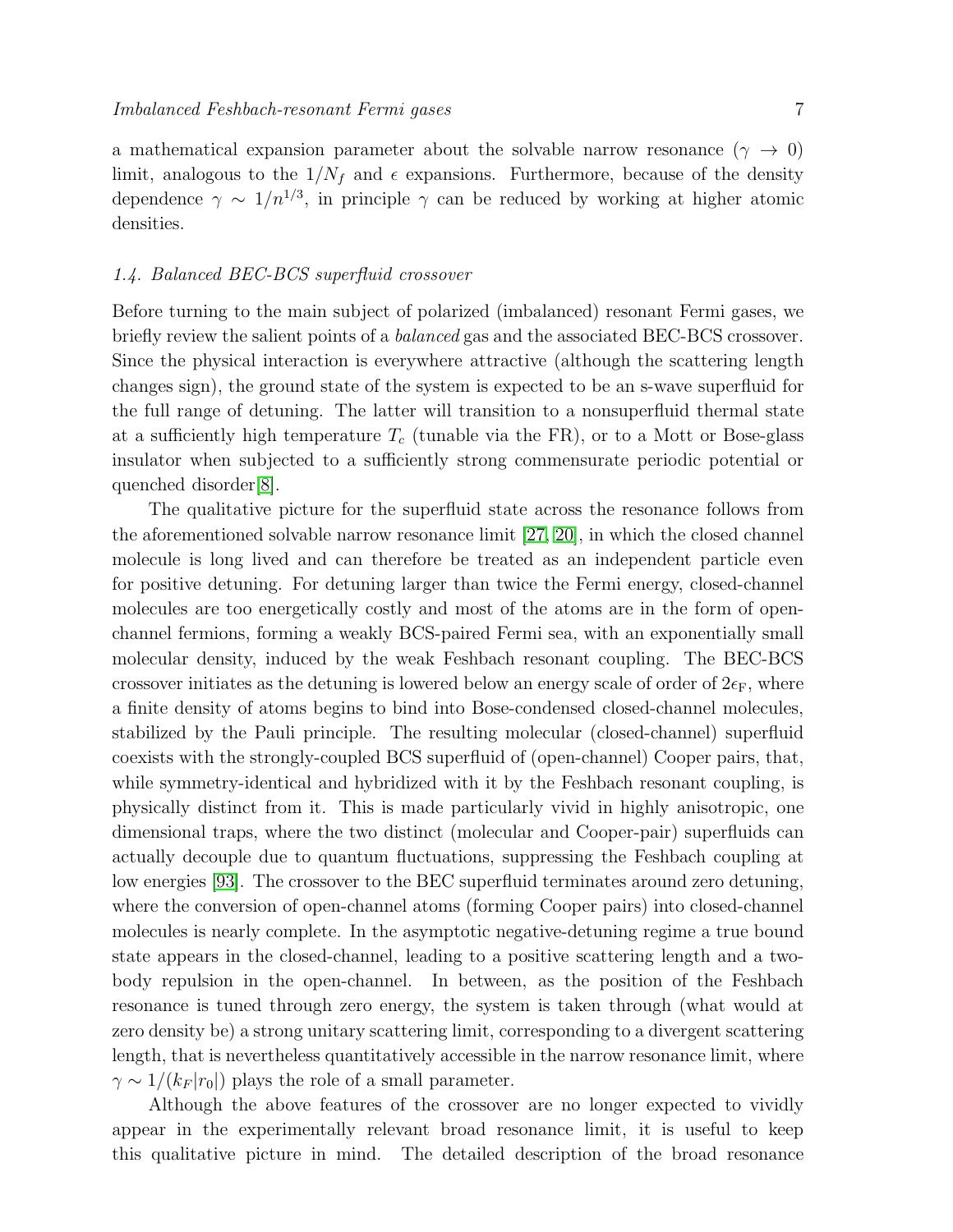a mathematical expansion parameter about the solvable narrow resonance ($\gamma \to 0$) limit, analogous to the $1/N_f$ and $\epsilon$ expansions. Furthermore, because of the density dependence $\gamma \sim 1/n^{1/3}$, in principle $\gamma$ can be reduced by working at higher atomic densities.

### 1.4. Balanced BEC-BCS superfluid crossover

Before turning to the main subject of polarized (imbalanced) resonant Fermi gases, we briefly review the salient points of a *balanced* gas and the associated BEC-BCS crossover. Since the physical interaction is everywhere attractive (although the scattering length changes sign), the ground state of the system is expected to be an s-wave superfluid for the full range of detuning. The latter will transition to a nonsuperfluid thermal state at a sufficiently high temperature $T_c$ (tunable via the FR), or to a Mott or Bose-glass insulator when subjected to a sufficiently strong commensurate periodic potential or quenched disorder[8].

The qualitative picture for the superfluid state across the resonance follows from the aforementioned solvable narrow resonance limit [27, 20], in which the closed channel molecule is long lived and can therefore be treated as an independent particle even for positive detuning. For detuning larger than twice the Fermi energy, closed-channel molecules are too energetically costly and most of the atoms are in the form of open-channel fermions, forming a weakly BCS-paired Fermi sea, with an exponentially small molecular density, induced by the weak Feshbach resonant coupling. The BEC-BCS crossover initiates as the detuning is lowered below an energy scale of order of $2\epsilon_{\rm F}$, where a finite density of atoms begins to bind into Bose-condensed closed-channel molecules, stabilized by the Pauli principle. The resulting molecular (closed-channel) superfluid coexists with the strongly-coupled BCS superfluid of (open-channel) Cooper pairs, that, while symmetry-identical and hybridized with it by the Feshbach resonant coupling, is physically distinct from it. This is made particularly vivid in highly anisotropic, one dimensional traps, where the two distinct (molecular and Cooper-pair) superfluids can actually decouple due to quantum fluctuations, suppressing the Feshbach coupling at low energies [93]. The crossover to the BEC superfluid terminates around zero detuning, where the conversion of open-channel atoms (forming Cooper pairs) into closed-channel molecules is nearly complete. In the asymptotic negative-detuning regime a true bound state appears in the closed-channel, leading to a positive scattering length and a two-body repulsion in the open-channel. In between, as the position of the Feshbach resonance is tuned through zero energy, the system is taken through (what would at zero density be) a strong unitary scattering limit, corresponding to a divergent scattering length, that is nevertheless quantitatively accessible in the narrow resonance limit, where $\gamma \sim 1/(k_F|r_0|)$ plays the role of a small parameter.

Although the above features of the crossover are no longer expected to vividly appear in the experimentally relevant broad resonance limit, it is useful to keep this qualitative picture in mind. The detailed description of the broad resonance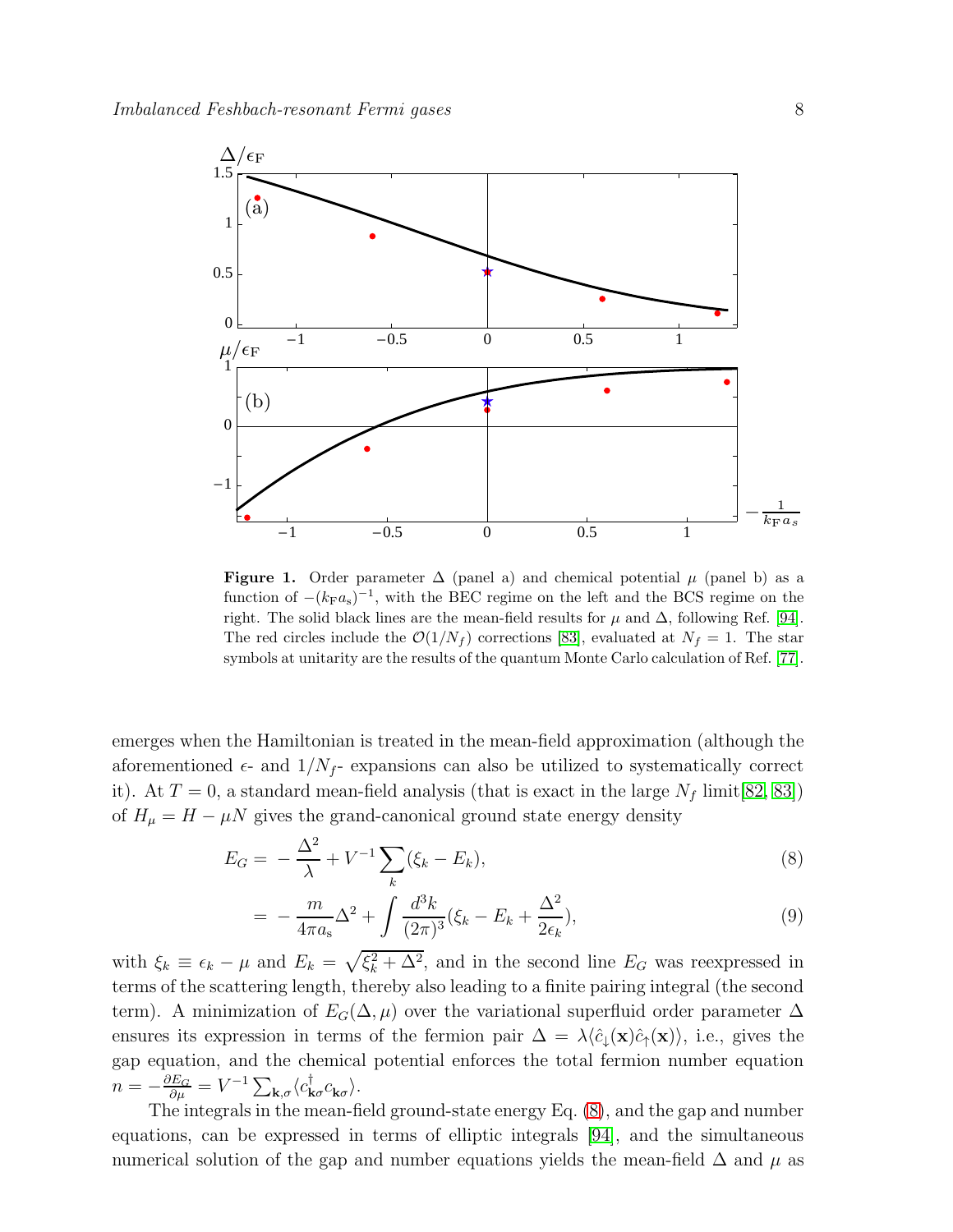**Figure 1.** Order parameter $\Delta$ (panel a) and chemical potential $\mu$ (panel b) as a function of $-(k_{\rm F}a_{\rm s})^{-1}$, with the BEC regime on the left and the BCS regime on the right. The solid black lines are the mean-field results for $\mu$ and $\Delta$, following Ref. [94]. The red circles include the $\mathcal{O}(1/N_f)$ corrections [83], evaluated at $N_f = 1$. The star symbols at unitarity are the results of the quantum Monte Carlo calculation of Ref. [77].

emerges when the Hamiltonian is treated in the mean-field approximation (although the aforementioned $\epsilon$- and $1/N_f$- expansions can also be utilized to systematically correct it). At $T = 0$, a standard mean-field analysis (that is exact in the large $N_f$ limit[82, 83]) of $H_\mu = H - \mu N$ gives the grand-canonical ground state energy density

$$E_G = -\frac{\Delta^2}{\lambda} + V^{-1}\sum_k (\xi_k - E_k), \tag{8}$$

$$= -\frac{m}{4\pi a_{\rm s}}\Delta^2 + \int \frac{d^3k}{(2\pi)^3}(\xi_k - E_k + \frac{\Delta^2}{2\epsilon_k}), \tag{9}$$

with $\xi_k \equiv \epsilon_k - \mu$ and $E_k = \sqrt{\xi_k^2 + \Delta^2}$, and in the second line $E_G$ was reexpressed in terms of the scattering length, thereby also leading to a finite pairing integral (the second term). A minimization of $E_G(\Delta, \mu)$ over the variational superfluid order parameter $\Delta$ ensures its expression in terms of the fermion pair $\Delta = \lambda\langle\hat{c}_\downarrow(\mathbf{x})\hat{c}_\uparrow(\mathbf{x})\rangle$, i.e., gives the gap equation, and the chemical potential enforces the total fermion number equation $n = -\frac{\partial E_G}{\partial \mu} = V^{-1}\sum_{\mathbf{k},\sigma}\langle c^\dagger_{\mathbf{k}\sigma}c_{\mathbf{k}\sigma}\rangle$.

The integrals in the mean-field ground-state energy Eq. (8), and the gap and number equations, can be expressed in terms of elliptic integrals [94], and the simultaneous numerical solution of the gap and number equations yields the mean-field $\Delta$ and $\mu$ as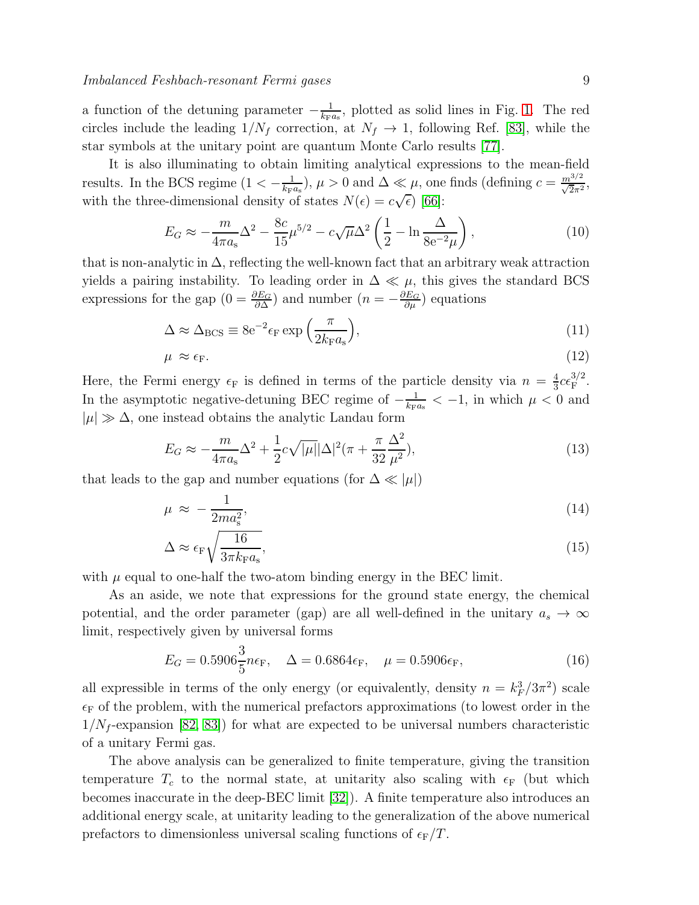a function of the detuning parameter $-\frac{1}{k_F a_s}$, plotted as solid lines in Fig. 1. The red circles include the leading $1/N_f$ correction, at $N_f \to 1$, following Ref. [83], while the star symbols at the unitary point are quantum Monte Carlo results [77].

It is also illuminating to obtain limiting analytical expressions to the mean-field results. In the BCS regime ($1 < -\frac{1}{k_F a_s}$), $\mu > 0$ and $\Delta \ll \mu$, one finds (defining $c = \frac{m^{3/2}}{\sqrt{2}\pi^2}$, with the three-dimensional density of states $N(\epsilon) = c\sqrt{\epsilon}$) [66]:

$$E_G \approx -\frac{m}{4\pi a_s}\Delta^2 - \frac{8c}{15}\mu^{5/2} - c\sqrt{\mu}\Delta^2\left(\frac{1}{2} - \ln\frac{\Delta}{8e^{-2}\mu}\right), \tag{10}$$

that is non-analytic in $\Delta$, reflecting the well-known fact that an arbitrary weak attraction yields a pairing instability. To leading order in $\Delta \ll \mu$, this gives the standard BCS expressions for the gap ($0 = \frac{\partial E_G}{\partial \Delta}$) and number ($n = -\frac{\partial E_G}{\partial \mu}$) equations

$$\Delta \approx \Delta_{\mathrm{BCS}} \equiv 8e^{-2}\epsilon_F \exp\left(\frac{\pi}{2k_F a_s}\right), \tag{11}$$

$$\mu \approx \epsilon_F. \tag{12}$$

Here, the Fermi energy $\epsilon_F$ is defined in terms of the particle density via $n = \frac{4}{3}c\epsilon_F^{3/2}$. In the asymptotic negative-detuning BEC regime of $-\frac{1}{k_F a_s} < -1$, in which $\mu < 0$ and $|\mu| \gg \Delta$, one instead obtains the analytic Landau form

$$E_G \approx -\frac{m}{4\pi a_s}\Delta^2 + \frac{1}{2}c\sqrt{|\mu|}|\Delta|^2\left(\pi + \frac{\pi}{32}\frac{\Delta^2}{\mu^2}\right), \tag{13}$$

that leads to the gap and number equations (for $\Delta \ll |\mu|$)

$$\mu \approx -\frac{1}{2ma_s^2}, \tag{14}$$

$$\Delta \approx \epsilon_F\sqrt{\frac{16}{3\pi k_F a_s}}, \tag{15}$$

with $\mu$ equal to one-half the two-atom binding energy in the BEC limit.

As an aside, we note that expressions for the ground state energy, the chemical potential, and the order parameter (gap) are all well-defined in the unitary $a_s \to \infty$ limit, respectively given by universal forms

$$E_G = 0.5906\frac{3}{5}n\epsilon_F, \quad \Delta = 0.6864\epsilon_F, \quad \mu = 0.5906\epsilon_F, \tag{16}$$

all expressible in terms of the only energy (or equivalently, density $n = k_F^3/3\pi^2$) scale $\epsilon_F$ of the problem, with the numerical prefactors approximations (to lowest order in the $1/N_f$-expansion [82, 83]) for what are expected to be universal numbers characteristic of a unitary Fermi gas.

The above analysis can be generalized to finite temperature, giving the transition temperature $T_c$ to the normal state, at unitarity also scaling with $\epsilon_F$ (but which becomes inaccurate in the deep-BEC limit [32]). A finite temperature also introduces an additional energy scale, at unitarity leading to the generalization of the above numerical prefactors to dimensionless universal scaling functions of $\epsilon_F/T$.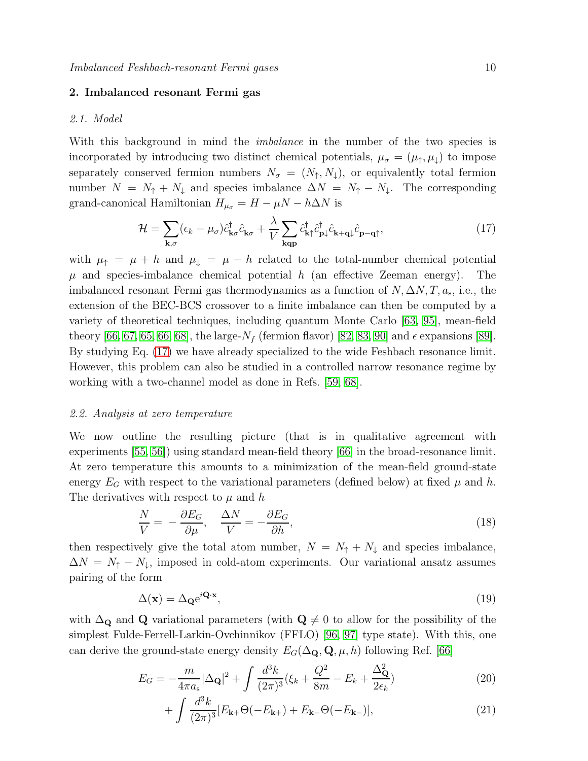## 2. Imbalanced resonant Fermi gas

### 2.1. Model

With this background in mind the *imbalance* in the number of the two species is incorporated by introducing two distinct chemical potentials, $\mu_\sigma = (\mu_\uparrow, \mu_\downarrow)$ to impose separately conserved fermion numbers $N_\sigma = (N_\uparrow, N_\downarrow)$, or equivalently total fermion number $N = N_\uparrow + N_\downarrow$ and species imbalance $\Delta N = N_\uparrow - N_\downarrow$. The corresponding grand-canonical Hamiltonian $H_{\mu_\sigma} = H - \mu N - h\Delta N$ is

$$\mathcal{H} = \sum_{\mathbf{k},\sigma} (\epsilon_k - \mu_\sigma) \hat{c}^\dagger_{\mathbf{k}\sigma} \hat{c}_{\mathbf{k}\sigma} + \frac{\lambda}{V} \sum_{\mathbf{kqp}} \hat{c}^\dagger_{\mathbf{k}\uparrow} \hat{c}^\dagger_{\mathbf{p}\downarrow} \hat{c}_{\mathbf{k+q}\downarrow} \hat{c}_{\mathbf{p-q}\uparrow}, \tag{17}$$

with $\mu_\uparrow = \mu + h$ and $\mu_\downarrow = \mu - h$ related to the total-number chemical potential $\mu$ and species-imbalance chemical potential $h$ (an effective Zeeman energy). The imbalanced resonant Fermi gas thermodynamics as a function of $N, \Delta N, T, a_s$, i.e., the extension of the BEC-BCS crossover to a finite imbalance can then be computed by a variety of theoretical techniques, including quantum Monte Carlo [63, 95], mean-field theory [66, 67, 65, 66, 68], the large-$N_f$ (fermion flavor) [82, 83, 90] and $\epsilon$ expansions [89]. By studying Eq. (17) we have already specialized to the wide Feshbach resonance limit. However, this problem can also be studied in a controlled narrow resonance regime by working with a two-channel model as done in Refs. [59, 68].

### 2.2. Analysis at zero temperature

We now outline the resulting picture (that is in qualitative agreement with experiments [55, 56]) using standard mean-field theory [66] in the broad-resonance limit. At zero temperature this amounts to a minimization of the mean-field ground-state energy $E_G$ with respect to the variational parameters (defined below) at fixed $\mu$ and $h$. The derivatives with respect to $\mu$ and $h$

$$\frac{N}{V} = -\frac{\partial E_G}{\partial \mu}, \quad \frac{\Delta N}{V} = -\frac{\partial E_G}{\partial h}, \tag{18}$$

then respectively give the total atom number, $N = N_\uparrow + N_\downarrow$ and species imbalance, $\Delta N = N_\uparrow - N_\downarrow$, imposed in cold-atom experiments. Our variational ansatz assumes pairing of the form

$$\Delta(\mathbf{x}) = \Delta_{\mathbf{Q}} \mathrm{e}^{i\mathbf{Q}\cdot\mathbf{x}}, \tag{19}$$

with $\Delta_{\mathbf{Q}}$ and $\mathbf{Q}$ variational parameters (with $\mathbf{Q} \neq 0$ to allow for the possibility of the simplest Fulde-Ferrell-Larkin-Ovchinnikov (FFLO) [96, 97] type state). With this, one can derive the ground-state energy density $E_G(\Delta_{\mathbf{Q}}, \mathbf{Q}, \mu, h)$ following Ref. [66]

$$E_G = -\frac{m}{4\pi a_s} |\Delta_{\mathbf{Q}}|^2 + \int \frac{d^3k}{(2\pi)^3} (\xi_k + \frac{Q^2}{8m} - E_k + \frac{\Delta^2_{\mathbf{Q}}}{2\epsilon_k}) \tag{20}$$

$$+ \int \frac{d^3k}{(2\pi)^3} [E_{\mathbf{k}+}\Theta(-E_{\mathbf{k}+}) + E_{\mathbf{k}-}\Theta(-E_{\mathbf{k}-})], \tag{21}$$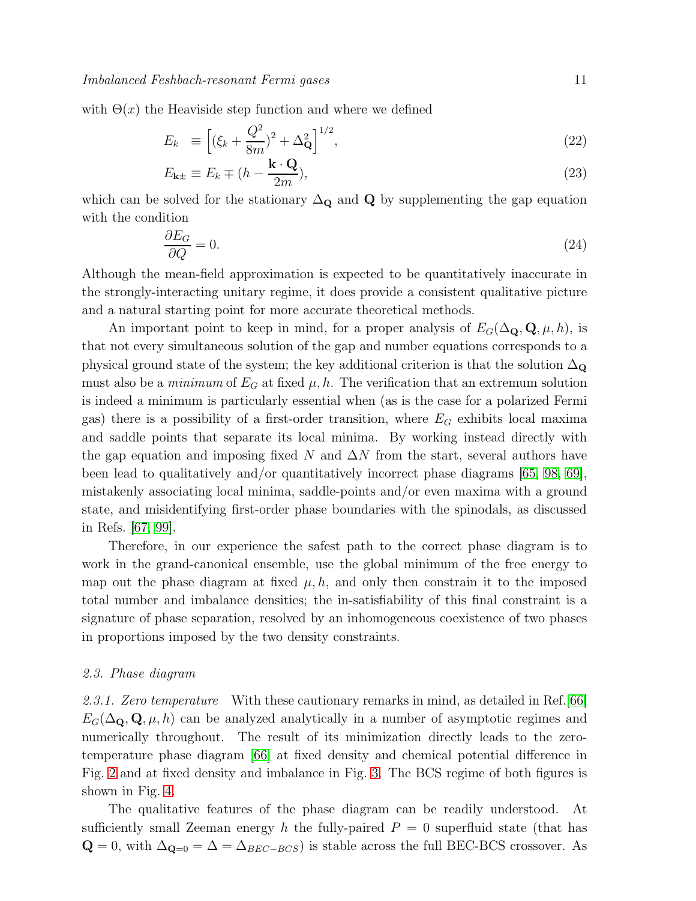with $\Theta(x)$ the Heaviside step function and where we defined

$$E_k \equiv \left[(\xi_k + \frac{Q^2}{8m})^2 + \Delta_{\mathbf{Q}}^2\right]^{1/2}, \tag{22}$$

$$E_{\mathbf{k}\pm} \equiv E_k \mp (h - \frac{\mathbf{k}\cdot\mathbf{Q}}{2m}), \tag{23}$$

which can be solved for the stationary $\Delta_{\mathbf{Q}}$ and $\mathbf{Q}$ by supplementing the gap equation with the condition

$$\frac{\partial E_G}{\partial Q} = 0. \tag{24}$$

Although the mean-field approximation is expected to be quantitatively inaccurate in the strongly-interacting unitary regime, it does provide a consistent qualitative picture and a natural starting point for more accurate theoretical methods.

An important point to keep in mind, for a proper analysis of $E_G(\Delta_{\mathbf{Q}}, \mathbf{Q}, \mu, h)$, is that not every simultaneous solution of the gap and number equations corresponds to a physical ground state of the system; the key additional criterion is that the solution $\Delta_{\mathbf{Q}}$ must also be a *minimum* of $E_G$ at fixed $\mu, h$. The verification that an extremum solution is indeed a minimum is particularly essential when (as is the case for a polarized Fermi gas) there is a possibility of a first-order transition, where $E_G$ exhibits local maxima and saddle points that separate its local minima. By working instead directly with the gap equation and imposing fixed $N$ and $\Delta N$ from the start, several authors have been lead to qualitatively and/or quantitatively incorrect phase diagrams [65, 98, 69], mistakenly associating local minima, saddle-points and/or even maxima with a ground state, and misidentifying first-order phase boundaries with the spinodals, as discussed in Refs. [67, 99].

Therefore, in our experience the safest path to the correct phase diagram is to work in the grand-canonical ensemble, use the global minimum of the free energy to map out the phase diagram at fixed $\mu, h$, and only then constrain it to the imposed total number and imbalance densities; the in-satisfiability of this final constraint is a signature of phase separation, resolved by an inhomogeneous coexistence of two phases in proportions imposed by the two density constraints.

### *2.3. Phase diagram*

*2.3.1. Zero temperature* With these cautionary remarks in mind, as detailed in Ref.[66] $E_G(\Delta_{\mathbf{Q}}, \mathbf{Q}, \mu, h)$ can be analyzed analytically in a number of asymptotic regimes and numerically throughout. The result of its minimization directly leads to the zero-temperature phase diagram [66] at fixed density and chemical potential difference in Fig. 2 and at fixed density and imbalance in Fig. 3. The BCS regime of both figures is shown in Fig. 4.

The qualitative features of the phase diagram can be readily understood. At sufficiently small Zeeman energy $h$ the fully-paired $P = 0$ superfluid state (that has $\mathbf{Q} = 0$, with $\Delta_{\mathbf{Q}=0} = \Delta = \Delta_{BEC-BCS}$) is stable across the full BEC-BCS crossover. As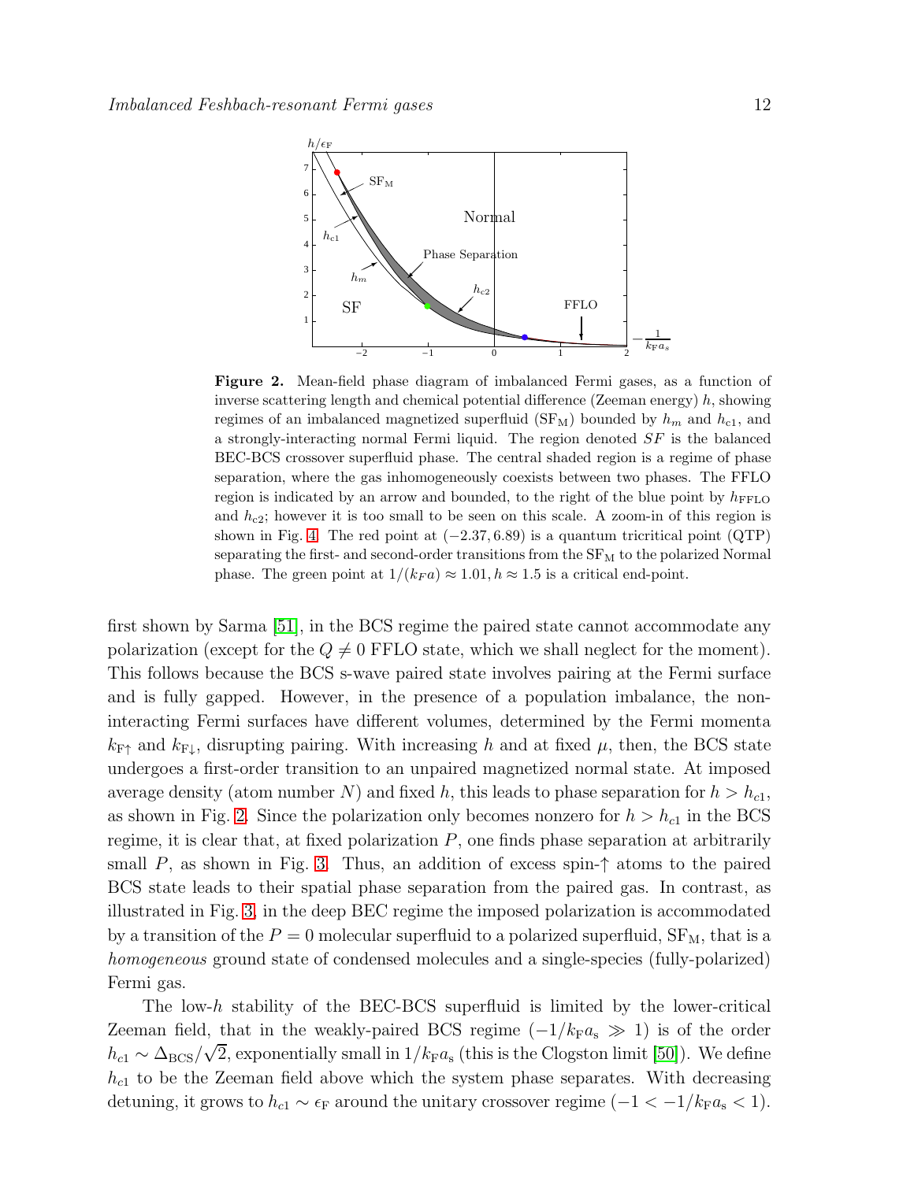**Figure 2.** Mean-field phase diagram of imbalanced Fermi gases, as a function of inverse scattering length and chemical potential difference (Zeeman energy) $h$, showing regimes of an imbalanced magnetized superfluid ($\mathrm{SF_M}$) bounded by $h_m$ and $h_{c1}$, and a strongly-interacting normal Fermi liquid. The region denoted $SF$ is the balanced BEC-BCS crossover superfluid phase. The central shaded region is a regime of phase separation, where the gas inhomogeneously coexists between two phases. The FFLO region is indicated by an arrow and bounded, to the right of the blue point by $h_{\mathrm{FFLO}}$ and $h_{c2}$; however it is too small to be seen on this scale. A zoom-in of this region is shown in Fig. 4. The red point at $(-2.37, 6.89)$ is a quantum tricritical point (QTP) separating the first- and second-order transitions from the $\mathrm{SF_M}$ to the polarized Normal phase. The green point at $1/(k_F a) \approx 1.01, h \approx 1.5$ is a critical end-point.

first shown by Sarma [51], in the BCS regime the paired state cannot accommodate any polarization (except for the $Q \neq 0$ FFLO state, which we shall neglect for the moment). This follows because the BCS s-wave paired state involves pairing at the Fermi surface and is fully gapped. However, in the presence of a population imbalance, the non-interacting Fermi surfaces have different volumes, determined by the Fermi momenta $k_{\mathrm{F}\uparrow}$ and $k_{\mathrm{F}\downarrow}$, disrupting pairing. With increasing $h$ and at fixed $\mu$, then, the BCS state undergoes a first-order transition to an unpaired magnetized normal state. At imposed average density (atom number $N$) and fixed $h$, this leads to phase separation for $h > h_{c1}$, as shown in Fig. 2. Since the polarization only becomes nonzero for $h > h_{c1}$ in the BCS regime, it is clear that, at fixed polarization $P$, one finds phase separation at arbitrarily small $P$, as shown in Fig. 3. Thus, an addition of excess spin-$\uparrow$ atoms to the paired BCS state leads to their spatial phase separation from the paired gas. In contrast, as illustrated in Fig. 3, in the deep BEC regime the imposed polarization is accommodated by a transition of the $P = 0$ molecular superfluid to a polarized superfluid, $\mathrm{SF_M}$, that is a *homogeneous* ground state of condensed molecules and a single-species (fully-polarized) Fermi gas.

The low-$h$ stability of the BEC-BCS superfluid is limited by the lower-critical Zeeman field, that in the weakly-paired BCS regime ($-1/k_{\mathrm{F}}a_{\mathrm{s}} \gg 1$) is of the order $h_{c1} \sim \Delta_{\mathrm{BCS}}/\sqrt{2}$, exponentially small in $1/k_{\mathrm{F}}a_{\mathrm{s}}$ (this is the Clogston limit [50]). We define $h_{c1}$ to be the Zeeman field above which the system phase separates. With decreasing detuning, it grows to $h_{c1} \sim \epsilon_{\mathrm{F}}$ around the unitary crossover regime ($-1 < -1/k_{\mathrm{F}}a_{\mathrm{s}} < 1$).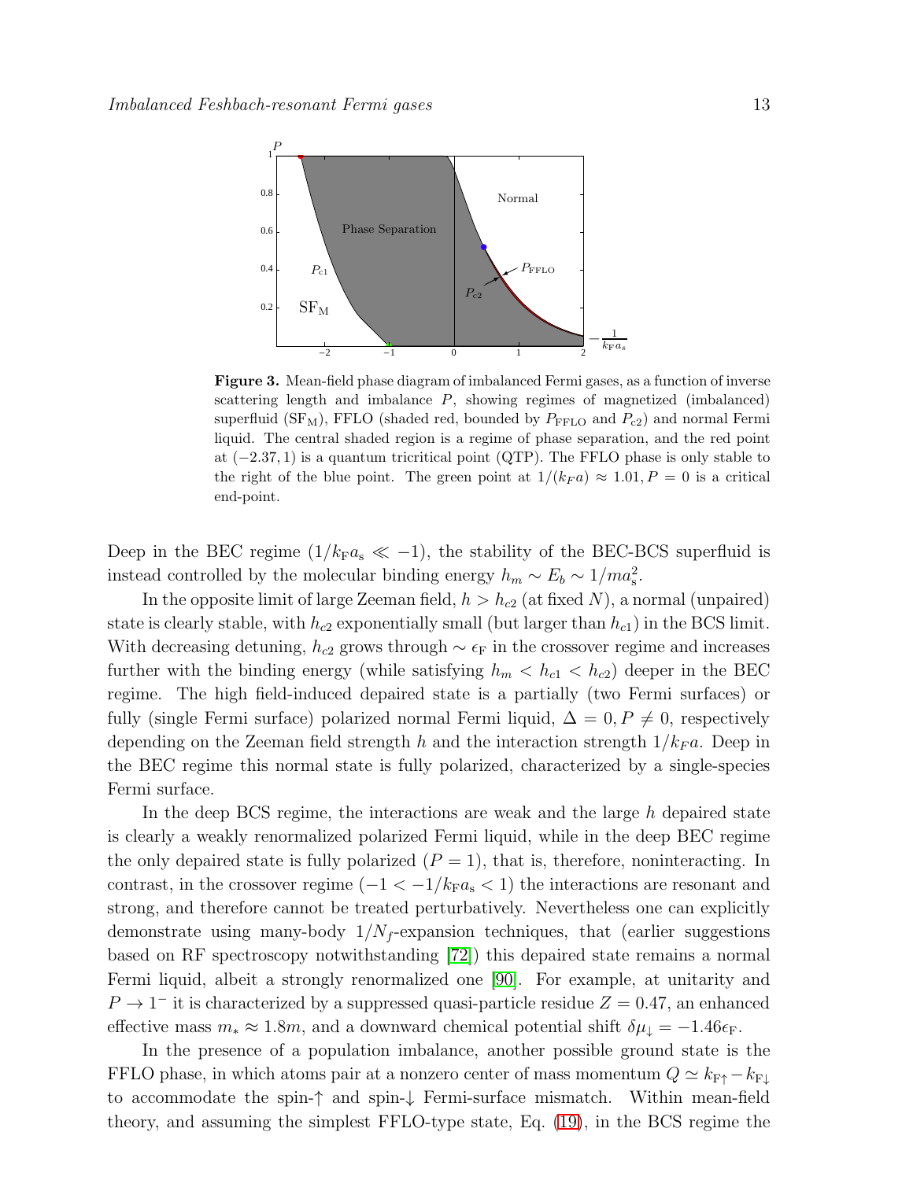**Figure 3.** Mean-field phase diagram of imbalanced Fermi gases, as a function of inverse scattering length and imbalance $P$, showing regimes of magnetized (imbalanced) superfluid ($\mathrm{SF_M}$), FFLO (shaded red, bounded by $P_{\mathrm{FFLO}}$ and $P_{c2}$) and normal Fermi liquid. The central shaded region is a regime of phase separation, and the red point at $(-2.37, 1)$ is a quantum tricritical point (QTP). The FFLO phase is only stable to the right of the blue point. The green point at $1/(k_F a) \approx 1.01, P = 0$ is a critical end-point.

Deep in the BEC regime ($1/k_{\mathrm{F}}a_{\mathrm{s}} \ll -1$), the stability of the BEC-BCS superfluid is instead controlled by the molecular binding energy $h_m \sim E_b \sim 1/ma_{\mathrm{s}}^2$.

In the opposite limit of large Zeeman field, $h > h_{c2}$ (at fixed $N$), a normal (unpaired) state is clearly stable, with $h_{c2}$ exponentially small (but larger than $h_{c1}$) in the BCS limit. With decreasing detuning, $h_{c2}$ grows through $\sim \epsilon_{\mathrm{F}}$ in the crossover regime and increases further with the binding energy (while satisfying $h_m < h_{c1} < h_{c2}$) deeper in the BEC regime. The high field-induced depaired state is a partially (two Fermi surfaces) or fully (single Fermi surface) polarized normal Fermi liquid, $\Delta = 0, P \neq 0$, respectively depending on the Zeeman field strength $h$ and the interaction strength $1/k_F a$. Deep in the BEC regime this normal state is fully polarized, characterized by a single-species Fermi surface.

In the deep BCS regime, the interactions are weak and the large $h$ depaired state is clearly a weakly renormalized polarized Fermi liquid, while in the deep BEC regime the only depaired state is fully polarized ($P = 1$), that is, therefore, noninteracting. In contrast, in the crossover regime ($-1 < -1/k_{\mathrm{F}}a_{\mathrm{s}} < 1$) the interactions are resonant and strong, and therefore cannot be treated perturbatively. Nevertheless one can explicitly demonstrate using many-body $1/N_f$-expansion techniques, that (earlier suggestions based on RF spectroscopy notwithstanding [72]) this depaired state remains a normal Fermi liquid, albeit a strongly renormalized one [90]. For example, at unitarity and $P \to 1^-$ it is characterized by a suppressed quasi-particle residue $Z = 0.47$, an enhanced effective mass $m_* \approx 1.8m$, and a downward chemical potential shift $\delta\mu_\downarrow = -1.46\epsilon_{\mathrm{F}}$.

In the presence of a population imbalance, another possible ground state is the FFLO phase, in which atoms pair at a nonzero center of mass momentum $Q \simeq k_{\mathrm{F}\uparrow} - k_{\mathrm{F}\downarrow}$ to accommodate the spin-$\uparrow$ and spin-$\downarrow$ Fermi-surface mismatch. Within mean-field theory, and assuming the simplest FFLO-type state, Eq. (19), in the BCS regime the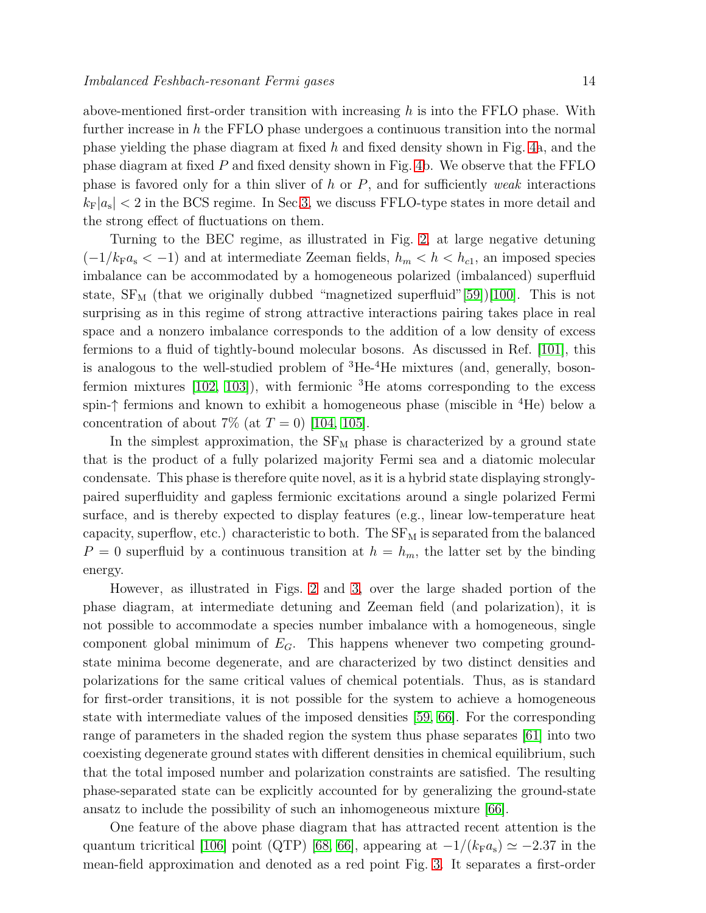above-mentioned first-order transition with increasing $h$ is into the FFLO phase. With further increase in $h$ the FFLO phase undergoes a continuous transition into the normal phase yielding the phase diagram at fixed $h$ and fixed density shown in Fig. 4a, and the phase diagram at fixed $P$ and fixed density shown in Fig. 4b. We observe that the FFLO phase is favored only for a thin sliver of $h$ or $P$, and for sufficiently *weak* interactions $k_{\rm F}|a_{\rm s}| < 2$ in the BCS regime. In Sec.3, we discuss FFLO-type states in more detail and the strong effect of fluctuations on them.

Turning to the BEC regime, as illustrated in Fig. 2, at large negative detuning ($-1/k_{\rm F}a_{\rm s} < -1$) and at intermediate Zeeman fields, $h_m < h < h_{c1}$, an imposed species imbalance can be accommodated by a homogeneous polarized (imbalanced) superfluid state, $\rm SF_M$ (that we originally dubbed "magnetized superfluid"[59])[100]. This is not surprising as in this regime of strong attractive interactions pairing takes place in real space and a nonzero imbalance corresponds to the addition of a low density of excess fermions to a fluid of tightly-bound molecular bosons. As discussed in Ref. [101], this is analogous to the well-studied problem of $^3$He-$^4$He mixtures (and, generally, boson-fermion mixtures [102, 103]), with fermionic $^3$He atoms corresponding to the excess spin-$\uparrow$ fermions and known to exhibit a homogeneous phase (miscible in $^4$He) below a concentration of about 7% (at $T = 0$) [104, 105].

In the simplest approximation, the $\rm SF_M$ phase is characterized by a ground state that is the product of a fully polarized majority Fermi sea and a diatomic molecular condensate. This phase is therefore quite novel, as it is a hybrid state displaying strongly-paired superfluidity and gapless fermionic excitations around a single polarized Fermi surface, and is thereby expected to display features (e.g., linear low-temperature heat capacity, superflow, etc.) characteristic to both. The $\rm SF_M$ is separated from the balanced $P = 0$ superfluid by a continuous transition at $h = h_m$, the latter set by the binding energy.

However, as illustrated in Figs. 2 and 3, over the large shaded portion of the phase diagram, at intermediate detuning and Zeeman field (and polarization), it is not possible to accommodate a species number imbalance with a homogeneous, single component global minimum of $E_G$. This happens whenever two competing ground-state minima become degenerate, and are characterized by two distinct densities and polarizations for the same critical values of chemical potentials. Thus, as is standard for first-order transitions, it is not possible for the system to achieve a homogeneous state with intermediate values of the imposed densities [59, 66]. For the corresponding range of parameters in the shaded region the system thus phase separates [61] into two coexisting degenerate ground states with different densities in chemical equilibrium, such that the total imposed number and polarization constraints are satisfied. The resulting phase-separated state can be explicitly accounted for by generalizing the ground-state ansatz to include the possibility of such an inhomogeneous mixture [66].

One feature of the above phase diagram that has attracted recent attention is the quantum tricritical [106] point (QTP) [68, 66], appearing at $-1/(k_{\rm F}a_{\rm s}) \simeq -2.37$ in the mean-field approximation and denoted as a red point Fig. 3. It separates a first-order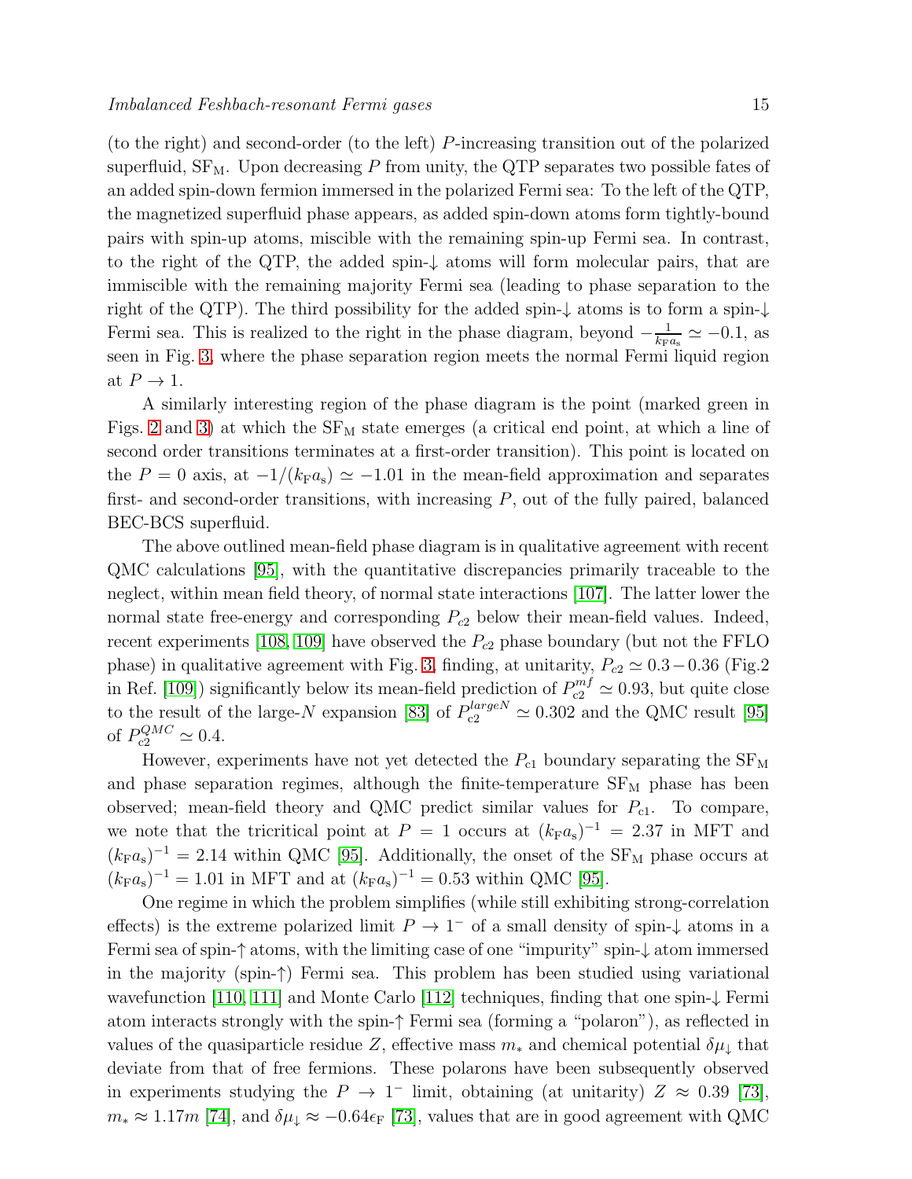(to the right) and second-order (to the left) $P$-increasing transition out of the polarized superfluid, $\mathrm{SF_M}$. Upon decreasing $P$ from unity, the QTP separates two possible fates of an added spin-down fermion immersed in the polarized Fermi sea: To the left of the QTP, the magnetized superfluid phase appears, as added spin-down atoms form tightly-bound pairs with spin-up atoms, miscible with the remaining spin-up Fermi sea. In contrast, to the right of the QTP, the added spin-$\downarrow$ atoms will form molecular pairs, that are immiscible with the remaining majority Fermi sea (leading to phase separation to the right of the QTP). The third possibility for the added spin-$\downarrow$ atoms is to form a spin-$\downarrow$ Fermi sea. This is realized to the right in the phase diagram, beyond $-\frac{1}{k_{\mathrm{F}}a_{\mathrm{s}}} \simeq -0.1$, as seen in Fig. 3, where the phase separation region meets the normal Fermi liquid region at $P \to 1$.

A similarly interesting region of the phase diagram is the point (marked green in Figs. 2 and 3) at which the $\mathrm{SF_M}$ state emerges (a critical end point, at which a line of second order transitions terminates at a first-order transition). This point is located on the $P = 0$ axis, at $-1/(k_{\mathrm{F}}a_{\mathrm{s}}) \simeq -1.01$ in the mean-field approximation and separates first- and second-order transitions, with increasing $P$, out of the fully paired, balanced BEC-BCS superfluid.

The above outlined mean-field phase diagram is in qualitative agreement with recent QMC calculations [95], with the quantitative discrepancies primarily traceable to the neglect, within mean field theory, of normal state interactions [107]. The latter lower the normal state free-energy and corresponding $P_{c2}$ below their mean-field values. Indeed, recent experiments [108, 109] have observed the $P_{c2}$ phase boundary (but not the FFLO phase) in qualitative agreement with Fig. 3, finding, at unitarity, $P_{c2} \simeq 0.3-0.36$ (Fig.2 in Ref. [109]) significantly below its mean-field prediction of $P_{c2}^{mf} \simeq 0.93$, but quite close to the result of the large-$N$ expansion [83] of $P_{c2}^{largeN} \simeq 0.302$ and the QMC result [95] of $P_{c2}^{QMC} \simeq 0.4$.

However, experiments have not yet detected the $P_{\mathrm{c1}}$ boundary separating the $\mathrm{SF_M}$ and phase separation regimes, although the finite-temperature $\mathrm{SF_M}$ phase has been observed; mean-field theory and QMC predict similar values for $P_{\mathrm{c1}}$. To compare, we note that the tricritical point at $P = 1$ occurs at $(k_{\mathrm{F}}a_{\mathrm{s}})^{-1} = 2.37$ in MFT and $(k_{\mathrm{F}}a_{\mathrm{s}})^{-1} = 2.14$ within QMC [95]. Additionally, the onset of the $\mathrm{SF_M}$ phase occurs at $(k_{\mathrm{F}}a_{\mathrm{s}})^{-1} = 1.01$ in MFT and at $(k_{\mathrm{F}}a_{\mathrm{s}})^{-1} = 0.53$ within QMC [95].

One regime in which the problem simplifies (while still exhibiting strong-correlation effects) is the extreme polarized limit $P \to 1^-$ of a small density of spin-$\downarrow$ atoms in a Fermi sea of spin-$\uparrow$ atoms, with the limiting case of one "impurity" spin-$\downarrow$ atom immersed in the majority (spin-$\uparrow$) Fermi sea. This problem has been studied using variational wavefunction [110, 111] and Monte Carlo [112] techniques, finding that one spin-$\downarrow$ Fermi atom interacts strongly with the spin-$\uparrow$ Fermi sea (forming a "polaron"), as reflected in values of the quasiparticle residue $Z$, effective mass $m_*$ and chemical potential $\delta\mu_\downarrow$ that deviate from that of free fermions. These polarons have been subsequently observed in experiments studying the $P \to 1^-$ limit, obtaining (at unitarity) $Z \approx 0.39$ [73], $m_* \approx 1.17m$ [74], and $\delta\mu_\downarrow \approx -0.64\epsilon_{\mathrm{F}}$ [73], values that are in good agreement with QMC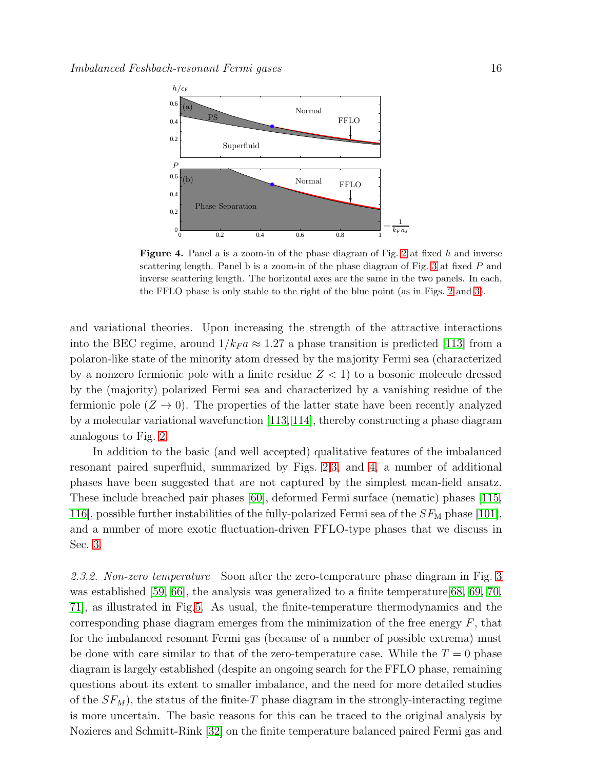**Figure 4.** Panel a is a zoom-in of the phase diagram of Fig. 2 at fixed $h$ and inverse scattering length. Panel b is a zoom-in of the phase diagram of Fig. 3 at fixed $P$ and inverse scattering length. The horizontal axes are the same in the two panels. In each, the FFLO phase is only stable to the right of the blue point (as in Figs. 2 and 3).

and variational theories. Upon increasing the strength of the attractive interactions into the BEC regime, around $1/k_F a \approx 1.27$ a phase transition is predicted [113] from a polaron-like state of the minority atom dressed by the majority Fermi sea (characterized by a nonzero fermionic pole with a finite residue $Z < 1$) to a bosonic molecule dressed by the (majority) polarized Fermi sea and characterized by a vanishing residue of the fermionic pole ($Z \to 0$). The properties of the latter state have been recently analyzed by a molecular variational wavefunction [113, 114], thereby constructing a phase diagram analogous to Fig. 2.

In addition to the basic (and well accepted) qualitative features of the imbalanced resonant paired superfluid, summarized by Figs. 2,3, and 4, a number of additional phases have been suggested that are not captured by the simplest mean-field ansatz. These include breached pair phases [60], deformed Fermi surface (nematic) phases [115, 116], possible further instabilities of the fully-polarized Fermi sea of the $SF_{\rm M}$ phase [101], and a number of more exotic fluctuation-driven FFLO-type phases that we discuss in Sec. 3.

*2.3.2. Non-zero temperature* Soon after the zero-temperature phase diagram in Fig. 3 was established [59, 66], the analysis was generalized to a finite temperature[68, 69, 70, 71], as illustrated in Fig.5. As usual, the finite-temperature thermodynamics and the corresponding phase diagram emerges from the minimization of the free energy $F$, that for the imbalanced resonant Fermi gas (because of a number of possible extrema) must be done with care similar to that of the zero-temperature case. While the $T = 0$ phase diagram is largely established (despite an ongoing search for the FFLO phase, remaining questions about its extent to smaller imbalance, and the need for more detailed studies of the $SF_M$), the status of the finite-$T$ phase diagram in the strongly-interacting regime is more uncertain. The basic reasons for this can be traced to the original analysis by Nozieres and Schmitt-Rink [32] on the finite temperature balanced paired Fermi gas and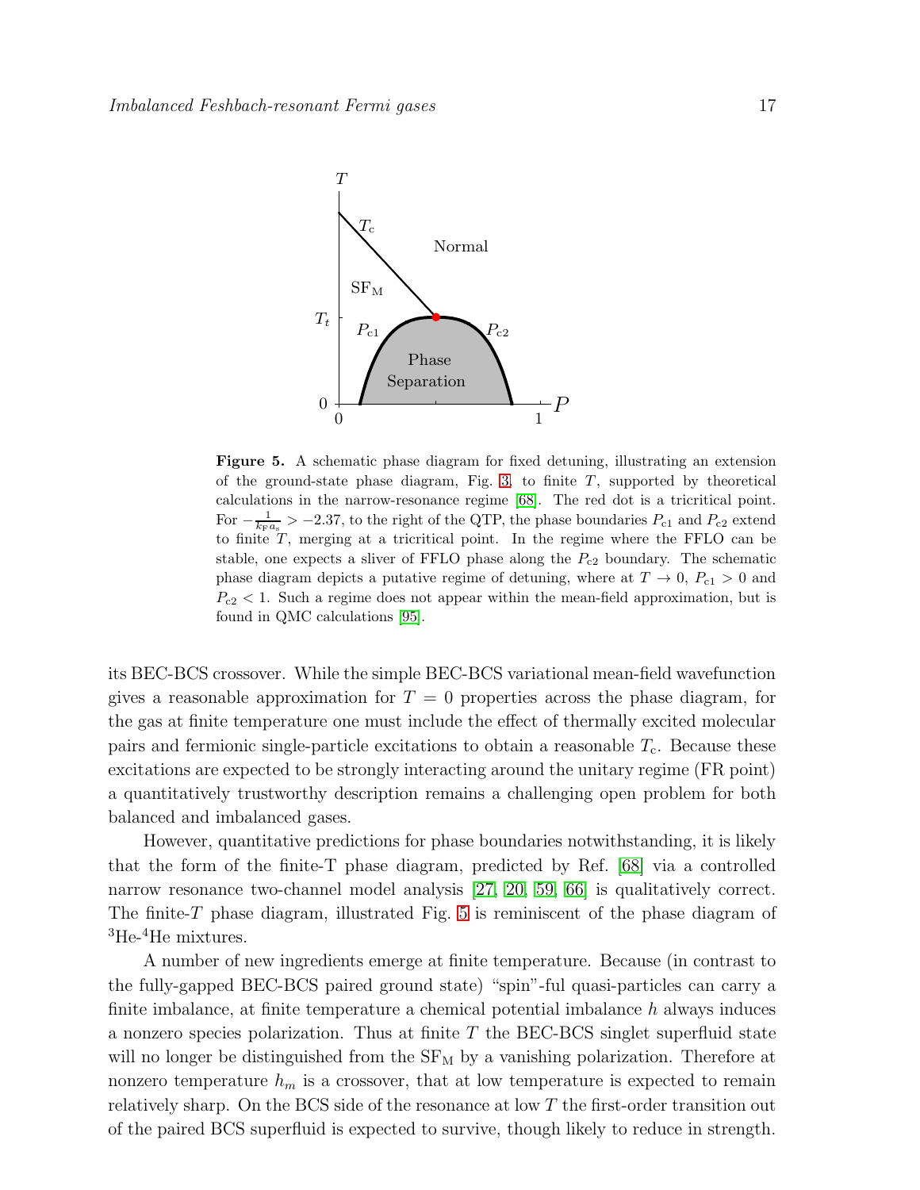**Figure 5.** A schematic phase diagram for fixed detuning, illustrating an extension of the ground-state phase diagram, Fig. 3, to finite $T$, supported by theoretical calculations in the narrow-resonance regime [68]. The red dot is a tricritical point. For $-\frac{1}{k_F a_s} > -2.37$, to the right of the QTP, the phase boundaries $P_{c1}$ and $P_{c2}$ extend to finite $T$, merging at a tricritical point. In the regime where the FFLO can be stable, one expects a sliver of FFLO phase along the $P_{c2}$ boundary. The schematic phase diagram depicts a putative regime of detuning, where at $T \to 0$, $P_{c1} > 0$ and $P_{c2} < 1$. Such a regime does not appear within the mean-field approximation, but is found in QMC calculations [95].

its BEC-BCS crossover. While the simple BEC-BCS variational mean-field wavefunction gives a reasonable approximation for $T = 0$ properties across the phase diagram, for the gas at finite temperature one must include the effect of thermally excited molecular pairs and fermionic single-particle excitations to obtain a reasonable $T_c$. Because these excitations are expected to be strongly interacting around the unitary regime (FR point) a quantitatively trustworthy description remains a challenging open problem for both balanced and imbalanced gases.

However, quantitative predictions for phase boundaries notwithstanding, it is likely that the form of the finite-T phase diagram, predicted by Ref. [68] via a controlled narrow resonance two-channel model analysis [27, 20, 59, 66] is qualitatively correct. The finite-$T$ phase diagram, illustrated Fig. 5 is reminiscent of the phase diagram of $^3$He-$^4$He mixtures.

A number of new ingredients emerge at finite temperature. Because (in contrast to the fully-gapped BEC-BCS paired ground state) "spin"-ful quasi-particles can carry a finite imbalance, at finite temperature a chemical potential imbalance $h$ always induces a nonzero species polarization. Thus at finite $T$ the BEC-BCS singlet superfluid state will no longer be distinguished from the $SF_M$ by a vanishing polarization. Therefore at nonzero temperature $h_m$ is a crossover, that at low temperature is expected to remain relatively sharp. On the BCS side of the resonance at low $T$ the first-order transition out of the paired BCS superfluid is expected to survive, though likely to reduce in strength.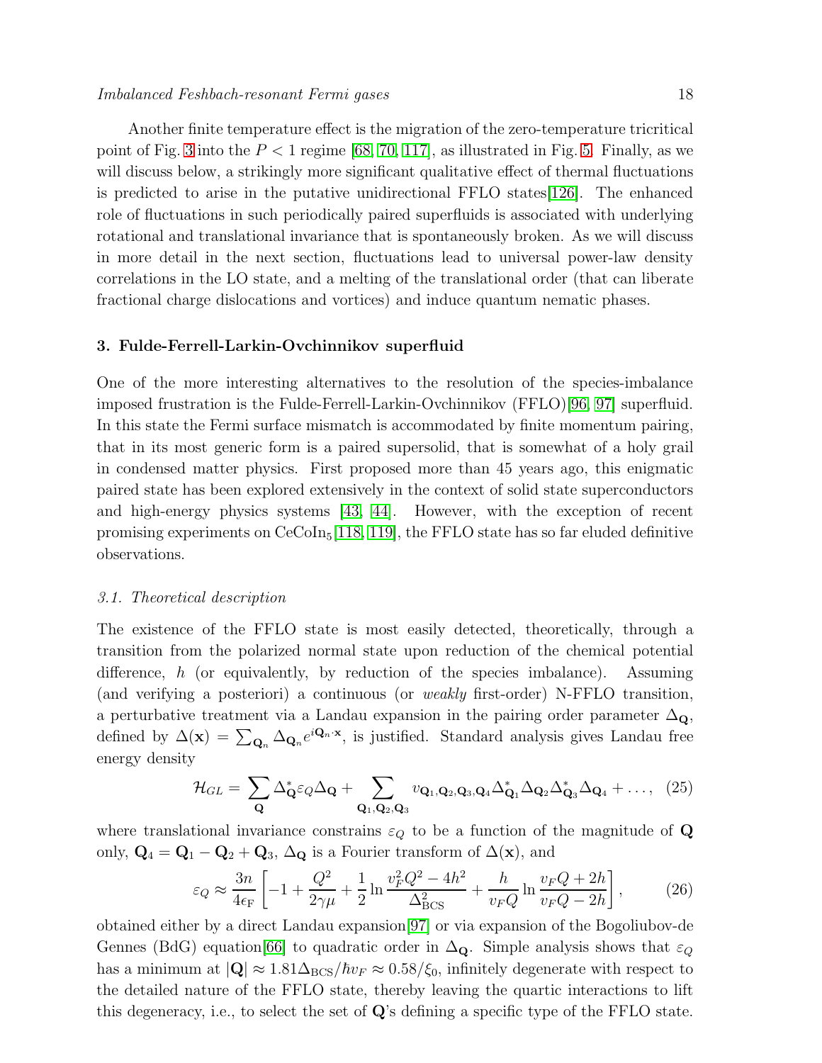Another finite temperature effect is the migration of the zero-temperature tricritical point of Fig. 3 into the $P < 1$ regime [68, 70, 117], as illustrated in Fig. 5. Finally, as we will discuss below, a strikingly more significant qualitative effect of thermal fluctuations is predicted to arise in the putative unidirectional FFLO states[126]. The enhanced role of fluctuations in such periodically paired superfluids is associated with underlying rotational and translational invariance that is spontaneously broken. As we will discuss in more detail in the next section, fluctuations lead to universal power-law density correlations in the LO state, and a melting of the translational order (that can liberate fractional charge dislocations and vortices) and induce quantum nematic phases.

## 3. Fulde-Ferrell-Larkin-Ovchinnikov superfluid

One of the more interesting alternatives to the resolution of the species-imbalance imposed frustration is the Fulde-Ferrell-Larkin-Ovchinnikov (FFLO)[96, 97] superfluid. In this state the Fermi surface mismatch is accommodated by finite momentum pairing, that in its most generic form is a paired supersolid, that is somewhat of a holy grail in condensed matter physics. First proposed more than 45 years ago, this enigmatic paired state has been explored extensively in the context of solid state superconductors and high-energy physics systems [43, 44]. However, with the exception of recent promising experiments on $CeCoIn_5$[118, 119], the FFLO state has so far eluded definitive observations.

### *3.1. Theoretical description*

The existence of the FFLO state is most easily detected, theoretically, through a transition from the polarized normal state upon reduction of the chemical potential difference, $h$ (or equivalently, by reduction of the species imbalance). Assuming (and verifying a posteriori) a continuous (or *weakly* first-order) N-FFLO transition, a perturbative treatment via a Landau expansion in the pairing order parameter $\Delta_{\mathbf{Q}}$, defined by $\Delta(\mathbf{x}) = \sum_{\mathbf{Q}_n} \Delta_{\mathbf{Q}_n} e^{i\mathbf{Q}_n \cdot \mathbf{x}}$, is justified. Standard analysis gives Landau free energy density

$$\mathcal{H}_{GL} = \sum_{\mathbf{Q}} \Delta^*_{\mathbf{Q}} \varepsilon_Q \Delta_{\mathbf{Q}} + \sum_{\mathbf{Q}_1, \mathbf{Q}_2, \mathbf{Q}_3} v_{\mathbf{Q}_1, \mathbf{Q}_2, \mathbf{Q}_3, \mathbf{Q}_4} \Delta^*_{\mathbf{Q}_1} \Delta_{\mathbf{Q}_2} \Delta^*_{\mathbf{Q}_3} \Delta_{\mathbf{Q}_4} + \ldots, \quad (25)$$

where translational invariance constrains $\varepsilon_Q$ to be a function of the magnitude of $\mathbf{Q}$ only, $\mathbf{Q}_4 = \mathbf{Q}_1 - \mathbf{Q}_2 + \mathbf{Q}_3$, $\Delta_{\mathbf{Q}}$ is a Fourier transform of $\Delta(\mathbf{x})$, and

$$\varepsilon_Q \approx \frac{3n}{4\epsilon_{\rm F}} \left[ -1 + \frac{Q^2}{2\gamma\mu} + \frac{1}{2} \ln \frac{v_F^2 Q^2 - 4h^2}{\Delta_{\rm BCS}^2} + \frac{h}{v_F Q} \ln \frac{v_F Q + 2h}{v_F Q - 2h} \right], \quad (26)$$

obtained either by a direct Landau expansion[97] or via expansion of the Bogoliubov-de Gennes (BdG) equation[66] to quadratic order in $\Delta_{\mathbf{Q}}$. Simple analysis shows that $\varepsilon_Q$ has a minimum at $|\mathbf{Q}| \approx 1.81 \Delta_{\rm BCS}/\hbar v_F \approx 0.58/\xi_0$, infinitely degenerate with respect to the detailed nature of the FFLO state, thereby leaving the quartic interactions to lift this degeneracy, i.e., to select the set of $\mathbf{Q}$'s defining a specific type of the FFLO state.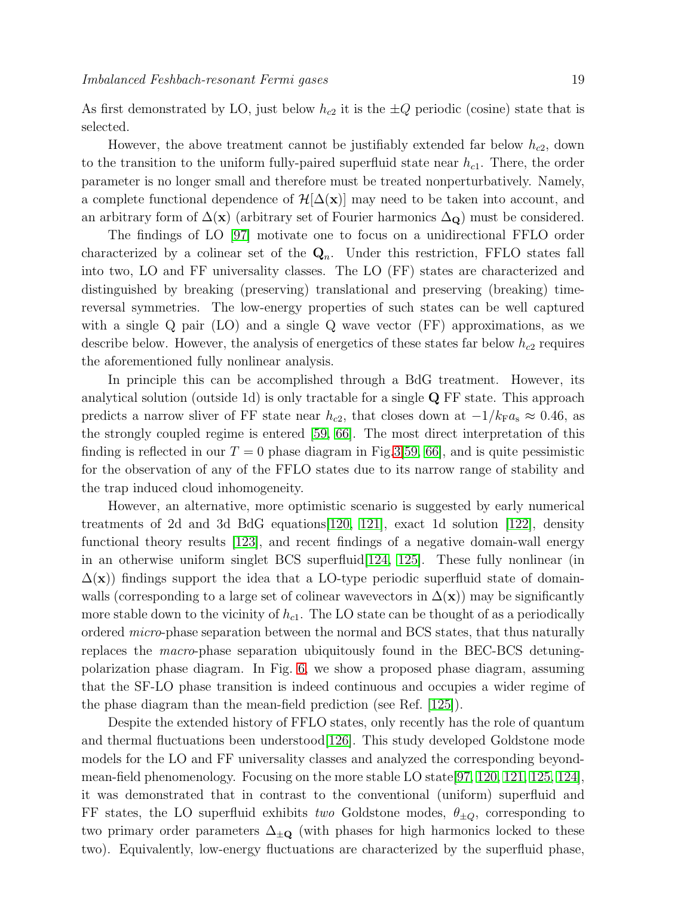As first demonstrated by LO, just below $h_{c2}$ it is the $\pm Q$ periodic (cosine) state that is selected.

However, the above treatment cannot be justifiably extended far below $h_{c2}$, down to the transition to the uniform fully-paired superfluid state near $h_{c1}$. There, the order parameter is no longer small and therefore must be treated nonperturbatively. Namely, a complete functional dependence of $\mathcal{H}[\Delta(\mathbf{x})]$ may need to be taken into account, and an arbitrary form of $\Delta(\mathbf{x})$ (arbitrary set of Fourier harmonics $\Delta_{\mathbf{Q}}$) must be considered.

The findings of LO [97] motivate one to focus on a unidirectional FFLO order characterized by a colinear set of the $\mathbf{Q}_n$. Under this restriction, FFLO states fall into two, LO and FF universality classes. The LO (FF) states are characterized and distinguished by breaking (preserving) translational and preserving (breaking) time-reversal symmetries. The low-energy properties of such states can be well captured with a single Q pair (LO) and a single Q wave vector (FF) approximations, as we describe below. However, the analysis of energetics of these states far below $h_{c2}$ requires the aforementioned fully nonlinear analysis.

In principle this can be accomplished through a BdG treatment. However, its analytical solution (outside 1d) is only tractable for a single $\mathbf{Q}$ FF state. This approach predicts a narrow sliver of FF state near $h_{c2}$, that closes down at $-1/k_{\mathrm{F}}a_{\mathrm{s}} \approx 0.46$, as the strongly coupled regime is entered [59, 66]. The most direct interpretation of this finding is reflected in our $T = 0$ phase diagram in Fig.3[59, 66], and is quite pessimistic for the observation of any of the FFLO states due to its narrow range of stability and the trap induced cloud inhomogeneity.

However, an alternative, more optimistic scenario is suggested by early numerical treatments of 2d and 3d BdG equations[120, 121], exact 1d solution [122], density functional theory results [123], and recent findings of a negative domain-wall energy in an otherwise uniform singlet BCS superfluid[124, 125]. These fully nonlinear (in $\Delta(\mathbf{x})$) findings support the idea that a LO-type periodic superfluid state of domain-walls (corresponding to a large set of colinear wavevectors in $\Delta(\mathbf{x})$) may be significantly more stable down to the vicinity of $h_{c1}$. The LO state can be thought of as a periodically ordered *micro*-phase separation between the normal and BCS states, that thus naturally replaces the *macro*-phase separation ubiquitously found in the BEC-BCS detuning-polarization phase diagram. In Fig. 6, we show a proposed phase diagram, assuming that the SF-LO phase transition is indeed continuous and occupies a wider regime of the phase diagram than the mean-field prediction (see Ref. [125]).

Despite the extended history of FFLO states, only recently has the role of quantum and thermal fluctuations been understood[126]. This study developed Goldstone mode models for the LO and FF universality classes and analyzed the corresponding beyond-mean-field phenomenology. Focusing on the more stable LO state[97, 120, 121, 125, 124], it was demonstrated that in contrast to the conventional (uniform) superfluid and FF states, the LO superfluid exhibits *two* Goldstone modes, $\theta_{\pm Q}$, corresponding to two primary order parameters $\Delta_{\pm\mathbf{Q}}$ (with phases for high harmonics locked to these two). Equivalently, low-energy fluctuations are characterized by the superfluid phase,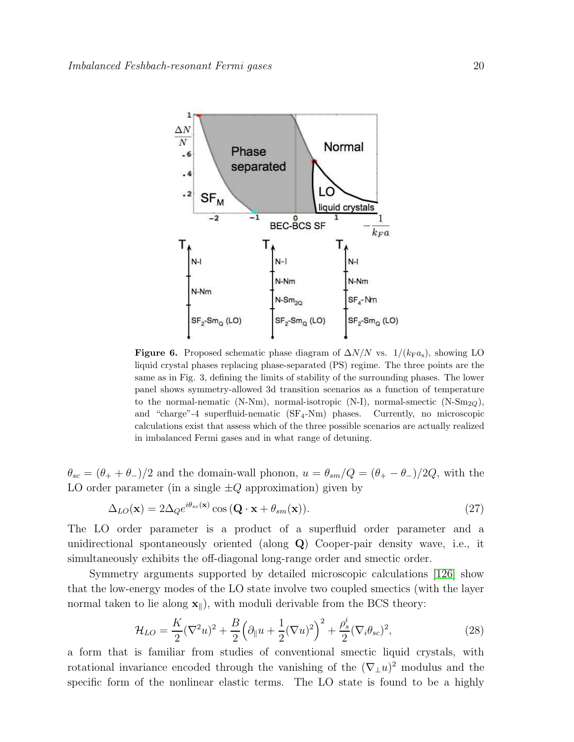**Figure 6.** Proposed schematic phase diagram of $\Delta N/N$ vs. $1/(k_F a_s)$, showing LO liquid crystal phases replacing phase-separated (PS) regime. The three points are the same as in Fig. 3, defining the limits of stability of the surrounding phases. The lower panel shows symmetry-allowed 3d transition scenarios as a function of temperature to the normal-nematic (N-Nm), normal-isotropic (N-I), normal-smectic (N-$\mathrm{Sm}_{2Q}$), and "charge"-4 superfluid-nematic ($\mathrm{SF}_4$-Nm) phases. Currently, no microscopic calculations exist that assess which of the three possible scenarios are actually realized in imbalanced Fermi gases and in what range of detuning.

$\theta_{sc} = (\theta_+ + \theta_-)/2$ and the domain-wall phonon, $u = \theta_{sm}/Q = (\theta_+ - \theta_-)/2Q$, with the LO order parameter (in a single $\pm Q$ approximation) given by

$$\Delta_{LO}(\mathbf{x}) = 2\Delta_Q e^{i\theta_{sc}(\mathbf{x})} \cos\left(\mathbf{Q}\cdot\mathbf{x} + \theta_{sm}(\mathbf{x})\right). \tag{27}$$

The LO order parameter is a product of a superfluid order parameter and a unidirectional spontaneously oriented (along $\mathbf{Q}$) Cooper-pair density wave, i.e., it simultaneously exhibits the off-diagonal long-range order and smectic order.

Symmetry arguments supported by detailed microscopic calculations [126] show that the low-energy modes of the LO state involve two coupled smectics (with the layer normal taken to lie along $\mathbf{x}_\parallel$), with moduli derivable from the BCS theory:

$$\mathcal{H}_{LO} = \frac{K}{2}(\nabla^2 u)^2 + \frac{B}{2}\Big(\partial_\parallel u + \frac{1}{2}(\nabla u)^2\Big)^2 + \frac{\rho_s^i}{2}(\nabla_i \theta_{sc})^2, \tag{28}$$

a form that is familiar from studies of conventional smectic liquid crystals, with rotational invariance encoded through the vanishing of the $(\nabla_\perp u)^2$ modulus and the specific form of the nonlinear elastic terms. The LO state is found to be a highly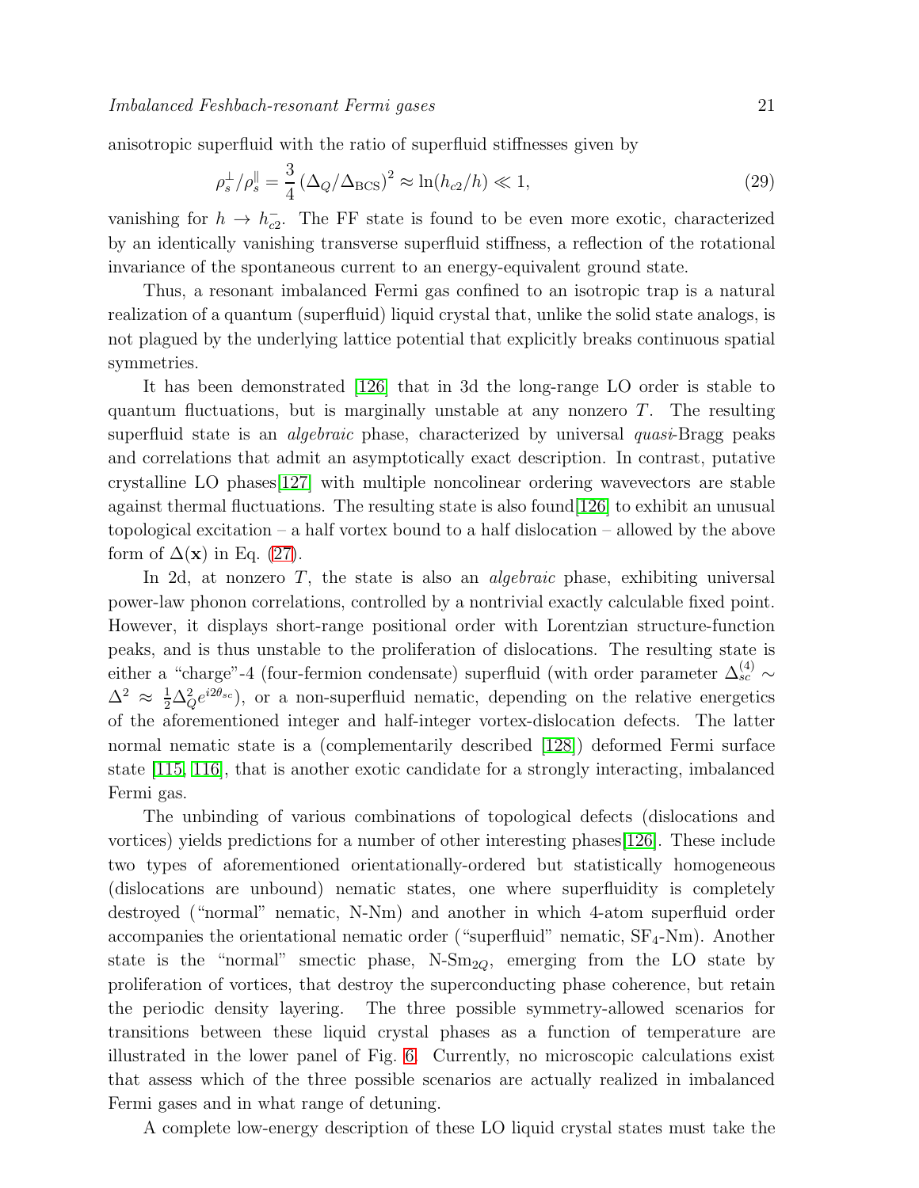anisotropic superfluid with the ratio of superfluid stiffnesses given by

$$\rho_s^{\perp}/\rho_s^{\parallel} = \frac{3}{4}\left(\Delta_Q/\Delta_{\rm BCS}\right)^2 \approx \ln(h_{c2}/h) \ll 1, \tag{29}$$

vanishing for $h \to h_{c2}^-$. The FF state is found to be even more exotic, characterized by an identically vanishing transverse superfluid stiffness, a reflection of the rotational invariance of the spontaneous current to an energy-equivalent ground state.

Thus, a resonant imbalanced Fermi gas confined to an isotropic trap is a natural realization of a quantum (superfluid) liquid crystal that, unlike the solid state analogs, is not plagued by the underlying lattice potential that explicitly breaks continuous spatial symmetries.

It has been demonstrated [126] that in 3d the long-range LO order is stable to quantum fluctuations, but is marginally unstable at any nonzero $T$. The resulting superfluid state is an *algebraic* phase, characterized by universal *quasi*-Bragg peaks and correlations that admit an asymptotically exact description. In contrast, putative crystalline LO phases[127] with multiple noncolinear ordering wavevectors are stable against thermal fluctuations. The resulting state is also found[126] to exhibit an unusual topological excitation – a half vortex bound to a half dislocation – allowed by the above form of $\Delta(\mathbf{x})$ in Eq. (27).

In 2d, at nonzero $T$, the state is also an *algebraic* phase, exhibiting universal power-law phonon correlations, controlled by a nontrivial exactly calculable fixed point. However, it displays short-range positional order with Lorentzian structure-function peaks, and is thus unstable to the proliferation of dislocations. The resulting state is either a "charge"-4 (four-fermion condensate) superfluid (with order parameter $\Delta_{sc}^{(4)} \sim \Delta^2 \approx \frac{1}{2}\Delta_Q^2 e^{i2\theta_{sc}}$), or a non-superfluid nematic, depending on the relative energetics of the aforementioned integer and half-integer vortex-dislocation defects. The latter normal nematic state is a (complementarily described [128]) deformed Fermi surface state [115, 116], that is another exotic candidate for a strongly interacting, imbalanced Fermi gas.

The unbinding of various combinations of topological defects (dislocations and vortices) yields predictions for a number of other interesting phases[126]. These include two types of aforementioned orientationally-ordered but statistically homogeneous (dislocations are unbound) nematic states, one where superfluidity is completely destroyed ("normal" nematic, N-Nm) and another in which 4-atom superfluid order accompanies the orientational nematic order ("superfluid" nematic, $\text{SF}_4$-Nm). Another state is the "normal" smectic phase, N-$\text{Sm}_{2Q}$, emerging from the LO state by proliferation of vortices, that destroy the superconducting phase coherence, but retain the periodic density layering. The three possible symmetry-allowed scenarios for transitions between these liquid crystal phases as a function of temperature are illustrated in the lower panel of Fig. 6. Currently, no microscopic calculations exist that assess which of the three possible scenarios are actually realized in imbalanced Fermi gases and in what range of detuning.

A complete low-energy description of these LO liquid crystal states must take the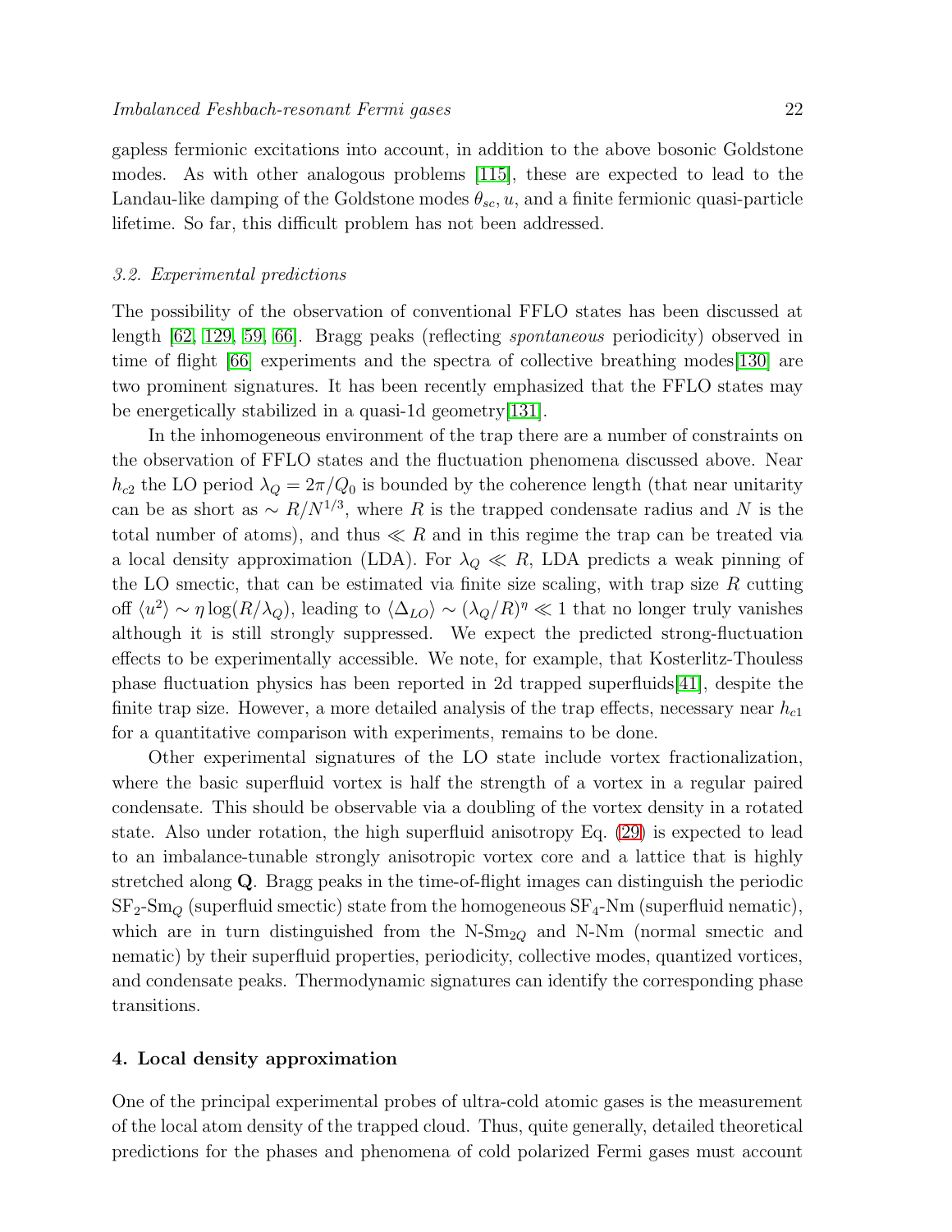gapless fermionic excitations into account, in addition to the above bosonic Goldstone modes. As with other analogous problems [115], these are expected to lead to the Landau-like damping of the Goldstone modes $\theta_{sc}, u$, and a finite fermionic quasi-particle lifetime. So far, this difficult problem has not been addressed.

### 3.2. Experimental predictions

The possibility of the observation of conventional FFLO states has been discussed at length [62, 129, 59, 66]. Bragg peaks (reflecting *spontaneous* periodicity) observed in time of flight [66] experiments and the spectra of collective breathing modes[130] are two prominent signatures. It has been recently emphasized that the FFLO states may be energetically stabilized in a quasi-1d geometry[131].

In the inhomogeneous environment of the trap there are a number of constraints on the observation of FFLO states and the fluctuation phenomena discussed above. Near $h_{c2}$ the LO period $\lambda_Q = 2\pi/Q_0$ is bounded by the coherence length (that near unitarity can be as short as $\sim R/N^{1/3}$, where $R$ is the trapped condensate radius and $N$ is the total number of atoms), and thus $\ll R$ and in this regime the trap can be treated via a local density approximation (LDA). For $\lambda_Q \ll R$, LDA predicts a weak pinning of the LO smectic, that can be estimated via finite size scaling, with trap size $R$ cutting off $\langle u^2 \rangle \sim \eta \log(R/\lambda_Q)$, leading to $\langle \Delta_{LO} \rangle \sim (\lambda_Q/R)^\eta \ll 1$ that no longer truly vanishes although it is still strongly suppressed. We expect the predicted strong-fluctuation effects to be experimentally accessible. We note, for example, that Kosterlitz-Thouless phase fluctuation physics has been reported in 2d trapped superfluids[41], despite the finite trap size. However, a more detailed analysis of the trap effects, necessary near $h_{c1}$ for a quantitative comparison with experiments, remains to be done.

Other experimental signatures of the LO state include vortex fractionalization, where the basic superfluid vortex is half the strength of a vortex in a regular paired condensate. This should be observable via a doubling of the vortex density in a rotated state. Also under rotation, the high superfluid anisotropy Eq. (29) is expected to lead to an imbalance-tunable strongly anisotropic vortex core and a lattice that is highly stretched along $\mathbf{Q}$. Bragg peaks in the time-of-flight images can distinguish the periodic $\mathrm{SF}_2$-$\mathrm{Sm}_Q$ (superfluid smectic) state from the homogeneous $\mathrm{SF}_4$-Nm (superfluid nematic), which are in turn distinguished from the N-$\mathrm{Sm}_{2Q}$ and N-Nm (normal smectic and nematic) by their superfluid properties, periodicity, collective modes, quantized vortices, and condensate peaks. Thermodynamic signatures can identify the corresponding phase transitions.

## 4. Local density approximation

One of the principal experimental probes of ultra-cold atomic gases is the measurement of the local atom density of the trapped cloud. Thus, quite generally, detailed theoretical predictions for the phases and phenomena of cold polarized Fermi gases must account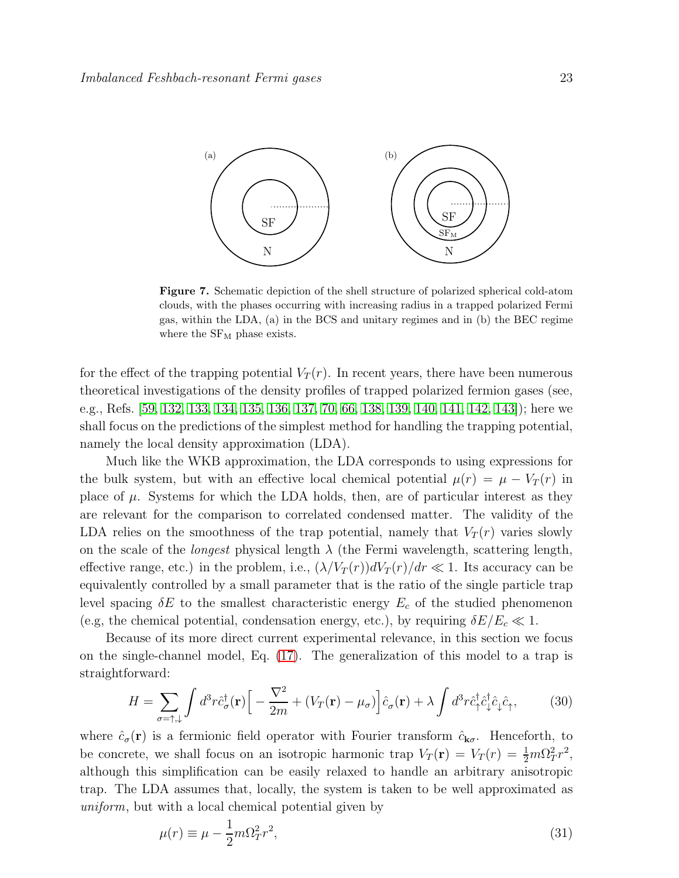**Figure 7.** Schematic depiction of the shell structure of polarized spherical cold-atom clouds, with the phases occurring with increasing radius in a trapped polarized Fermi gas, within the LDA, (a) in the BCS and unitary regimes and in (b) the BEC regime where the $\mathrm{SF_M}$ phase exists.

for the effect of the trapping potential $V_T(r)$. In recent years, there have been numerous theoretical investigations of the density profiles of trapped polarized fermion gases (see, e.g., Refs. [59, 132, 133, 134, 135, 136, 137, 70, 66, 138, 139, 140, 141, 142, 143]); here we shall focus on the predictions of the simplest method for handling the trapping potential, namely the local density approximation (LDA).

Much like the WKB approximation, the LDA corresponds to using expressions for the bulk system, but with an effective local chemical potential $\mu(r) = \mu - V_T(r)$ in place of $\mu$. Systems for which the LDA holds, then, are of particular interest as they are relevant for the comparison to correlated condensed matter. The validity of the LDA relies on the smoothness of the trap potential, namely that $V_T(r)$ varies slowly on the scale of the *longest* physical length $\lambda$ (the Fermi wavelength, scattering length, effective range, etc.) in the problem, i.e., $(\lambda/V_T(r))dV_T(r)/dr \ll 1$. Its accuracy can be equivalently controlled by a small parameter that is the ratio of the single particle trap level spacing $\delta E$ to the smallest characteristic energy $E_c$ of the studied phenomenon (e.g, the chemical potential, condensation energy, etc.), by requiring $\delta E/E_c \ll 1$.

Because of its more direct current experimental relevance, in this section we focus on the single-channel model, Eq. (17). The generalization of this model to a trap is straightforward:

$$H = \sum_{\sigma=\uparrow,\downarrow} \int d^3r \hat{c}_\sigma^\dagger(\mathbf{r}) \Big[ -\frac{\nabla^2}{2m} + (V_T(\mathbf{r}) - \mu_\sigma) \Big] \hat{c}_\sigma(\mathbf{r}) + \lambda \int d^3r \hat{c}_\uparrow^\dagger \hat{c}_\downarrow^\dagger \hat{c}_\downarrow \hat{c}_\uparrow, \tag{30}$$

where $\hat{c}_\sigma(\mathbf{r})$ is a fermionic field operator with Fourier transform $\hat{c}_{\mathbf{k}\sigma}$. Henceforth, to be concrete, we shall focus on an isotropic harmonic trap $V_T(\mathbf{r}) = V_T(r) = \frac{1}{2}m\Omega_T^2 r^2$, although this simplification can be easily relaxed to handle an arbitrary anisotropic trap. The LDA assumes that, locally, the system is taken to be well approximated as *uniform*, but with a local chemical potential given by

$$\mu(r) \equiv \mu - \frac{1}{2}m\Omega_T^2 r^2, \tag{31}$$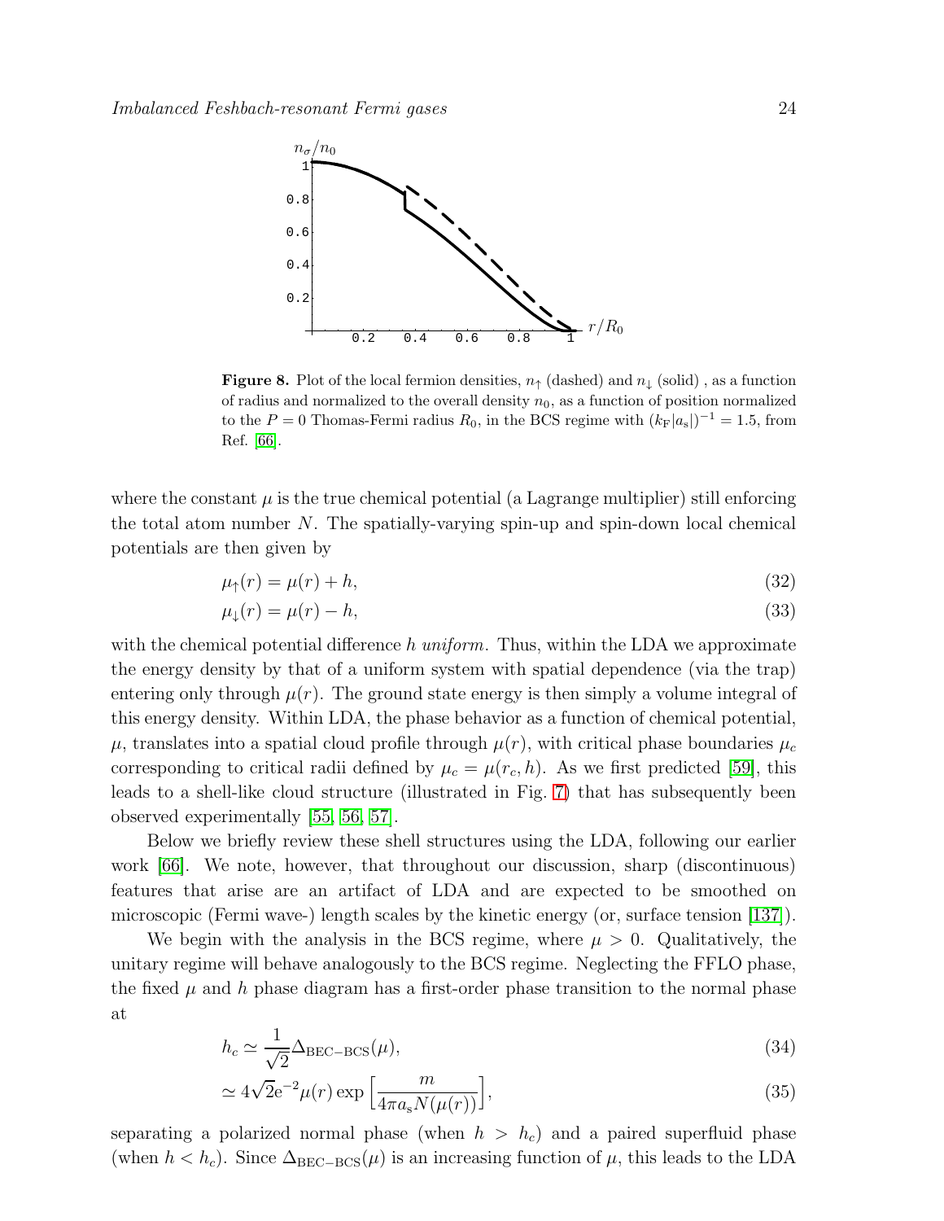**Figure 8.** Plot of the local fermion densities, $n_\uparrow$ (dashed) and $n_\downarrow$ (solid) , as a function of radius and normalized to the overall density $n_0$, as a function of position normalized to the $P = 0$ Thomas-Fermi radius $R_0$, in the BCS regime with $(k_F|a_s|)^{-1} = 1.5$, from Ref. [66].

where the constant $\mu$ is the true chemical potential (a Lagrange multiplier) still enforcing the total atom number $N$. The spatially-varying spin-up and spin-down local chemical potentials are then given by

$$\mu_\uparrow(r) = \mu(r) + h, \tag{32}$$

$$\mu_\downarrow(r) = \mu(r) - h, \tag{33}$$

with the chemical potential difference $h$ *uniform*. Thus, within the LDA we approximate the energy density by that of a uniform system with spatial dependence (via the trap) entering only through $\mu(r)$. The ground state energy is then simply a volume integral of this energy density. Within LDA, the phase behavior as a function of chemical potential, $\mu$, translates into a spatial cloud profile through $\mu(r)$, with critical phase boundaries $\mu_c$ corresponding to critical radii defined by $\mu_c = \mu(r_c, h)$. As we first predicted [59], this leads to a shell-like cloud structure (illustrated in Fig. 7) that has subsequently been observed experimentally [55, 56, 57].

Below we briefly review these shell structures using the LDA, following our earlier work [66]. We note, however, that throughout our discussion, sharp (discontinuous) features that arise are an artifact of LDA and are expected to be smoothed on microscopic (Fermi wave-) length scales by the kinetic energy (or, surface tension [137]).

We begin with the analysis in the BCS regime, where $\mu > 0$. Qualitatively, the unitary regime will behave analogously to the BCS regime. Neglecting the FFLO phase, the fixed $\mu$ and $h$ phase diagram has a first-order phase transition to the normal phase at

$$h_c \simeq \frac{1}{\sqrt{2}} \Delta_{\text{BEC-BCS}}(\mu), \tag{34}$$

$$\simeq 4\sqrt{2}\mathrm{e}^{-2}\mu(r) \exp\left[\frac{m}{4\pi a_s N(\mu(r))}\right], \tag{35}$$

separating a polarized normal phase (when $h > h_c$) and a paired superfluid phase (when $h < h_c$). Since $\Delta_{\text{BEC-BCS}}(\mu)$ is an increasing function of $\mu$, this leads to the LDA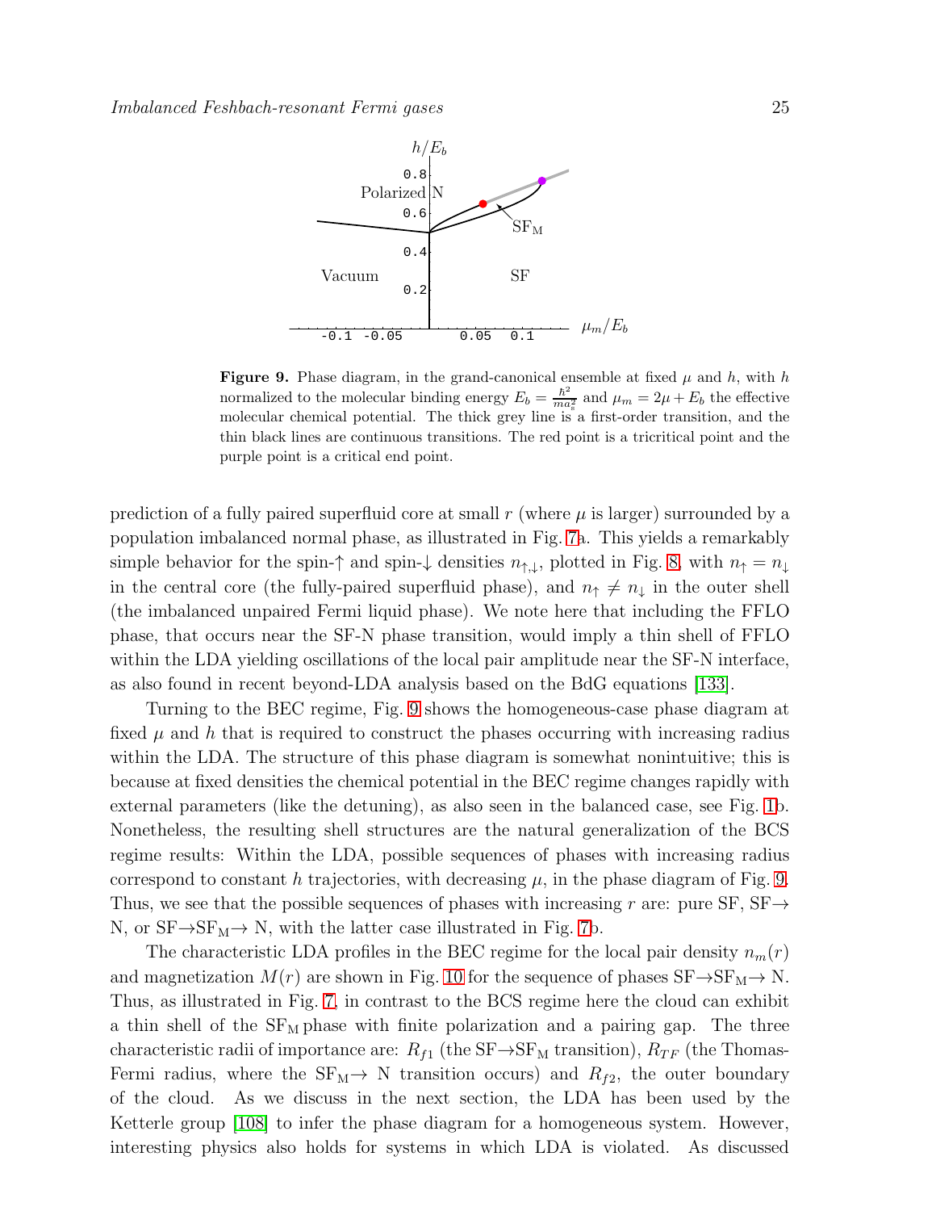**Figure 9.** Phase diagram, in the grand-canonical ensemble at fixed $\mu$ and $h$, with $h$ normalized to the molecular binding energy $E_b = \frac{\hbar^2}{m a_s^2}$ and $\mu_m = 2\mu + E_b$ the effective molecular chemical potential. The thick grey line is a first-order transition, and the thin black lines are continuous transitions. The red point is a tricritical point and the purple point is a critical end point.

prediction of a fully paired superfluid core at small $r$ (where $\mu$ is larger) surrounded by a population imbalanced normal phase, as illustrated in Fig. 7a. This yields a remarkably simple behavior for the spin-$\uparrow$ and spin-$\downarrow$ densities $n_{\uparrow,\downarrow}$, plotted in Fig. 8, with $n_\uparrow = n_\downarrow$ in the central core (the fully-paired superfluid phase), and $n_\uparrow \neq n_\downarrow$ in the outer shell (the imbalanced unpaired Fermi liquid phase). We note here that including the FFLO phase, that occurs near the SF-N phase transition, would imply a thin shell of FFLO within the LDA yielding oscillations of the local pair amplitude near the SF-N interface, as also found in recent beyond-LDA analysis based on the BdG equations [133].

Turning to the BEC regime, Fig. 9 shows the homogeneous-case phase diagram at fixed $\mu$ and $h$ that is required to construct the phases occurring with increasing radius within the LDA. The structure of this phase diagram is somewhat nonintuitive; this is because at fixed densities the chemical potential in the BEC regime changes rapidly with external parameters (like the detuning), as also seen in the balanced case, see Fig. 1b. Nonetheless, the resulting shell structures are the natural generalization of the BCS regime results: Within the LDA, possible sequences of phases with increasing radius correspond to constant $h$ trajectories, with decreasing $\mu$, in the phase diagram of Fig. 9. Thus, we see that the possible sequences of phases with increasing $r$ are: pure SF, SF$\rightarrow$ N, or SF$\rightarrow$SF$_{\rm M}\rightarrow$ N, with the latter case illustrated in Fig. 7b.

The characteristic LDA profiles in the BEC regime for the local pair density $n_m(r)$ and magnetization $M(r)$ are shown in Fig. 10 for the sequence of phases SF$\rightarrow$SF$_{\rm M}\rightarrow$ N. Thus, as illustrated in Fig. 7, in contrast to the BCS regime here the cloud can exhibit a thin shell of the SF$_{\rm M}$ phase with finite polarization and a pairing gap. The three characteristic radii of importance are: $R_{f1}$ (the SF$\rightarrow$SF$_{\rm M}$ transition), $R_{TF}$ (the Thomas-Fermi radius, where the SF$_{\rm M}\rightarrow$ N transition occurs) and $R_{f2}$, the outer boundary of the cloud. As we discuss in the next section, the LDA has been used by the Ketterle group [108] to infer the phase diagram for a homogeneous system. However, interesting physics also holds for systems in which LDA is violated. As discussed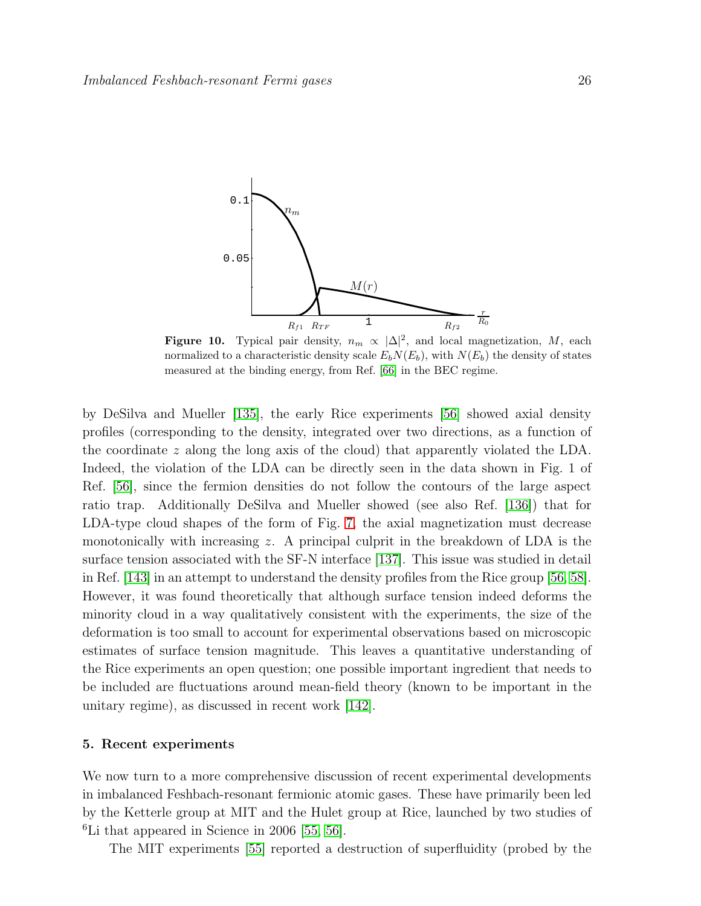**Figure 10.** Typical pair density, $n_m \propto |\Delta|^2$, and local magnetization, $M$, each normalized to a characteristic density scale $E_b N(E_b)$, with $N(E_b)$ the density of states measured at the binding energy, from Ref. [66] in the BEC regime.

by DeSilva and Mueller [135], the early Rice experiments [56] showed axial density profiles (corresponding to the density, integrated over two directions, as a function of the coordinate $z$ along the long axis of the cloud) that apparently violated the LDA. Indeed, the violation of the LDA can be directly seen in the data shown in Fig. 1 of Ref. [56], since the fermion densities do not follow the contours of the large aspect ratio trap. Additionally DeSilva and Mueller showed (see also Ref. [136]) that for LDA-type cloud shapes of the form of Fig. 7, the axial magnetization must decrease monotonically with increasing $z$. A principal culprit in the breakdown of LDA is the surface tension associated with the SF-N interface [137]. This issue was studied in detail in Ref. [143] in an attempt to understand the density profiles from the Rice group [56, 58]. However, it was found theoretically that although surface tension indeed deforms the minority cloud in a way qualitatively consistent with the experiments, the size of the deformation is too small to account for experimental observations based on microscopic estimates of surface tension magnitude. This leaves a quantitative understanding of the Rice experiments an open question; one possible important ingredient that needs to be included are fluctuations around mean-field theory (known to be important in the unitary regime), as discussed in recent work [142].

## 5. Recent experiments

We now turn to a more comprehensive discussion of recent experimental developments in imbalanced Feshbach-resonant fermionic atomic gases. These have primarily been led by the Ketterle group at MIT and the Hulet group at Rice, launched by two studies of $^6$Li that appeared in Science in 2006 [55, 56].

The MIT experiments [55] reported a destruction of superfluidity (probed by the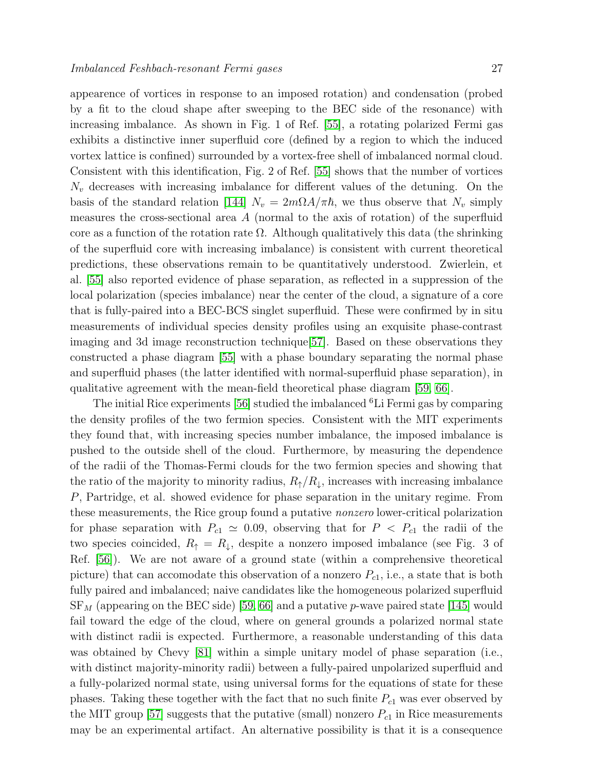appearence of vortices in response to an imposed rotation) and condensation (probed by a fit to the cloud shape after sweeping to the BEC side of the resonance) with increasing imbalance. As shown in Fig. 1 of Ref. [55], a rotating polarized Fermi gas exhibits a distinctive inner superfluid core (defined by a region to which the induced vortex lattice is confined) surrounded by a vortex-free shell of imbalanced normal cloud. Consistent with this identification, Fig. 2 of Ref. [55] shows that the number of vortices $N_v$ decreases with increasing imbalance for different values of the detuning. On the basis of the standard relation [144] $N_v = 2m\Omega A/\pi\hbar$, we thus observe that $N_v$ simply measures the cross-sectional area $A$ (normal to the axis of rotation) of the superfluid core as a function of the rotation rate $\Omega$. Although qualitatively this data (the shrinking of the superfluid core with increasing imbalance) is consistent with current theoretical predictions, these observations remain to be quantitatively understood. Zwierlein, et al. [55] also reported evidence of phase separation, as reflected in a suppression of the local polarization (species imbalance) near the center of the cloud, a signature of a core that is fully-paired into a BEC-BCS singlet superfluid. These were confirmed by in situ measurements of individual species density profiles using an exquisite phase-contrast imaging and 3d image reconstruction technique[57]. Based on these observations they constructed a phase diagram [55] with a phase boundary separating the normal phase and superfluid phases (the latter identified with normal-superfluid phase separation), in qualitative agreement with the mean-field theoretical phase diagram [59, 66].

The initial Rice experiments [56] studied the imbalanced $^6$Li Fermi gas by comparing the density profiles of the two fermion species. Consistent with the MIT experiments they found that, with increasing species number imbalance, the imposed imbalance is pushed to the outside shell of the cloud. Furthermore, by measuring the dependence of the radii of the Thomas-Fermi clouds for the two fermion species and showing that the ratio of the majority to minority radius, $R_\uparrow/R_\downarrow$, increases with increasing imbalance $P$, Partridge, et al. showed evidence for phase separation in the unitary regime. From these measurements, the Rice group found a putative *nonzero* lower-critical polarization for phase separation with $P_{c1} \simeq 0.09$, observing that for $P < P_{c1}$ the radii of the two species coincided, $R_\uparrow = R_\downarrow$, despite a nonzero imposed imbalance (see Fig. 3 of Ref. [56]). We are not aware of a ground state (within a comprehensive theoretical picture) that can accomodate this observation of a nonzero $P_{c1}$, i.e., a state that is both fully paired and imbalanced; naive candidates like the homogeneous polarized superfluid $\mathrm{SF}_M$ (appearing on the BEC side) [59, 66] and a putative $p$-wave paired state [145] would fail toward the edge of the cloud, where on general grounds a polarized normal state with distinct radii is expected. Furthermore, a reasonable understanding of this data was obtained by Chevy [81] within a simple unitary model of phase separation (i.e., with distinct majority-minority radii) between a fully-paired unpolarized superfluid and a fully-polarized normal state, using universal forms for the equations of state for these phases. Taking these together with the fact that no such finite $P_{c1}$ was ever observed by the MIT group [57] suggests that the putative (small) nonzero $P_{c1}$ in Rice measurements may be an experimental artifact. An alternative possibility is that it is a consequence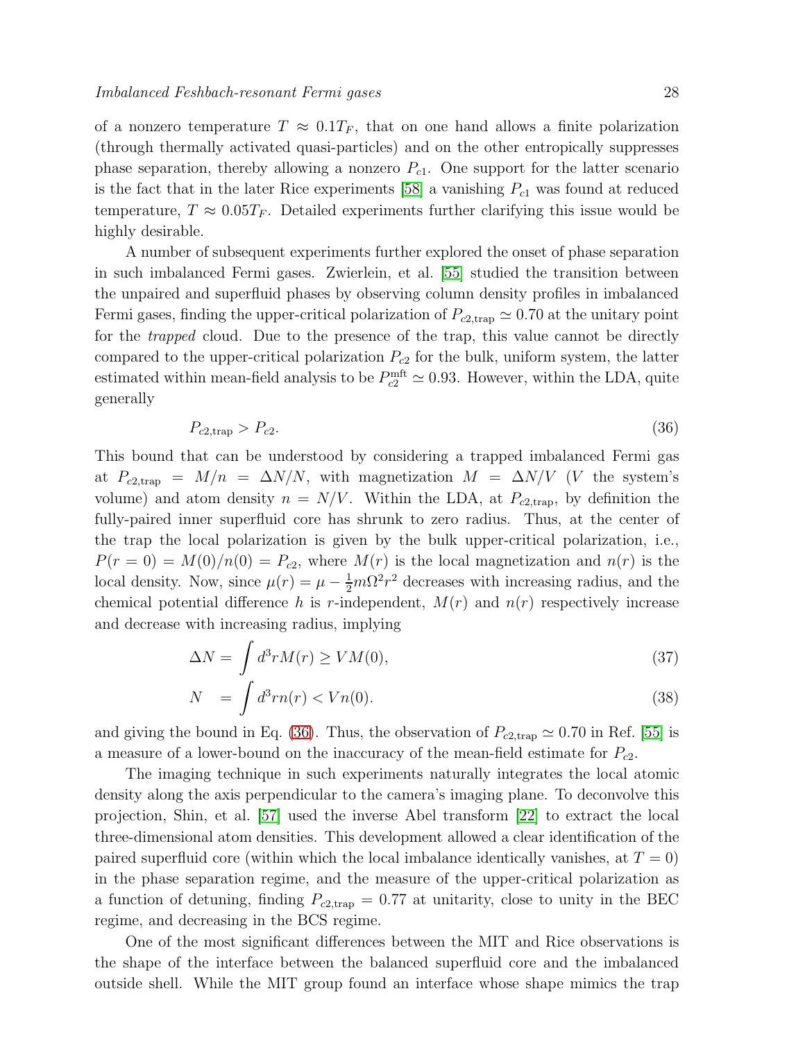of a nonzero temperature $T \approx 0.1 T_F$, that on one hand allows a finite polarization (through thermally activated quasi-particles) and on the other entropically suppresses phase separation, thereby allowing a nonzero $P_{c1}$. One support for the latter scenario is the fact that in the later Rice experiments [58] a vanishing $P_{c1}$ was found at reduced temperature, $T \approx 0.05 T_F$. Detailed experiments further clarifying this issue would be highly desirable.

A number of subsequent experiments further explored the onset of phase separation in such imbalanced Fermi gases. Zwierlein, et al. [55] studied the transition between the unpaired and superfluid phases by observing column density profiles in imbalanced Fermi gases, finding the upper-critical polarization of $P_{c2,\mathrm{trap}} \simeq 0.70$ at the unitary point for the *trapped* cloud. Due to the presence of the trap, this value cannot be directly compared to the upper-critical polarization $P_{c2}$ for the bulk, uniform system, the latter estimated within mean-field analysis to be $P_{c2}^{\mathrm{mft}} \simeq 0.93$. However, within the LDA, quite generally

$$P_{c2,\mathrm{trap}} > P_{c2}. \tag{36}$$

This bound that can be understood by considering a trapped imbalanced Fermi gas at $P_{c2,\mathrm{trap}} = M/n = \Delta N/N$, with magnetization $M = \Delta N/V$ ($V$ the system's volume) and atom density $n = N/V$. Within the LDA, at $P_{c2,\mathrm{trap}}$, by definition the fully-paired inner superfluid core has shrunk to zero radius. Thus, at the center of the trap the local polarization is given by the bulk upper-critical polarization, i.e., $P(r=0) = M(0)/n(0) = P_{c2}$, where $M(r)$ is the local magnetization and $n(r)$ is the local density. Now, since $\mu(r) = \mu - \frac{1}{2} m \Omega^2 r^2$ decreases with increasing radius, and the chemical potential difference $h$ is $r$-independent, $M(r)$ and $n(r)$ respectively increase and decrease with increasing radius, implying

$$\Delta N = \int d^3 r M(r) \geq V M(0), \tag{37}$$

$$N = \int d^3 r n(r) < V n(0). \tag{38}$$

and giving the bound in Eq. (36). Thus, the observation of $P_{c2,\mathrm{trap}} \simeq 0.70$ in Ref. [55] is a measure of a lower-bound on the inaccuracy of the mean-field estimate for $P_{c2}$.

The imaging technique in such experiments naturally integrates the local atomic density along the axis perpendicular to the camera's imaging plane. To deconvolve this projection, Shin, et al. [57] used the inverse Abel transform [22] to extract the local three-dimensional atom densities. This development allowed a clear identification of the paired superfluid core (within which the local imbalance identically vanishes, at $T = 0$) in the phase separation regime, and the measure of the upper-critical polarization as a function of detuning, finding $P_{c2,\mathrm{trap}} = 0.77$ at unitarity, close to unity in the BEC regime, and decreasing in the BCS regime.

One of the most significant differences between the MIT and Rice observations is the shape of the interface between the balanced superfluid core and the imbalanced outside shell. While the MIT group found an interface whose shape mimics the trap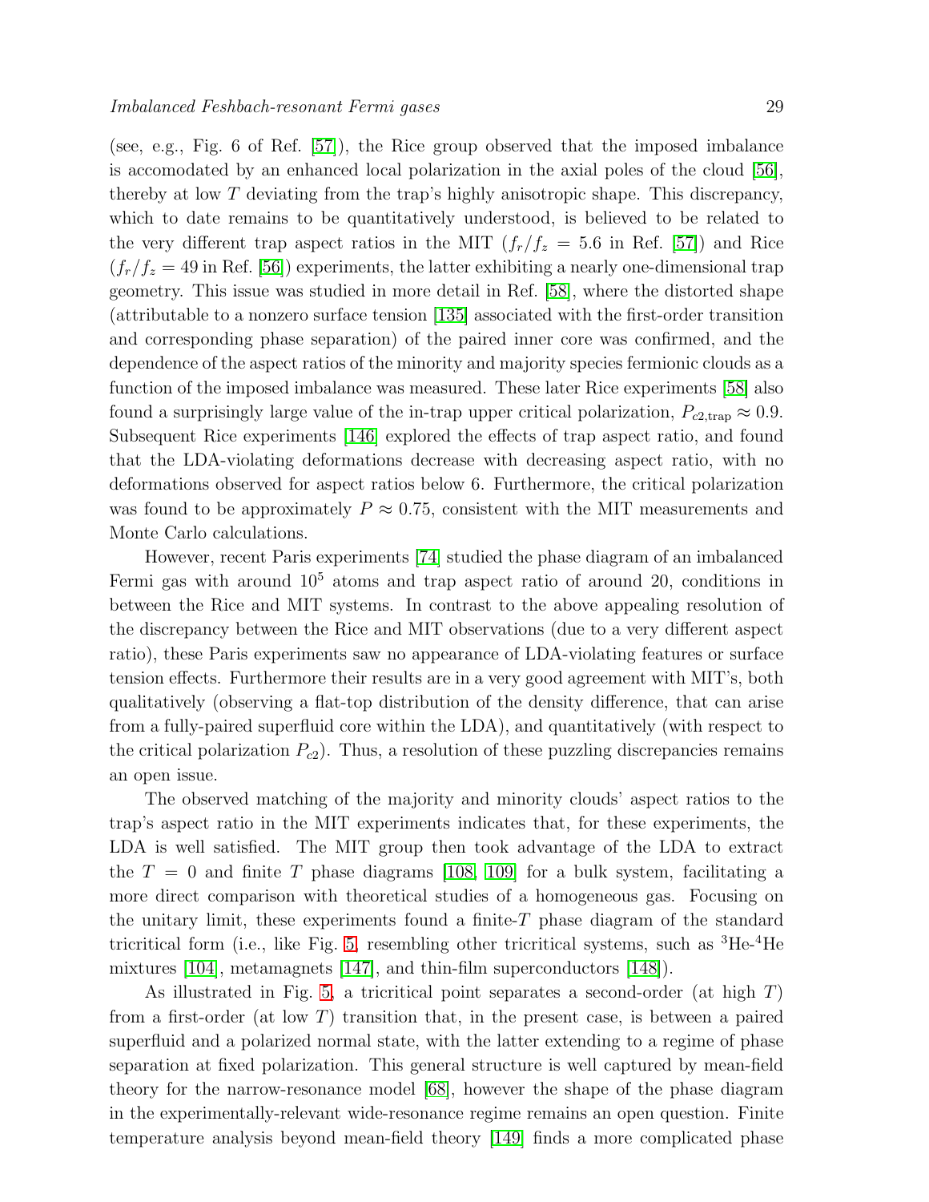(see, e.g., Fig. 6 of Ref. [57]), the Rice group observed that the imposed imbalance is accomodated by an enhanced local polarization in the axial poles of the cloud [56], thereby at low $T$ deviating from the trap's highly anisotropic shape. This discrepancy, which to date remains to be quantitatively understood, is believed to be related to the very different trap aspect ratios in the MIT ($f_r/f_z = 5.6$ in Ref. [57]) and Rice ($f_r/f_z = 49$ in Ref. [56]) experiments, the latter exhibiting a nearly one-dimensional trap geometry. This issue was studied in more detail in Ref. [58], where the distorted shape (attributable to a nonzero surface tension [135] associated with the first-order transition and corresponding phase separation) of the paired inner core was confirmed, and the dependence of the aspect ratios of the minority and majority species fermionic clouds as a function of the imposed imbalance was measured. These later Rice experiments [58] also found a surprisingly large value of the in-trap upper critical polarization, $P_{c2,\mathrm{trap}} \approx 0.9$. Subsequent Rice experiments [146] explored the effects of trap aspect ratio, and found that the LDA-violating deformations decrease with decreasing aspect ratio, with no deformations observed for aspect ratios below 6. Furthermore, the critical polarization was found to be approximately $P \approx 0.75$, consistent with the MIT measurements and Monte Carlo calculations.

However, recent Paris experiments [74] studied the phase diagram of an imbalanced Fermi gas with around $10^5$ atoms and trap aspect ratio of around 20, conditions in between the Rice and MIT systems. In contrast to the above appealing resolution of the discrepancy between the Rice and MIT observations (due to a very different aspect ratio), these Paris experiments saw no appearance of LDA-violating features or surface tension effects. Furthermore their results are in a very good agreement with MIT's, both qualitatively (observing a flat-top distribution of the density difference, that can arise from a fully-paired superfluid core within the LDA), and quantitatively (with respect to the critical polarization $P_{c2}$). Thus, a resolution of these puzzling discrepancies remains an open issue.

The observed matching of the majority and minority clouds' aspect ratios to the trap's aspect ratio in the MIT experiments indicates that, for these experiments, the LDA is well satisfied. The MIT group then took advantage of the LDA to extract the $T = 0$ and finite $T$ phase diagrams [108, 109] for a bulk system, facilitating a more direct comparison with theoretical studies of a homogeneous gas. Focusing on the unitary limit, these experiments found a finite-$T$ phase diagram of the standard tricritical form (i.e., like Fig. 5, resembling other tricritical systems, such as $^3$He-$^4$He mixtures [104], metamagnets [147], and thin-film superconductors [148]).

As illustrated in Fig. 5, a tricritical point separates a second-order (at high $T$) from a first-order (at low $T$) transition that, in the present case, is between a paired superfluid and a polarized normal state, with the latter extending to a regime of phase separation at fixed polarization. This general structure is well captured by mean-field theory for the narrow-resonance model [68], however the shape of the phase diagram in the experimentally-relevant wide-resonance regime remains an open question. Finite temperature analysis beyond mean-field theory [149] finds a more complicated phase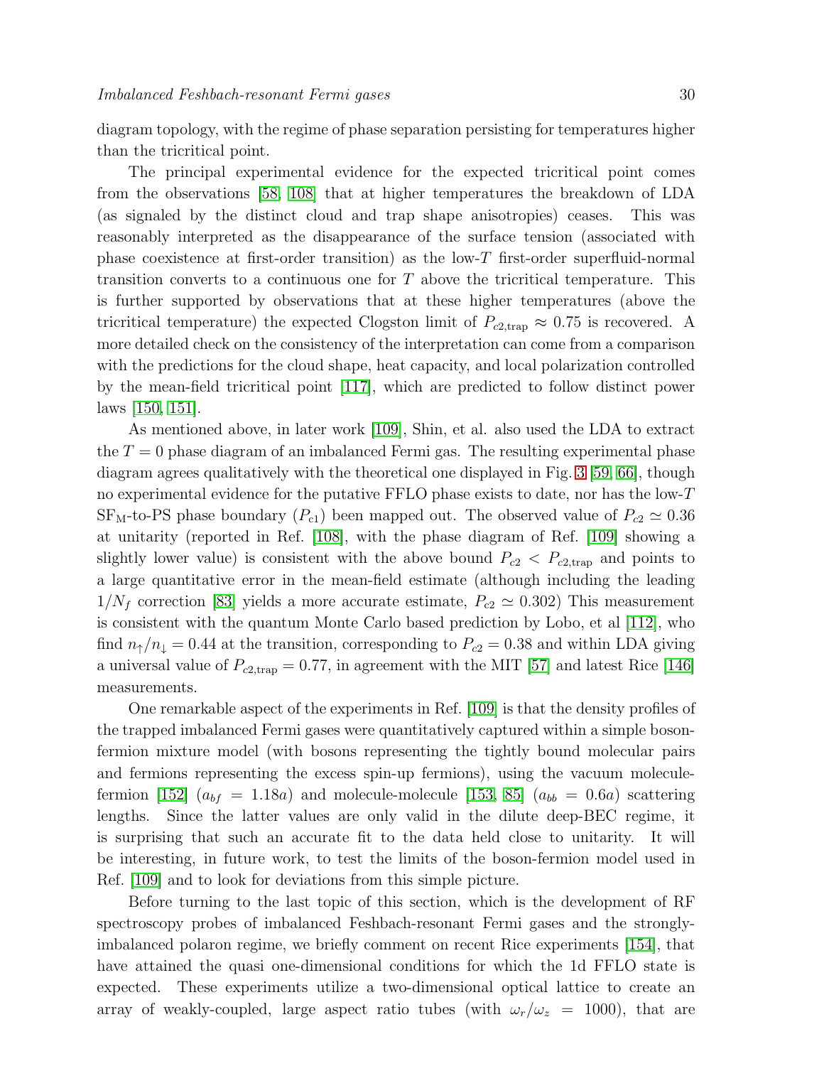diagram topology, with the regime of phase separation persisting for temperatures higher than the tricritical point.

The principal experimental evidence for the expected tricritical point comes from the observations [58, 108] that at higher temperatures the breakdown of LDA (as signaled by the distinct cloud and trap shape anisotropies) ceases. This was reasonably interpreted as the disappearance of the surface tension (associated with phase coexistence at first-order transition) as the low-$T$ first-order superfluid-normal transition converts to a continuous one for $T$ above the tricritical temperature. This is further supported by observations that at these higher temperatures (above the tricritical temperature) the expected Clogston limit of $P_{c2,\rm trap} \approx 0.75$ is recovered. A more detailed check on the consistency of the interpretation can come from a comparison with the predictions for the cloud shape, heat capacity, and local polarization controlled by the mean-field tricritical point [117], which are predicted to follow distinct power laws [150, 151].

As mentioned above, in later work [109], Shin, et al. also used the LDA to extract the $T = 0$ phase diagram of an imbalanced Fermi gas. The resulting experimental phase diagram agrees qualitatively with the theoretical one displayed in Fig. 3 [59, 66], though no experimental evidence for the putative FFLO phase exists to date, nor has the low-$T$ $\rm SF_M$-to-PS phase boundary ($P_{c1}$) been mapped out. The observed value of $P_{c2} \simeq 0.36$ at unitarity (reported in Ref. [108], with the phase diagram of Ref. [109] showing a slightly lower value) is consistent with the above bound $P_{c2} < P_{c2,\rm trap}$ and points to a large quantitative error in the mean-field estimate (although including the leading $1/N_f$ correction [83] yields a more accurate estimate, $P_{c2} \simeq 0.302$) This measurement is consistent with the quantum Monte Carlo based prediction by Lobo, et al [112], who find $n_\uparrow/n_\downarrow = 0.44$ at the transition, corresponding to $P_{c2} = 0.38$ and within LDA giving a universal value of $P_{c2,\rm trap} = 0.77$, in agreement with the MIT [57] and latest Rice [146] measurements.

One remarkable aspect of the experiments in Ref. [109] is that the density profiles of the trapped imbalanced Fermi gases were quantitatively captured within a simple boson-fermion mixture model (with bosons representing the tightly bound molecular pairs and fermions representing the excess spin-up fermions), using the vacuum molecule-fermion [152] ($a_{bf} = 1.18a$) and molecule-molecule [153, 85] ($a_{bb} = 0.6a$) scattering lengths. Since the latter values are only valid in the dilute deep-BEC regime, it is surprising that such an accurate fit to the data held close to unitarity. It will be interesting, in future work, to test the limits of the boson-fermion model used in Ref. [109] and to look for deviations from this simple picture.

Before turning to the last topic of this section, which is the development of RF spectroscopy probes of imbalanced Feshbach-resonant Fermi gases and the strongly-imbalanced polaron regime, we briefly comment on recent Rice experiments [154], that have attained the quasi one-dimensional conditions for which the 1d FFLO state is expected. These experiments utilize a two-dimensional optical lattice to create an array of weakly-coupled, large aspect ratio tubes (with $\omega_r/\omega_z = 1000$), that are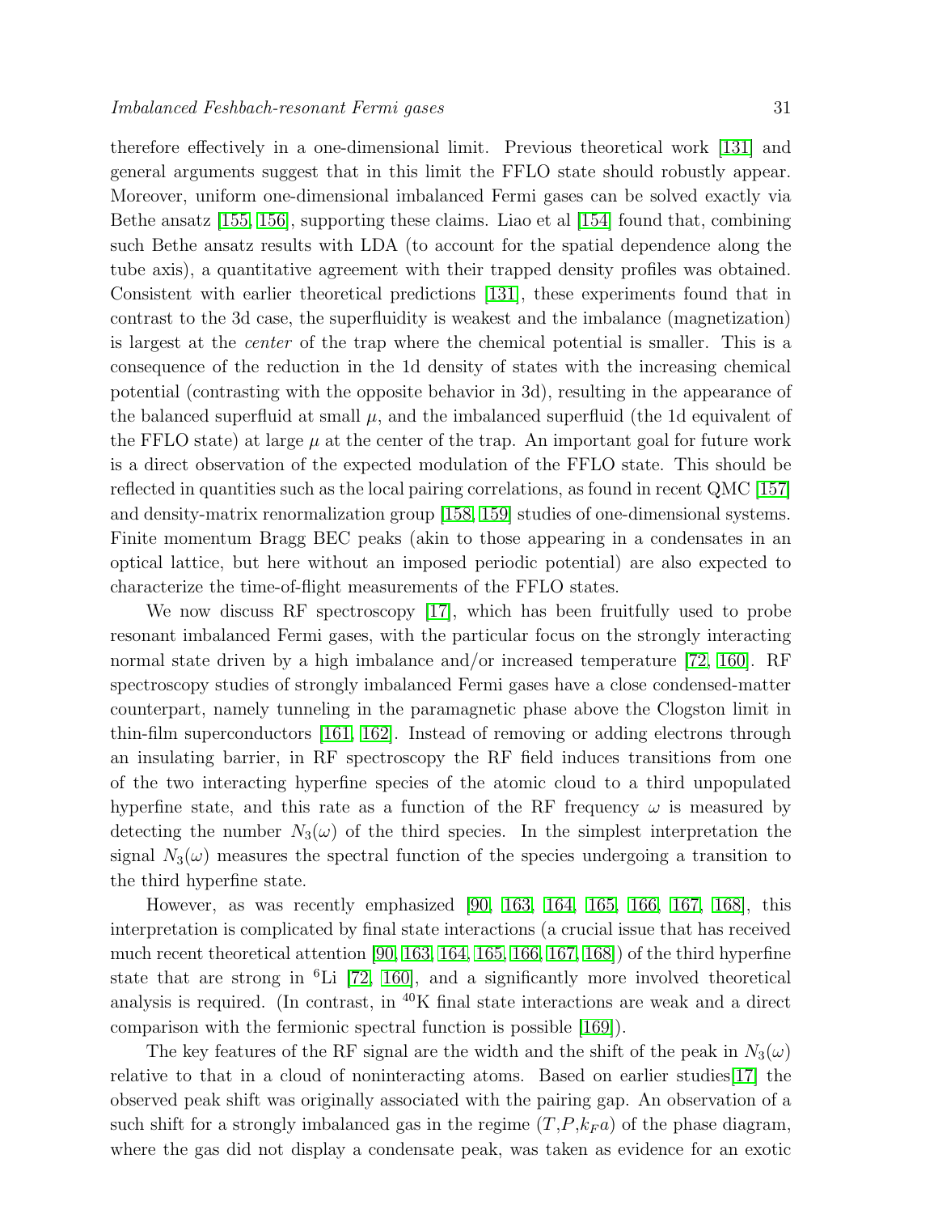therefore effectively in a one-dimensional limit. Previous theoretical work [131] and general arguments suggest that in this limit the FFLO state should robustly appear. Moreover, uniform one-dimensional imbalanced Fermi gases can be solved exactly via Bethe ansatz [155, 156], supporting these claims. Liao et al [154] found that, combining such Bethe ansatz results with LDA (to account for the spatial dependence along the tube axis), a quantitative agreement with their trapped density profiles was obtained. Consistent with earlier theoretical predictions [131], these experiments found that in contrast to the 3d case, the superfluidity is weakest and the imbalance (magnetization) is largest at the *center* of the trap where the chemical potential is smaller. This is a consequence of the reduction in the 1d density of states with the increasing chemical potential (contrasting with the opposite behavior in 3d), resulting in the appearance of the balanced superfluid at small $\mu$, and the imbalanced superfluid (the 1d equivalent of the FFLO state) at large $\mu$ at the center of the trap. An important goal for future work is a direct observation of the expected modulation of the FFLO state. This should be reflected in quantities such as the local pairing correlations, as found in recent QMC [157] and density-matrix renormalization group [158, 159] studies of one-dimensional systems. Finite momentum Bragg BEC peaks (akin to those appearing in a condensates in an optical lattice, but here without an imposed periodic potential) are also expected to characterize the time-of-flight measurements of the FFLO states.

We now discuss RF spectroscopy [17], which has been fruitfully used to probe resonant imbalanced Fermi gases, with the particular focus on the strongly interacting normal state driven by a high imbalance and/or increased temperature [72, 160]. RF spectroscopy studies of strongly imbalanced Fermi gases have a close condensed-matter counterpart, namely tunneling in the paramagnetic phase above the Clogston limit in thin-film superconductors [161, 162]. Instead of removing or adding electrons through an insulating barrier, in RF spectroscopy the RF field induces transitions from one of the two interacting hyperfine species of the atomic cloud to a third unpopulated hyperfine state, and this rate as a function of the RF frequency $\omega$ is measured by detecting the number $N_3(\omega)$ of the third species. In the simplest interpretation the signal $N_3(\omega)$ measures the spectral function of the species undergoing a transition to the third hyperfine state.

However, as was recently emphasized [90, 163, 164, 165, 166, 167, 168], this interpretation is complicated by final state interactions (a crucial issue that has received much recent theoretical attention [90, 163, 164, 165, 166, 167, 168]) of the third hyperfine state that are strong in $^6$Li [72, 160], and a significantly more involved theoretical analysis is required. (In contrast, in $^{40}$K final state interactions are weak and a direct comparison with the fermionic spectral function is possible [169]).

The key features of the RF signal are the width and the shift of the peak in $N_3(\omega)$ relative to that in a cloud of noninteracting atoms. Based on earlier studies[17] the observed peak shift was originally associated with the pairing gap. An observation of a such shift for a strongly imbalanced gas in the regime ($T$,$P$,$k_Fa$) of the phase diagram, where the gas did not display a condensate peak, was taken as evidence for an exotic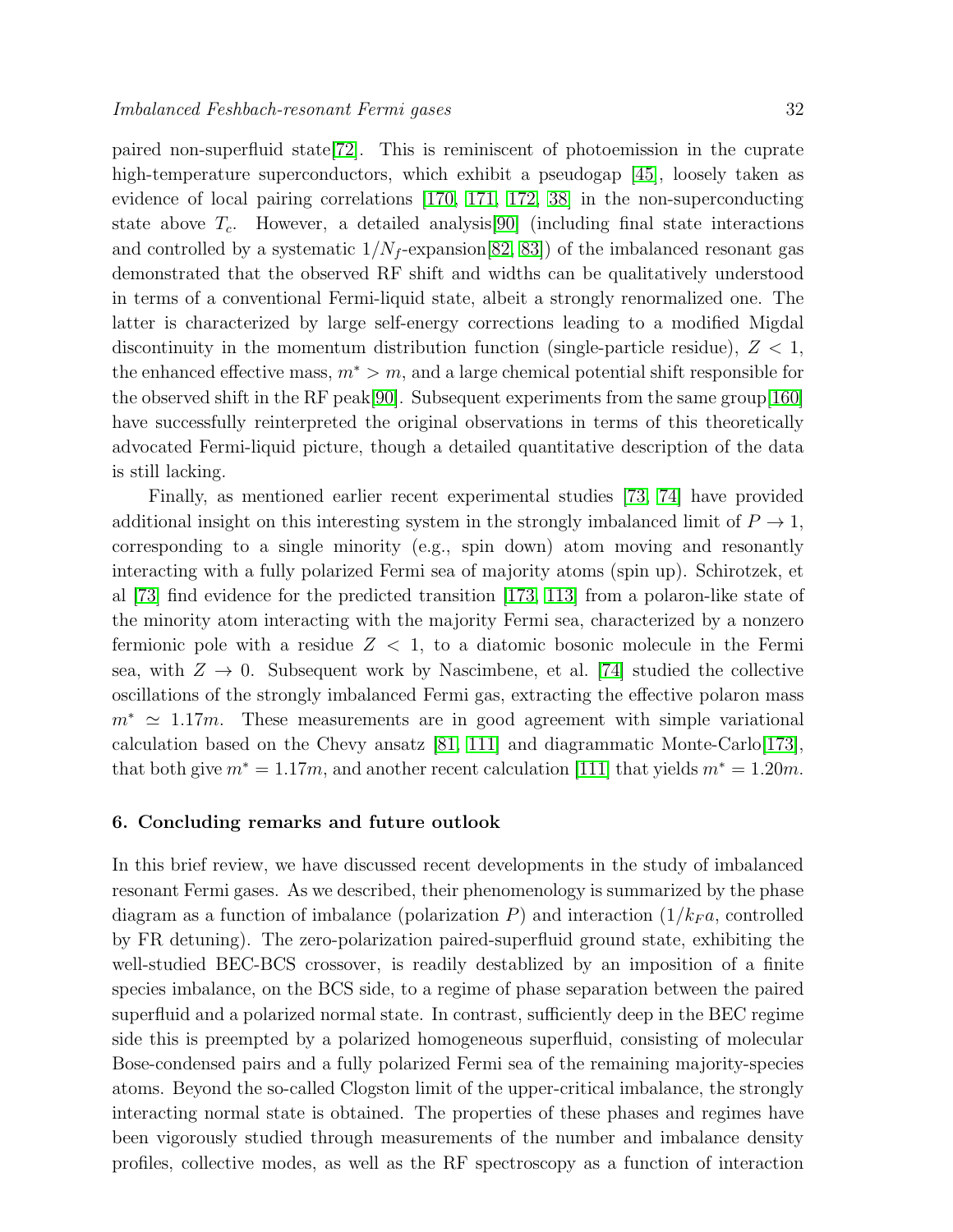paired non-superfluid state[72]. This is reminiscent of photoemission in the cuprate high-temperature superconductors, which exhibit a pseudogap [45], loosely taken as evidence of local pairing correlations [170, 171, 172, 38] in the non-superconducting state above $T_c$. However, a detailed analysis[90] (including final state interactions and controlled by a systematic $1/N_f$-expansion[82, 83]) of the imbalanced resonant gas demonstrated that the observed RF shift and widths can be qualitatively understood in terms of a conventional Fermi-liquid state, albeit a strongly renormalized one. The latter is characterized by large self-energy corrections leading to a modified Migdal discontinuity in the momentum distribution function (single-particle residue), $Z < 1$, the enhanced effective mass, $m^* > m$, and a large chemical potential shift responsible for the observed shift in the RF peak[90]. Subsequent experiments from the same group[160] have successfully reinterpreted the original observations in terms of this theoretically advocated Fermi-liquid picture, though a detailed quantitative description of the data is still lacking.

Finally, as mentioned earlier recent experimental studies [73, 74] have provided additional insight on this interesting system in the strongly imbalanced limit of $P \to 1$, corresponding to a single minority (e.g., spin down) atom moving and resonantly interacting with a fully polarized Fermi sea of majority atoms (spin up). Schirotzek, et al [73] find evidence for the predicted transition [173, 113] from a polaron-like state of the minority atom interacting with the majority Fermi sea, characterized by a nonzero fermionic pole with a residue $Z < 1$, to a diatomic bosonic molecule in the Fermi sea, with $Z \to 0$. Subsequent work by Nascimbene, et al. [74] studied the collective oscillations of the strongly imbalanced Fermi gas, extracting the effective polaron mass $m^* \simeq 1.17m$. These measurements are in good agreement with simple variational calculation based on the Chevy ansatz [81, 111] and diagrammatic Monte-Carlo[173], that both give $m^* = 1.17m$, and another recent calculation [111] that yields $m^* = 1.20m$.

## 6. Concluding remarks and future outlook

In this brief review, we have discussed recent developments in the study of imbalanced resonant Fermi gases. As we described, their phenomenology is summarized by the phase diagram as a function of imbalance (polarization $P$) and interaction ($1/k_F a$, controlled by FR detuning). The zero-polarization paired-superfluid ground state, exhibiting the well-studied BEC-BCS crossover, is readily destablized by an imposition of a finite species imbalance, on the BCS side, to a regime of phase separation between the paired superfluid and a polarized normal state. In contrast, sufficiently deep in the BEC regime side this is preempted by a polarized homogeneous superfluid, consisting of molecular Bose-condensed pairs and a fully polarized Fermi sea of the remaining majority-species atoms. Beyond the so-called Clogston limit of the upper-critical imbalance, the strongly interacting normal state is obtained. The properties of these phases and regimes have been vigorously studied through measurements of the number and imbalance density profiles, collective modes, as well as the RF spectroscopy as a function of interaction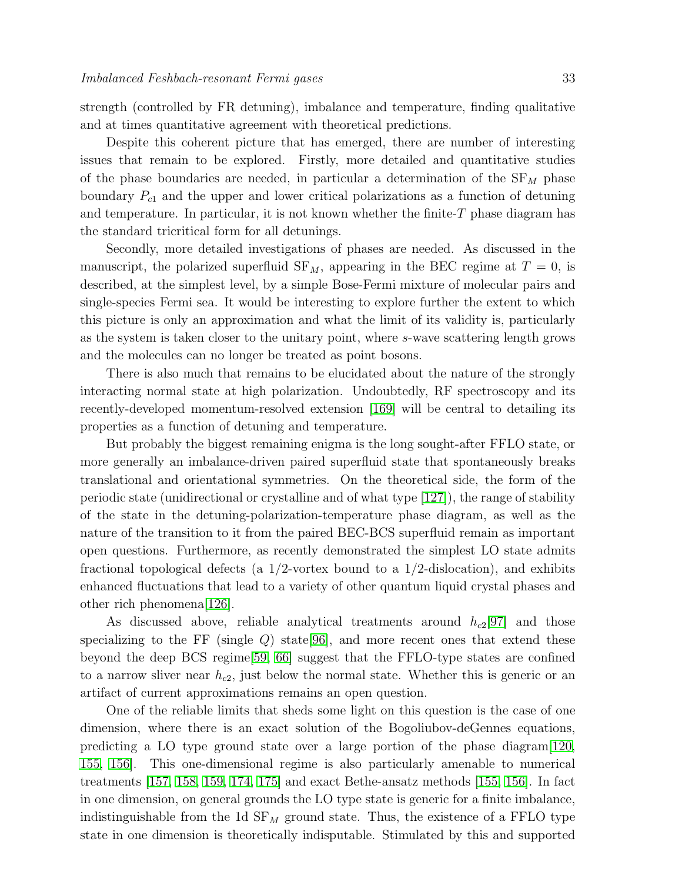strength (controlled by FR detuning), imbalance and temperature, finding qualitative and at times quantitative agreement with theoretical predictions.

Despite this coherent picture that has emerged, there are number of interesting issues that remain to be explored. Firstly, more detailed and quantitative studies of the phase boundaries are needed, in particular a determination of the $\mathrm{SF}_M$ phase boundary $P_{c1}$ and the upper and lower critical polarizations as a function of detuning and temperature. In particular, it is not known whether the finite-$T$ phase diagram has the standard tricritical form for all detunings.

Secondly, more detailed investigations of phases are needed. As discussed in the manuscript, the polarized superfluid $\mathrm{SF}_M$, appearing in the BEC regime at $T = 0$, is described, at the simplest level, by a simple Bose-Fermi mixture of molecular pairs and single-species Fermi sea. It would be interesting to explore further the extent to which this picture is only an approximation and what the limit of its validity is, particularly as the system is taken closer to the unitary point, where $s$-wave scattering length grows and the molecules can no longer be treated as point bosons.

There is also much that remains to be elucidated about the nature of the strongly interacting normal state at high polarization. Undoubtedly, RF spectroscopy and its recently-developed momentum-resolved extension [169] will be central to detailing its properties as a function of detuning and temperature.

But probably the biggest remaining enigma is the long sought-after FFLO state, or more generally an imbalance-driven paired superfluid state that spontaneously breaks translational and orientational symmetries. On the theoretical side, the form of the periodic state (unidirectional or crystalline and of what type [127]), the range of stability of the state in the detuning-polarization-temperature phase diagram, as well as the nature of the transition to it from the paired BEC-BCS superfluid remain as important open questions. Furthermore, as recently demonstrated the simplest LO state admits fractional topological defects (a 1/2-vortex bound to a 1/2-dislocation), and exhibits enhanced fluctuations that lead to a variety of other quantum liquid crystal phases and other rich phenomena[126].

As discussed above, reliable analytical treatments around $h_{c2}$[97] and those specializing to the FF (single $Q$) state[96], and more recent ones that extend these beyond the deep BCS regime[59, 66] suggest that the FFLO-type states are confined to a narrow sliver near $h_{c2}$, just below the normal state. Whether this is generic or an artifact of current approximations remains an open question.

One of the reliable limits that sheds some light on this question is the case of one dimension, where there is an exact solution of the Bogoliubov-deGennes equations, predicting a LO type ground state over a large portion of the phase diagram[120, 155, 156]. This one-dimensional regime is also particularly amenable to numerical treatments [157, 158, 159, 174, 175] and exact Bethe-ansatz methods [155, 156]. In fact in one dimension, on general grounds the LO type state is generic for a finite imbalance, indistinguishable from the 1d $\mathrm{SF}_M$ ground state. Thus, the existence of a FFLO type state in one dimension is theoretically indisputable. Stimulated by this and supported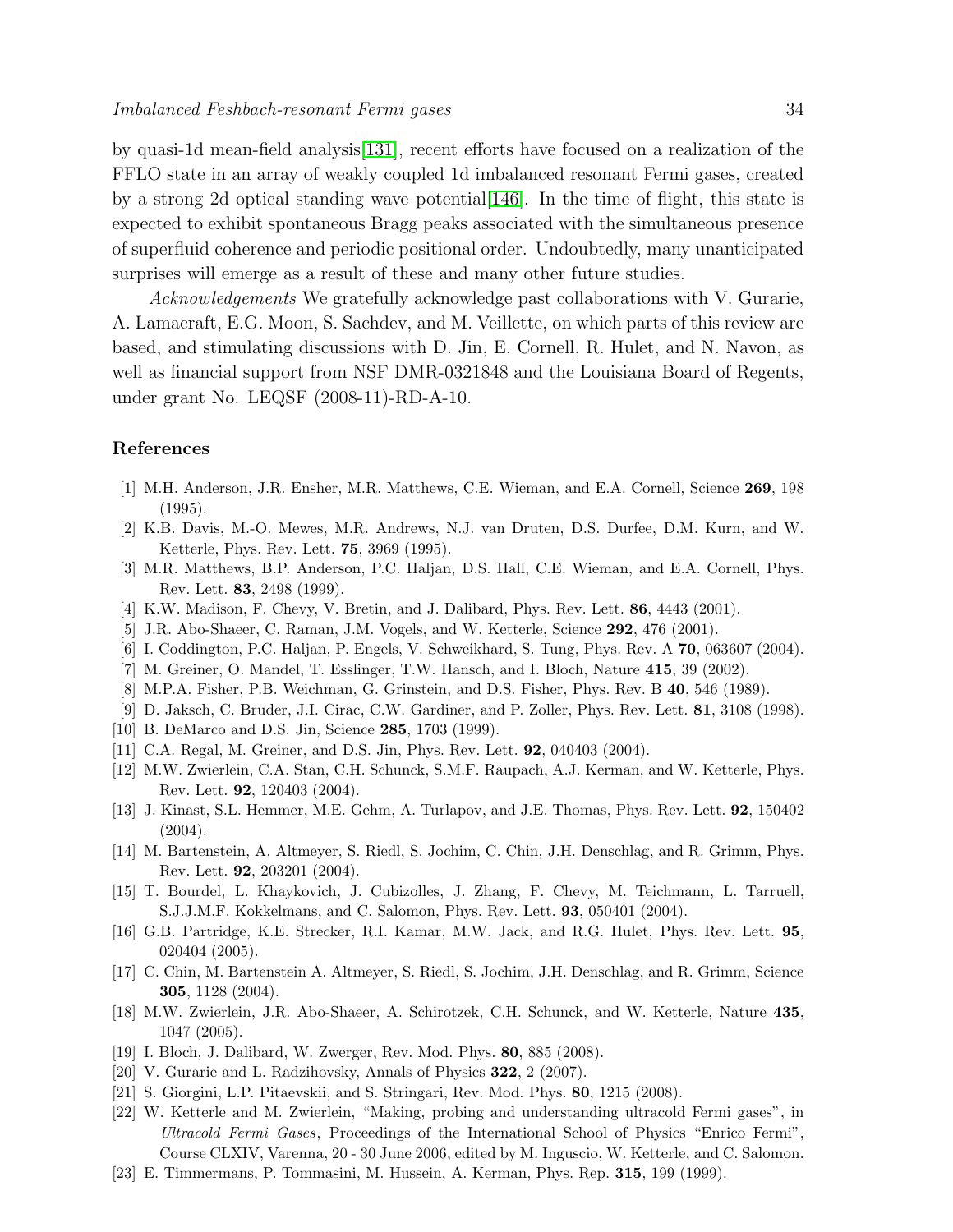by quasi-1d mean-field analysis[131], recent efforts have focused on a realization of the FFLO state in an array of weakly coupled 1d imbalanced resonant Fermi gases, created by a strong 2d optical standing wave potential[146]. In the time of flight, this state is expected to exhibit spontaneous Bragg peaks associated with the simultaneous presence of superfluid coherence and periodic positional order. Undoubtedly, many unanticipated surprises will emerge as a result of these and many other future studies.

*Acknowledgements* We gratefully acknowledge past collaborations with V. Gurarie, A. Lamacraft, E.G. Moon, S. Sachdev, and M. Veillette, on which parts of this review are based, and stimulating discussions with D. Jin, E. Cornell, R. Hulet, and N. Navon, as well as financial support from NSF DMR-0321848 and the Louisiana Board of Regents, under grant No. LEQSF (2008-11)-RD-A-10.

## References

[1] M.H. Anderson, J.R. Ensher, M.R. Matthews, C.E. Wieman, and E.A. Cornell, Science **269**, 198 (1995).

[2] K.B. Davis, M.-O. Mewes, M.R. Andrews, N.J. van Druten, D.S. Durfee, D.M. Kurn, and W. Ketterle, Phys. Rev. Lett. **75**, 3969 (1995).

[3] M.R. Matthews, B.P. Anderson, P.C. Haljan, D.S. Hall, C.E. Wieman, and E.A. Cornell, Phys. Rev. Lett. **83**, 2498 (1999).

[4] K.W. Madison, F. Chevy, V. Bretin, and J. Dalibard, Phys. Rev. Lett. **86**, 4443 (2001).

[5] J.R. Abo-Shaeer, C. Raman, J.M. Vogels, and W. Ketterle, Science **292**, 476 (2001).

[6] I. Coddington, P.C. Haljan, P. Engels, V. Schweikhard, S. Tung, Phys. Rev. A **70**, 063607 (2004).

[7] M. Greiner, O. Mandel, T. Esslinger, T.W. Hansch, and I. Bloch, Nature **415**, 39 (2002).

[8] M.P.A. Fisher, P.B. Weichman, G. Grinstein, and D.S. Fisher, Phys. Rev. B **40**, 546 (1989).

[9] D. Jaksch, C. Bruder, J.I. Cirac, C.W. Gardiner, and P. Zoller, Phys. Rev. Lett. **81**, 3108 (1998).

[10] B. DeMarco and D.S. Jin, Science **285**, 1703 (1999).

[11] C.A. Regal, M. Greiner, and D.S. Jin, Phys. Rev. Lett. **92**, 040403 (2004).

[12] M.W. Zwierlein, C.A. Stan, C.H. Schunck, S.M.F. Raupach, A.J. Kerman, and W. Ketterle, Phys. Rev. Lett. **92**, 120403 (2004).

[13] J. Kinast, S.L. Hemmer, M.E. Gehm, A. Turlapov, and J.E. Thomas, Phys. Rev. Lett. **92**, 150402 (2004).

[14] M. Bartenstein, A. Altmeyer, S. Riedl, S. Jochim, C. Chin, J.H. Denschlag, and R. Grimm, Phys. Rev. Lett. **92**, 203201 (2004).

[15] T. Bourdel, L. Khaykovich, J. Cubizolles, J. Zhang, F. Chevy, M. Teichmann, L. Tarruell, S.J.J.M.F. Kokkelmans, and C. Salomon, Phys. Rev. Lett. **93**, 050401 (2004).

[16] G.B. Partridge, K.E. Strecker, R.I. Kamar, M.W. Jack, and R.G. Hulet, Phys. Rev. Lett. **95**, 020404 (2005).

[17] C. Chin, M. Bartenstein A. Altmeyer, S. Riedl, S. Jochim, J.H. Denschlag, and R. Grimm, Science **305**, 1128 (2004).

[18] M.W. Zwierlein, J.R. Abo-Shaeer, A. Schirotzek, C.H. Schunck, and W. Ketterle, Nature **435**, 1047 (2005).

[19] I. Bloch, J. Dalibard, W. Zwerger, Rev. Mod. Phys. **80**, 885 (2008).

[20] V. Gurarie and L. Radzihovsky, Annals of Physics **322**, 2 (2007).

[21] S. Giorgini, L.P. Pitaevskii, and S. Stringari, Rev. Mod. Phys. **80**, 1215 (2008).

[22] W. Ketterle and M. Zwierlein, "Making, probing and understanding ultracold Fermi gases", in *Ultracold Fermi Gases*, Proceedings of the International School of Physics "Enrico Fermi", Course CLXIV, Varenna, 20 - 30 June 2006, edited by M. Inguscio, W. Ketterle, and C. Salomon.

[23] E. Timmermans, P. Tommasini, M. Hussein, A. Kerman, Phys. Rep. **315**, 199 (1999).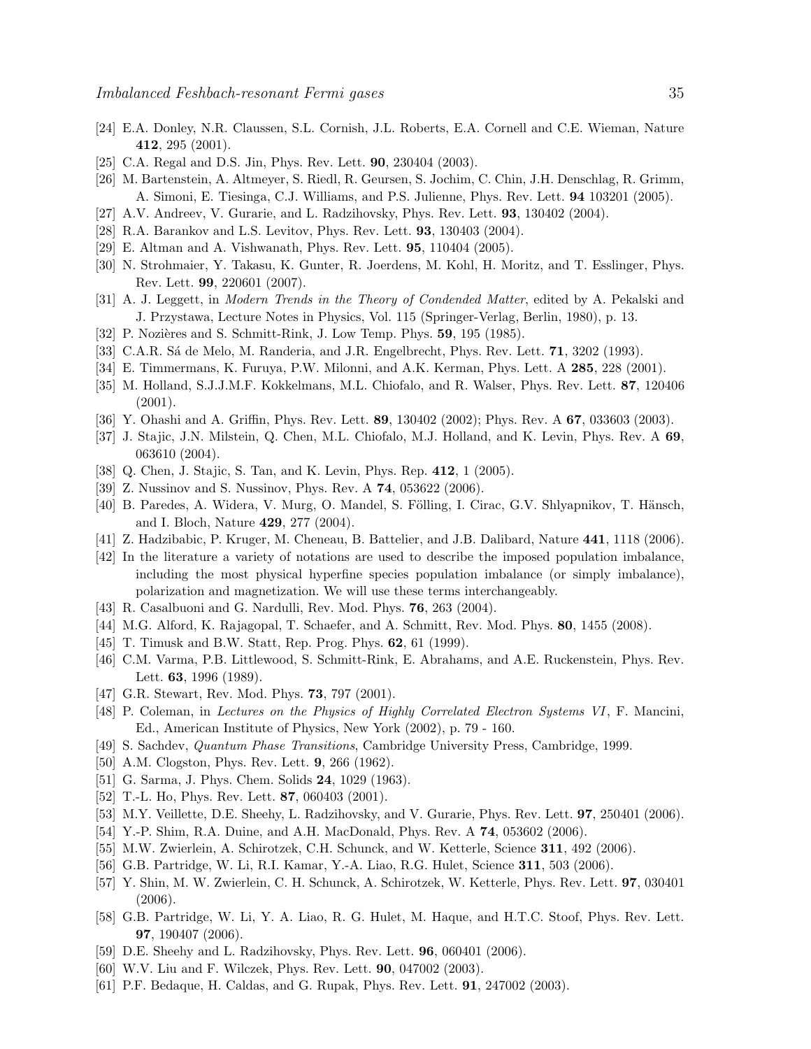[24] E.A. Donley, N.R. Claussen, S.L. Cornish, J.L. Roberts, E.A. Cornell and C.E. Wieman, Nature **412**, 295 (2001).

[25] C.A. Regal and D.S. Jin, Phys. Rev. Lett. **90**, 230404 (2003).

[26] M. Bartenstein, A. Altmeyer, S. Riedl, R. Geursen, S. Jochim, C. Chin, J.H. Denschlag, R. Grimm, A. Simoni, E. Tiesinga, C.J. Williams, and P.S. Julienne, Phys. Rev. Lett. **94** 103201 (2005).

[27] A.V. Andreev, V. Gurarie, and L. Radzihovsky, Phys. Rev. Lett. **93**, 130402 (2004).

[28] R.A. Barankov and L.S. Levitov, Phys. Rev. Lett. **93**, 130403 (2004).

[29] E. Altman and A. Vishwanath, Phys. Rev. Lett. **95**, 110404 (2005).

[30] N. Strohmaier, Y. Takasu, K. Gunter, R. Joerdens, M. Kohl, H. Moritz, and T. Esslinger, Phys. Rev. Lett. **99**, 220601 (2007).

[31] A. J. Leggett, in *Modern Trends in the Theory of Condended Matter*, edited by A. Pekalski and J. Przystawa, Lecture Notes in Physics, Vol. 115 (Springer-Verlag, Berlin, 1980), p. 13.

[32] P. Nozières and S. Schmitt-Rink, J. Low Temp. Phys. **59**, 195 (1985).

[33] C.A.R. Sá de Melo, M. Randeria, and J.R. Engelbrecht, Phys. Rev. Lett. **71**, 3202 (1993).

[34] E. Timmermans, K. Furuya, P.W. Milonni, and A.K. Kerman, Phys. Lett. A **285**, 228 (2001).

[35] M. Holland, S.J.J.M.F. Kokkelmans, M.L. Chiofalo, and R. Walser, Phys. Rev. Lett. **87**, 120406 (2001).

[36] Y. Ohashi and A. Griffin, Phys. Rev. Lett. **89**, 130402 (2002); Phys. Rev. A **67**, 033603 (2003).

[37] J. Stajic, J.N. Milstein, Q. Chen, M.L. Chiofalo, M.J. Holland, and K. Levin, Phys. Rev. A **69**, 063610 (2004).

[38] Q. Chen, J. Stajic, S. Tan, and K. Levin, Phys. Rep. **412**, 1 (2005).

[39] Z. Nussinov and S. Nussinov, Phys. Rev. A **74**, 053622 (2006).

[40] B. Paredes, A. Widera, V. Murg, O. Mandel, S. Fölling, I. Cirac, G.V. Shlyapnikov, T. Hänsch, and I. Bloch, Nature **429**, 277 (2004).

[41] Z. Hadzibabic, P. Kruger, M. Cheneau, B. Battelier, and J.B. Dalibard, Nature **441**, 1118 (2006).

[42] In the literature a variety of notations are used to describe the imposed population imbalance, including the most physical hyperfine species population imbalance (or simply imbalance), polarization and magnetization. We will use these terms interchangeably.

[43] R. Casalbuoni and G. Nardulli, Rev. Mod. Phys. **76**, 263 (2004).

[44] M.G. Alford, K. Rajagopal, T. Schaefer, and A. Schmitt, Rev. Mod. Phys. **80**, 1455 (2008).

[45] T. Timusk and B.W. Statt, Rep. Prog. Phys. **62**, 61 (1999).

[46] C.M. Varma, P.B. Littlewood, S. Schmitt-Rink, E. Abrahams, and A.E. Ruckenstein, Phys. Rev. Lett. **63**, 1996 (1989).

[47] G.R. Stewart, Rev. Mod. Phys. **73**, 797 (2001).

[48] P. Coleman, in *Lectures on the Physics of Highly Correlated Electron Systems VI*, F. Mancini, Ed., American Institute of Physics, New York (2002), p. 79 - 160.

[49] S. Sachdev, *Quantum Phase Transitions*, Cambridge University Press, Cambridge, 1999.

[50] A.M. Clogston, Phys. Rev. Lett. **9**, 266 (1962).

[51] G. Sarma, J. Phys. Chem. Solids **24**, 1029 (1963).

[52] T.-L. Ho, Phys. Rev. Lett. **87**, 060403 (2001).

[53] M.Y. Veillette, D.E. Sheehy, L. Radzihovsky, and V. Gurarie, Phys. Rev. Lett. **97**, 250401 (2006).

[54] Y.-P. Shim, R.A. Duine, and A.H. MacDonald, Phys. Rev. A **74**, 053602 (2006).

[55] M.W. Zwierlein, A. Schirotzek, C.H. Schunck, and W. Ketterle, Science **311**, 492 (2006).

[56] G.B. Partridge, W. Li, R.I. Kamar, Y.-A. Liao, R.G. Hulet, Science **311**, 503 (2006).

[57] Y. Shin, M. W. Zwierlein, C. H. Schunck, A. Schirotzek, W. Ketterle, Phys. Rev. Lett. **97**, 030401 (2006).

[58] G.B. Partridge, W. Li, Y. A. Liao, R. G. Hulet, M. Haque, and H.T.C. Stoof, Phys. Rev. Lett. **97**, 190407 (2006).

[59] D.E. Sheehy and L. Radzihovsky, Phys. Rev. Lett. **96**, 060401 (2006).

[60] W.V. Liu and F. Wilczek, Phys. Rev. Lett. **90**, 047002 (2003).

[61] P.F. Bedaque, H. Caldas, and G. Rupak, Phys. Rev. Lett. **91**, 247002 (2003).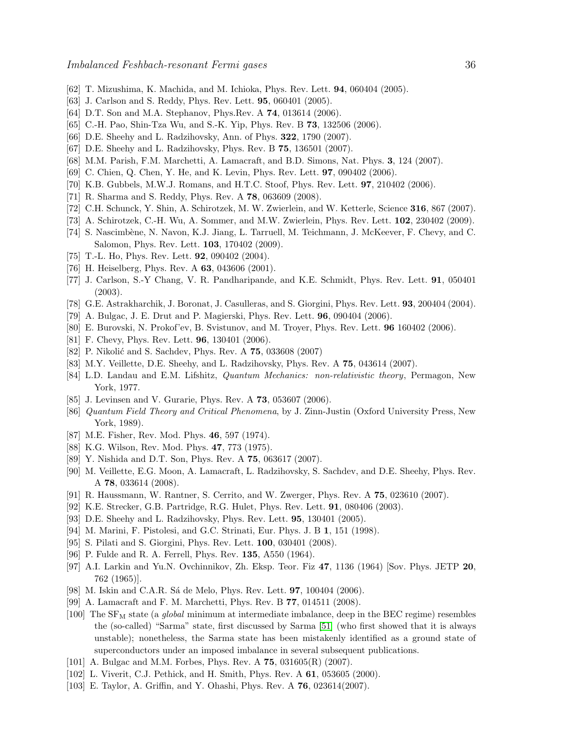[62] T. Mizushima, K. Machida, and M. Ichioka, Phys. Rev. Lett. **94**, 060404 (2005).

[63] J. Carlson and S. Reddy, Phys. Rev. Lett. **95**, 060401 (2005).

[64] D.T. Son and M.A. Stephanov, Phys.Rev. A **74**, 013614 (2006).

[65] C.-H. Pao, Shin-Tza Wu, and S.-K. Yip, Phys. Rev. B **73**, 132506 (2006).

[66] D.E. Sheehy and L. Radzihovsky, Ann. of Phys. **322**, 1790 (2007).

[67] D.E. Sheehy and L. Radzihovsky, Phys. Rev. B **75**, 136501 (2007).

[68] M.M. Parish, F.M. Marchetti, A. Lamacraft, and B.D. Simons, Nat. Phys. **3**, 124 (2007).

[69] C. Chien, Q. Chen, Y. He, and K. Levin, Phys. Rev. Lett. **97**, 090402 (2006).

[70] K.B. Gubbels, M.W.J. Romans, and H.T.C. Stoof, Phys. Rev. Lett. **97**, 210402 (2006).

[71] R. Sharma and S. Reddy, Phys. Rev. A **78**, 063609 (2008).

[72] C.H. Schunck, Y. Shin, A. Schirotzek, M. W. Zwierlein, and W. Ketterle, Science **316**, 867 (2007).

[73] A. Schirotzek, C.-H. Wu, A. Sommer, and M.W. Zwierlein, Phys. Rev. Lett. **102**, 230402 (2009).

[74] S. Nascimbène, N. Navon, K.J. Jiang, L. Tarruell, M. Teichmann, J. McKeever, F. Chevy, and C. Salomon, Phys. Rev. Lett. **103**, 170402 (2009).

[75] T.-L. Ho, Phys. Rev. Lett. **92**, 090402 (2004).

[76] H. Heiselberg, Phys. Rev. A **63**, 043606 (2001).

[77] J. Carlson, S.-Y Chang, V. R. Pandharipande, and K.E. Schmidt, Phys. Rev. Lett. **91**, 050401 (2003).

[78] G.E. Astrakharchik, J. Boronat, J. Casulleras, and S. Giorgini, Phys. Rev. Lett. **93**, 200404 (2004).

[79] A. Bulgac, J. E. Drut and P. Magierski, Phys. Rev. Lett. **96**, 090404 (2006).

[80] E. Burovski, N. Prokof'ev, B. Svistunov, and M. Troyer, Phys. Rev. Lett. **96** 160402 (2006).

[81] F. Chevy, Phys. Rev. Lett. **96**, 130401 (2006).

[82] P. Nikolić and S. Sachdev, Phys. Rev. A **75**, 033608 (2007)

[83] M.Y. Veillette, D.E. Sheehy, and L. Radzihovsky, Phys. Rev. A **75**, 043614 (2007).

[84] L.D. Landau and E.M. Lifshitz, *Quantum Mechanics: non-relativistic theory*, Permagon, New York, 1977.

[85] J. Levinsen and V. Gurarie, Phys. Rev. A **73**, 053607 (2006).

[86] *Quantum Field Theory and Critical Phenomena*, by J. Zinn-Justin (Oxford University Press, New York, 1989).

[87] M.E. Fisher, Rev. Mod. Phys. **46**, 597 (1974).

[88] K.G. Wilson, Rev. Mod. Phys. **47**, 773 (1975).

[89] Y. Nishida and D.T. Son, Phys. Rev. A **75**, 063617 (2007).

[90] M. Veillette, E.G. Moon, A. Lamacraft, L. Radzihovsky, S. Sachdev, and D.E. Sheehy, Phys. Rev. A **78**, 033614 (2008).

[91] R. Haussmann, W. Rantner, S. Cerrito, and W. Zwerger, Phys. Rev. A **75**, 023610 (2007).

[92] K.E. Strecker, G.B. Partridge, R.G. Hulet, Phys. Rev. Lett. **91**, 080406 (2003).

[93] D.E. Sheehy and L. Radzihovsky, Phys. Rev. Lett. **95**, 130401 (2005).

[94] M. Marini, F. Pistolesi, and G.C. Strinati, Eur. Phys. J. B **1**, 151 (1998).

[95] S. Pilati and S. Giorgini, Phys. Rev. Lett. **100**, 030401 (2008).

[96] P. Fulde and R. A. Ferrell, Phys. Rev. **135**, A550 (1964).

[97] A.I. Larkin and Yu.N. Ovchinnikov, Zh. Eksp. Teor. Fiz **47**, 1136 (1964) [Sov. Phys. JETP **20**, 762 (1965)].

[98] M. Iskin and C.A.R. Sá de Melo, Phys. Rev. Lett. **97**, 100404 (2006).

[99] A. Lamacraft and F. M. Marchetti, Phys. Rev. B **77**, 014511 (2008).

[100] The $\mathrm{SF_M}$ state (a *global* minimum at intermediate imbalance, deep in the BEC regime) resembles the (so-called) "Sarma" state, first discussed by Sarma [51] (who first showed that it is always unstable); nonetheless, the Sarma state has been mistakenly identified as a ground state of superconductors under an imposed imbalance in several subsequent publications.

[101] A. Bulgac and M.M. Forbes, Phys. Rev. A **75**, 031605(R) (2007).

[102] L. Viverit, C.J. Pethick, and H. Smith, Phys. Rev. A **61**, 053605 (2000).

[103] E. Taylor, A. Griffin, and Y. Ohashi, Phys. Rev. A **76**, 023614(2007).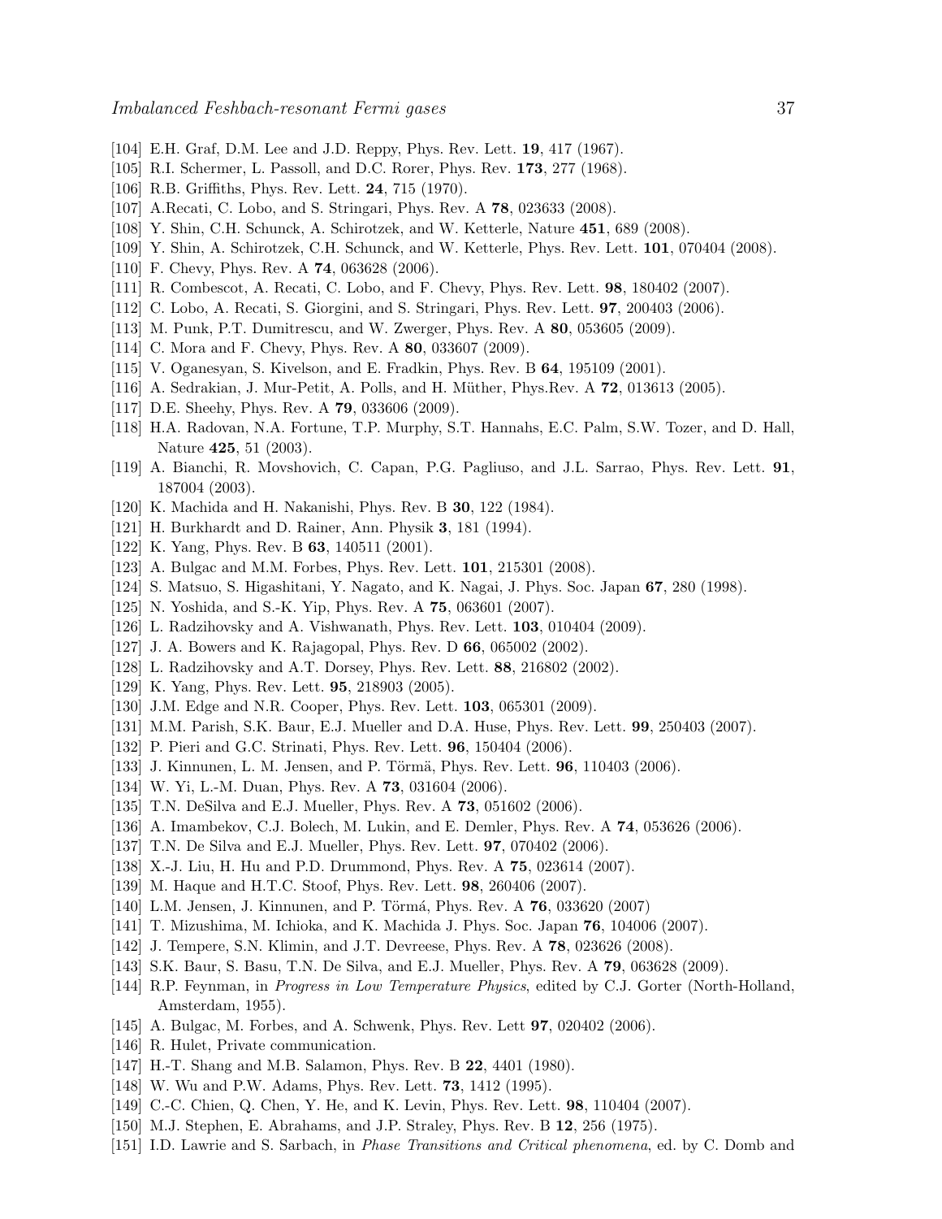[104] E.H. Graf, D.M. Lee and J.D. Reppy, Phys. Rev. Lett. **19**, 417 (1967).
[105] R.I. Schermer, L. Passoll, and D.C. Rorer, Phys. Rev. **173**, 277 (1968).
[106] R.B. Griffiths, Phys. Rev. Lett. **24**, 715 (1970).
[107] A.Recati, C. Lobo, and S. Stringari, Phys. Rev. A **78**, 023633 (2008).
[108] Y. Shin, C.H. Schunck, A. Schirotzek, and W. Ketterle, Nature **451**, 689 (2008).
[109] Y. Shin, A. Schirotzek, C.H. Schunck, and W. Ketterle, Phys. Rev. Lett. **101**, 070404 (2008).
[110] F. Chevy, Phys. Rev. A **74**, 063628 (2006).
[111] R. Combescot, A. Recati, C. Lobo, and F. Chevy, Phys. Rev. Lett. **98**, 180402 (2007).
[112] C. Lobo, A. Recati, S. Giorgini, and S. Stringari, Phys. Rev. Lett. **97**, 200403 (2006).
[113] M. Punk, P.T. Dumitrescu, and W. Zwerger, Phys. Rev. A **80**, 053605 (2009).
[114] C. Mora and F. Chevy, Phys. Rev. A **80**, 033607 (2009).
[115] V. Oganesyan, S. Kivelson, and E. Fradkin, Phys. Rev. B **64**, 195109 (2001).
[116] A. Sedrakian, J. Mur-Petit, A. Polls, and H. Müther, Phys.Rev. A **72**, 013613 (2005).
[117] D.E. Sheehy, Phys. Rev. A **79**, 033606 (2009).
[118] H.A. Radovan, N.A. Fortune, T.P. Murphy, S.T. Hannahs, E.C. Palm, S.W. Tozer, and D. Hall, Nature **425**, 51 (2003).
[119] A. Bianchi, R. Movshovich, C. Capan, P.G. Pagliuso, and J.L. Sarrao, Phys. Rev. Lett. **91**, 187004 (2003).
[120] K. Machida and H. Nakanishi, Phys. Rev. B **30**, 122 (1984).
[121] H. Burkhardt and D. Rainer, Ann. Physik **3**, 181 (1994).
[122] K. Yang, Phys. Rev. B **63**, 140511 (2001).
[123] A. Bulgac and M.M. Forbes, Phys. Rev. Lett. **101**, 215301 (2008).
[124] S. Matsuo, S. Higashitani, Y. Nagato, and K. Nagai, J. Phys. Soc. Japan **67**, 280 (1998).
[125] N. Yoshida, and S.-K. Yip, Phys. Rev. A **75**, 063601 (2007).
[126] L. Radzihovsky and A. Vishwanath, Phys. Rev. Lett. **103**, 010404 (2009).
[127] J. A. Bowers and K. Rajagopal, Phys. Rev. D **66**, 065002 (2002).
[128] L. Radzihovsky and A.T. Dorsey, Phys. Rev. Lett. **88**, 216802 (2002).
[129] K. Yang, Phys. Rev. Lett. **95**, 218903 (2005).
[130] J.M. Edge and N.R. Cooper, Phys. Rev. Lett. **103**, 065301 (2009).
[131] M.M. Parish, S.K. Baur, E.J. Mueller and D.A. Huse, Phys. Rev. Lett. **99**, 250403 (2007).
[132] P. Pieri and G.C. Strinati, Phys. Rev. Lett. **96**, 150404 (2006).
[133] J. Kinnunen, L. M. Jensen, and P. Törmä, Phys. Rev. Lett. **96**, 110403 (2006).
[134] W. Yi, L.-M. Duan, Phys. Rev. A **73**, 031604 (2006).
[135] T.N. DeSilva and E.J. Mueller, Phys. Rev. A **73**, 051602 (2006).
[136] A. Imambekov, C.J. Bolech, M. Lukin, and E. Demler, Phys. Rev. A **74**, 053626 (2006).
[137] T.N. De Silva and E.J. Mueller, Phys. Rev. Lett. **97**, 070402 (2006).
[138] X.-J. Liu, H. Hu and P.D. Drummond, Phys. Rev. A **75**, 023614 (2007).
[139] M. Haque and H.T.C. Stoof, Phys. Rev. Lett. **98**, 260406 (2007).
[140] L.M. Jensen, J. Kinnunen, and P. Törmá, Phys. Rev. A **76**, 033620 (2007)
[141] T. Mizushima, M. Ichioka, and K. Machida J. Phys. Soc. Japan **76**, 104006 (2007).
[142] J. Tempere, S.N. Klimin, and J.T. Devreese, Phys. Rev. A **78**, 023626 (2008).
[143] S.K. Baur, S. Basu, T.N. De Silva, and E.J. Mueller, Phys. Rev. A **79**, 063628 (2009).
[144] R.P. Feynman, in *Progress in Low Temperature Physics*, edited by C.J. Gorter (North-Holland, Amsterdam, 1955).
[145] A. Bulgac, M. Forbes, and A. Schwenk, Phys. Rev. Lett **97**, 020402 (2006).
[146] R. Hulet, Private communication.
[147] H.-T. Shang and M.B. Salamon, Phys. Rev. B **22**, 4401 (1980).
[148] W. Wu and P.W. Adams, Phys. Rev. Lett. **73**, 1412 (1995).
[149] C.-C. Chien, Q. Chen, Y. He, and K. Levin, Phys. Rev. Lett. **98**, 110404 (2007).
[150] M.J. Stephen, E. Abrahams, and J.P. Straley, Phys. Rev. B **12**, 256 (1975).
[151] I.D. Lawrie and S. Sarbach, in *Phase Transitions and Critical phenomena*, ed. by C. Domb and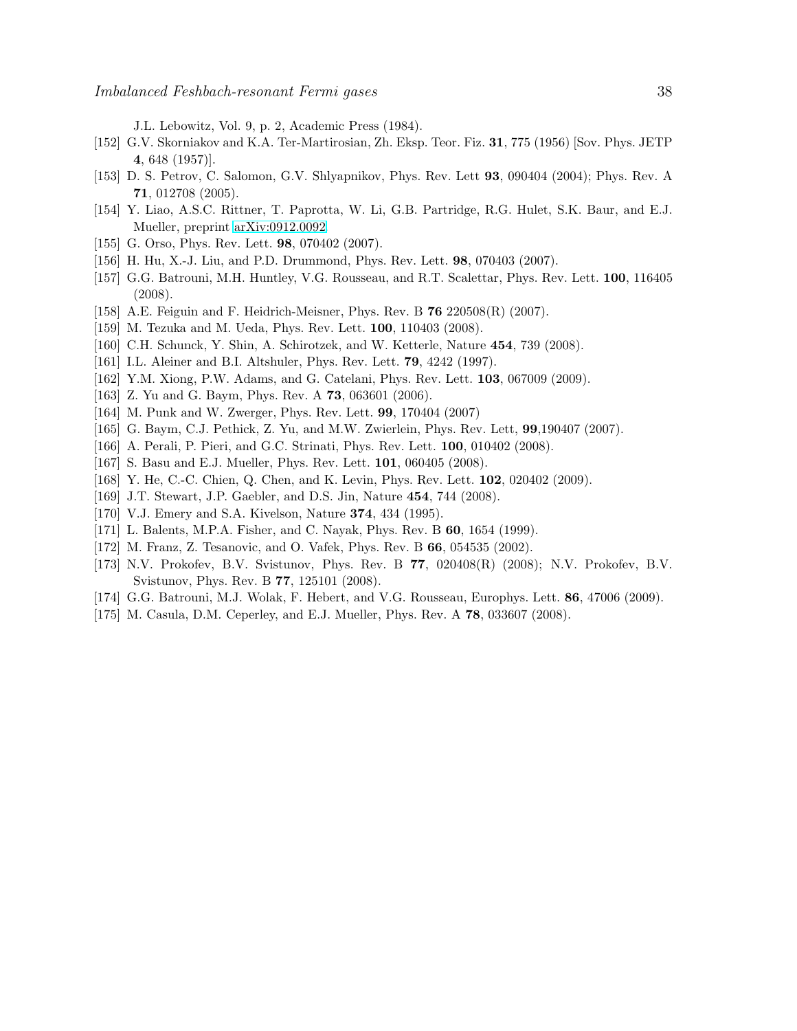J.L. Lebowitz, Vol. 9, p. 2, Academic Press (1984).

[152] G.V. Skorniakov and K.A. Ter-Martirosian, Zh. Eksp. Teor. Fiz. **31**, 775 (1956) [Sov. Phys. JETP **4**, 648 (1957)].

[153] D. S. Petrov, C. Salomon, G.V. Shlyapnikov, Phys. Rev. Lett **93**, 090404 (2004); Phys. Rev. A **71**, 012708 (2005).

[154] Y. Liao, A.S.C. Rittner, T. Paprotta, W. Li, G.B. Partridge, R.G. Hulet, S.K. Baur, and E.J. Mueller, preprint arXiv:0912.0092

[155] G. Orso, Phys. Rev. Lett. **98**, 070402 (2007).

[156] H. Hu, X.-J. Liu, and P.D. Drummond, Phys. Rev. Lett. **98**, 070403 (2007).

[157] G.G. Batrouni, M.H. Huntley, V.G. Rousseau, and R.T. Scalettar, Phys. Rev. Lett. **100**, 116405 (2008).

[158] A.E. Feiguin and F. Heidrich-Meisner, Phys. Rev. B **76** 220508(R) (2007).

[159] M. Tezuka and M. Ueda, Phys. Rev. Lett. **100**, 110403 (2008).

[160] C.H. Schunck, Y. Shin, A. Schirotzek, and W. Ketterle, Nature **454**, 739 (2008).

[161] I.L. Aleiner and B.I. Altshuler, Phys. Rev. Lett. **79**, 4242 (1997).

[162] Y.M. Xiong, P.W. Adams, and G. Catelani, Phys. Rev. Lett. **103**, 067009 (2009).

[163] Z. Yu and G. Baym, Phys. Rev. A **73**, 063601 (2006).

[164] M. Punk and W. Zwerger, Phys. Rev. Lett. **99**, 170404 (2007)

[165] G. Baym, C.J. Pethick, Z. Yu, and M.W. Zwierlein, Phys. Rev. Lett, **99**,190407 (2007).

[166] A. Perali, P. Pieri, and G.C. Strinati, Phys. Rev. Lett. **100**, 010402 (2008).

[167] S. Basu and E.J. Mueller, Phys. Rev. Lett. **101**, 060405 (2008).

[168] Y. He, C.-C. Chien, Q. Chen, and K. Levin, Phys. Rev. Lett. **102**, 020402 (2009).

[169] J.T. Stewart, J.P. Gaebler, and D.S. Jin, Nature **454**, 744 (2008).

[170] V.J. Emery and S.A. Kivelson, Nature **374**, 434 (1995).

[171] L. Balents, M.P.A. Fisher, and C. Nayak, Phys. Rev. B **60**, 1654 (1999).

[172] M. Franz, Z. Tesanovic, and O. Vafek, Phys. Rev. B **66**, 054535 (2002).

[173] N.V. Prokofev, B.V. Svistunov, Phys. Rev. B **77**, 020408(R) (2008); N.V. Prokofev, B.V. Svistunov, Phys. Rev. B **77**, 125101 (2008).

[174] G.G. Batrouni, M.J. Wolak, F. Hebert, and V.G. Rousseau, Europhys. Lett. **86**, 47006 (2009).

[175] M. Casula, D.M. Ceperley, and E.J. Mueller, Phys. Rev. A **78**, 033607 (2008).